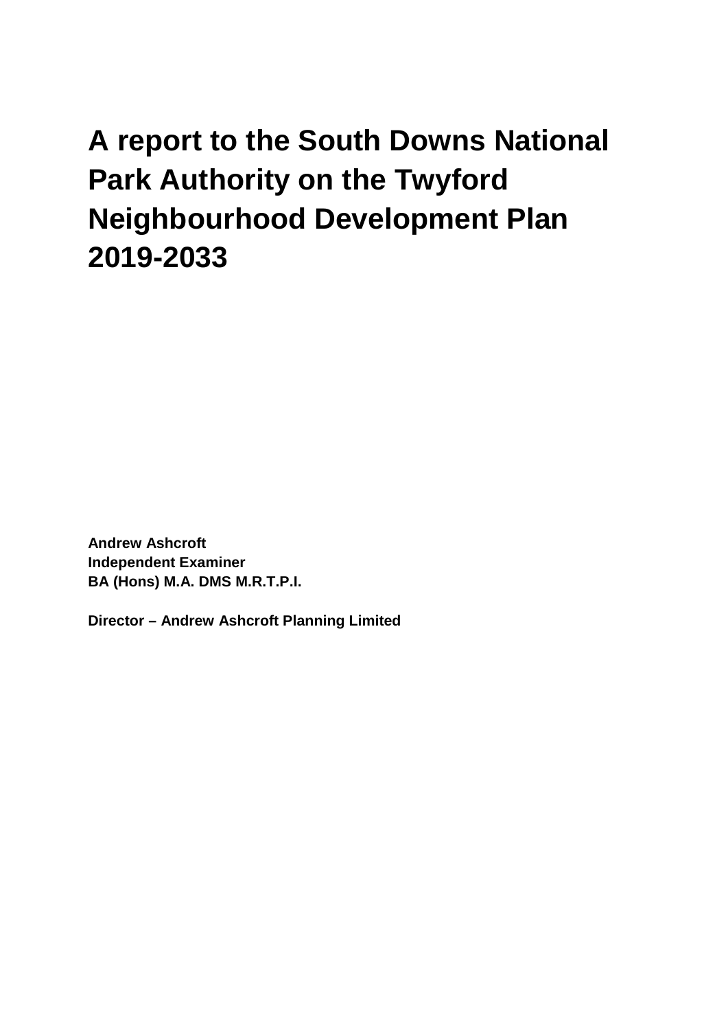# A report to the South Downs National Park Authority on the Twyford Neighbourhood Development Plan 2019-2033

**Andrew Ashcroft**
**Independent Examiner**
**BA (Hons) M.A. DMS M.R.T.P.I.**

**Director – Andrew Ashcroft Planning Limited**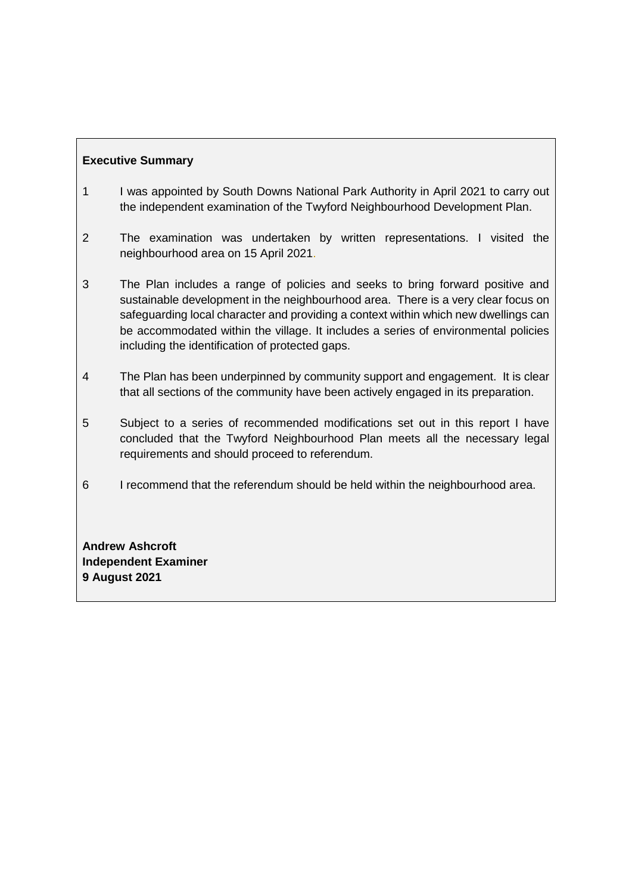**Executive Summary**

1 I was appointed by South Downs National Park Authority in April 2021 to carry out the independent examination of the Twyford Neighbourhood Development Plan.

2 The examination was undertaken by written representations. I visited the neighbourhood area on 15 April 2021.

3 The Plan includes a range of policies and seeks to bring forward positive and sustainable development in the neighbourhood area. There is a very clear focus on safeguarding local character and providing a context within which new dwellings can be accommodated within the village. It includes a series of environmental policies including the identification of protected gaps.

4 The Plan has been underpinned by community support and engagement. It is clear that all sections of the community have been actively engaged in its preparation.

5 Subject to a series of recommended modifications set out in this report I have concluded that the Twyford Neighbourhood Plan meets all the necessary legal requirements and should proceed to referendum.

6 I recommend that the referendum should be held within the neighbourhood area.

**Andrew Ashcroft**
**Independent Examiner**
**9 August 2021**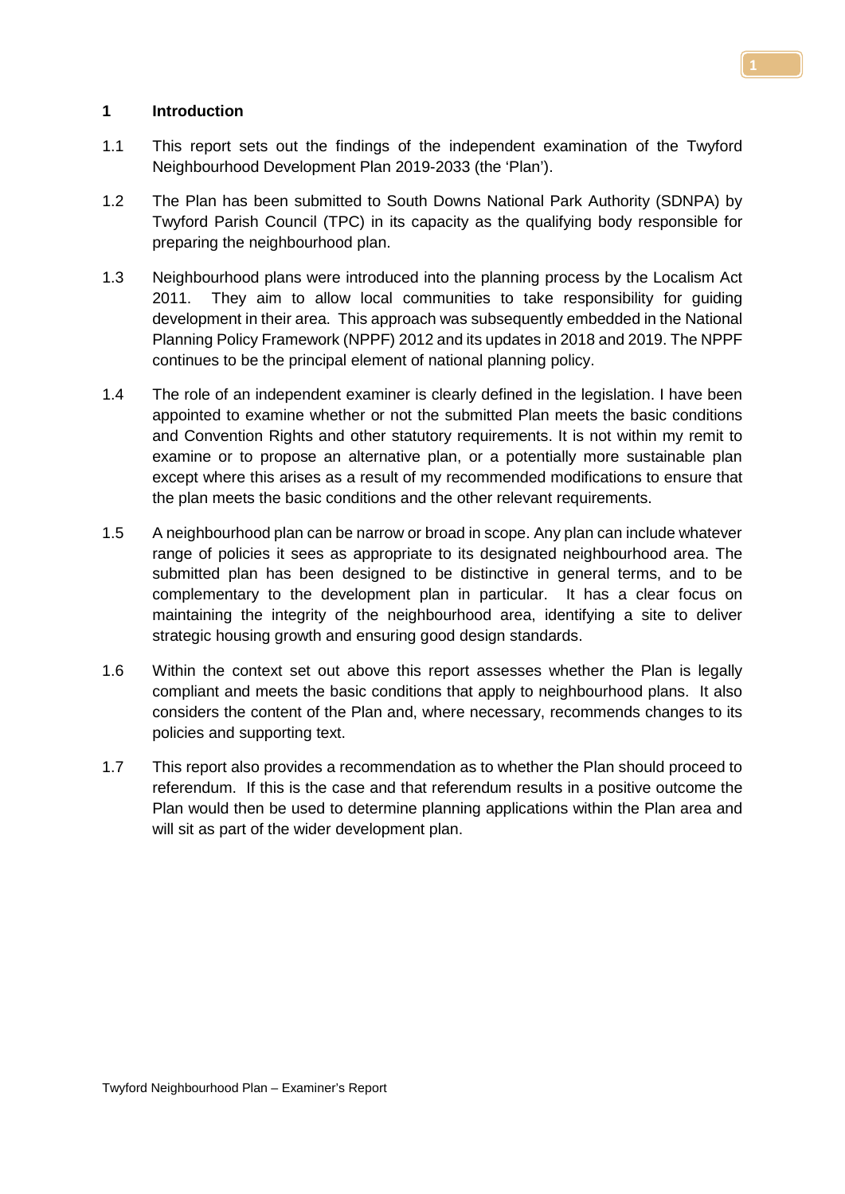## 1 Introduction

1.1 This report sets out the findings of the independent examination of the Twyford Neighbourhood Development Plan 2019-2033 (the 'Plan').

1.2 The Plan has been submitted to South Downs National Park Authority (SDNPA) by Twyford Parish Council (TPC) in its capacity as the qualifying body responsible for preparing the neighbourhood plan.

1.3 Neighbourhood plans were introduced into the planning process by the Localism Act 2011. They aim to allow local communities to take responsibility for guiding development in their area. This approach was subsequently embedded in the National Planning Policy Framework (NPPF) 2012 and its updates in 2018 and 2019. The NPPF continues to be the principal element of national planning policy.

1.4 The role of an independent examiner is clearly defined in the legislation. I have been appointed to examine whether or not the submitted Plan meets the basic conditions and Convention Rights and other statutory requirements. It is not within my remit to examine or to propose an alternative plan, or a potentially more sustainable plan except where this arises as a result of my recommended modifications to ensure that the plan meets the basic conditions and the other relevant requirements.

1.5 A neighbourhood plan can be narrow or broad in scope. Any plan can include whatever range of policies it sees as appropriate to its designated neighbourhood area. The submitted plan has been designed to be distinctive in general terms, and to be complementary to the development plan in particular. It has a clear focus on maintaining the integrity of the neighbourhood area, identifying a site to deliver strategic housing growth and ensuring good design standards.

1.6 Within the context set out above this report assesses whether the Plan is legally compliant and meets the basic conditions that apply to neighbourhood plans. It also considers the content of the Plan and, where necessary, recommends changes to its policies and supporting text.

1.7 This report also provides a recommendation as to whether the Plan should proceed to referendum. If this is the case and that referendum results in a positive outcome the Plan would then be used to determine planning applications within the Plan area and will sit as part of the wider development plan.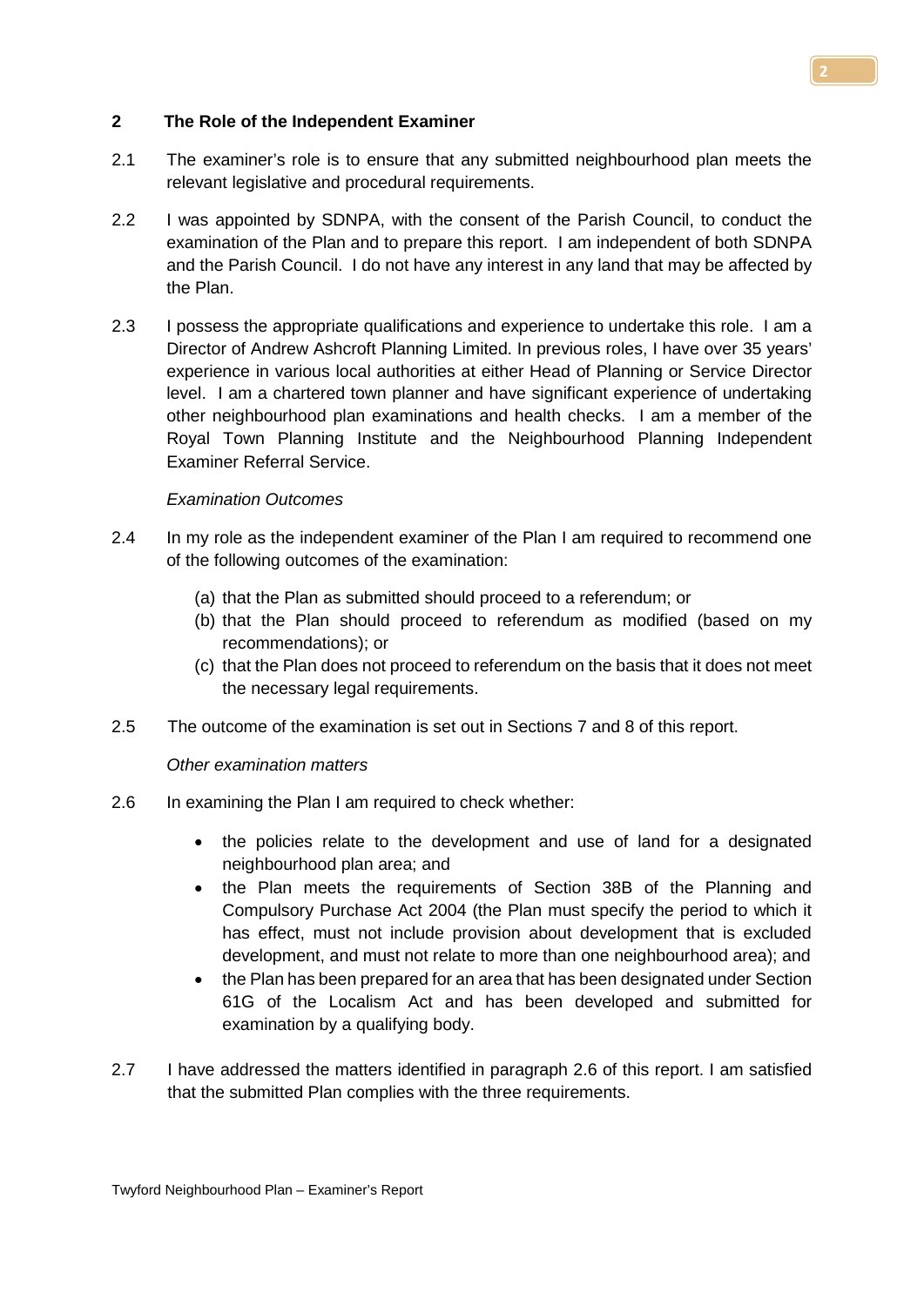## 2 The Role of the Independent Examiner

2.1 The examiner's role is to ensure that any submitted neighbourhood plan meets the relevant legislative and procedural requirements.

2.2 I was appointed by SDNPA, with the consent of the Parish Council, to conduct the examination of the Plan and to prepare this report. I am independent of both SDNPA and the Parish Council. I do not have any interest in any land that may be affected by the Plan.

2.3 I possess the appropriate qualifications and experience to undertake this role. I am a Director of Andrew Ashcroft Planning Limited. In previous roles, I have over 35 years' experience in various local authorities at either Head of Planning or Service Director level. I am a chartered town planner and have significant experience of undertaking other neighbourhood plan examinations and health checks. I am a member of the Royal Town Planning Institute and the Neighbourhood Planning Independent Examiner Referral Service.

*Examination Outcomes*

2.4 In my role as the independent examiner of the Plan I am required to recommend one of the following outcomes of the examination:

(a) that the Plan as submitted should proceed to a referendum; or
(b) that the Plan should proceed to referendum as modified (based on my recommendations); or
(c) that the Plan does not proceed to referendum on the basis that it does not meet the necessary legal requirements.

2.5 The outcome of the examination is set out in Sections 7 and 8 of this report.

*Other examination matters*

2.6 In examining the Plan I am required to check whether:

- the policies relate to the development and use of land for a designated neighbourhood plan area; and
- the Plan meets the requirements of Section 38B of the Planning and Compulsory Purchase Act 2004 (the Plan must specify the period to which it has effect, must not include provision about development that is excluded development, and must not relate to more than one neighbourhood area); and
- the Plan has been prepared for an area that has been designated under Section 61G of the Localism Act and has been developed and submitted for examination by a qualifying body.

2.7 I have addressed the matters identified in paragraph 2.6 of this report. I am satisfied that the submitted Plan complies with the three requirements.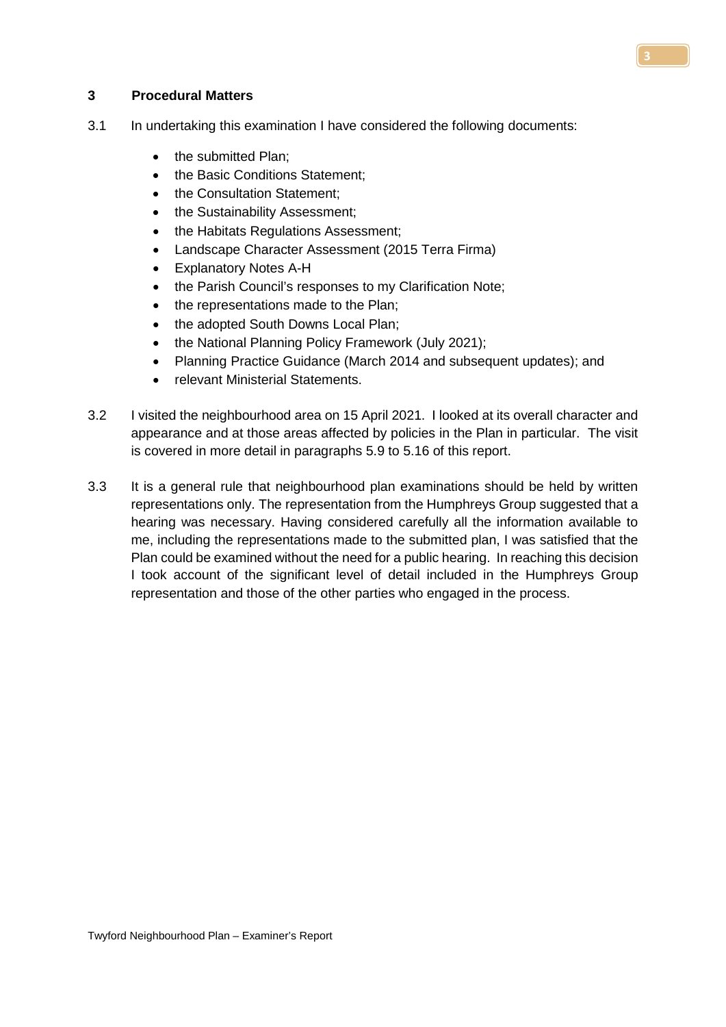## 3 Procedural Matters

3.1 In undertaking this examination I have considered the following documents:

- the submitted Plan;
- the Basic Conditions Statement;
- the Consultation Statement;
- the Sustainability Assessment;
- the Habitats Regulations Assessment;
- Landscape Character Assessment (2015 Terra Firma)
- Explanatory Notes A-H
- the Parish Council's responses to my Clarification Note;
- the representations made to the Plan;
- the adopted South Downs Local Plan;
- the National Planning Policy Framework (July 2021);
- Planning Practice Guidance (March 2014 and subsequent updates); and
- relevant Ministerial Statements.

3.2 I visited the neighbourhood area on 15 April 2021. I looked at its overall character and appearance and at those areas affected by policies in the Plan in particular. The visit is covered in more detail in paragraphs 5.9 to 5.16 of this report.

3.3 It is a general rule that neighbourhood plan examinations should be held by written representations only. The representation from the Humphreys Group suggested that a hearing was necessary. Having considered carefully all the information available to me, including the representations made to the submitted plan, I was satisfied that the Plan could be examined without the need for a public hearing. In reaching this decision I took account of the significant level of detail included in the Humphreys Group representation and those of the other parties who engaged in the process.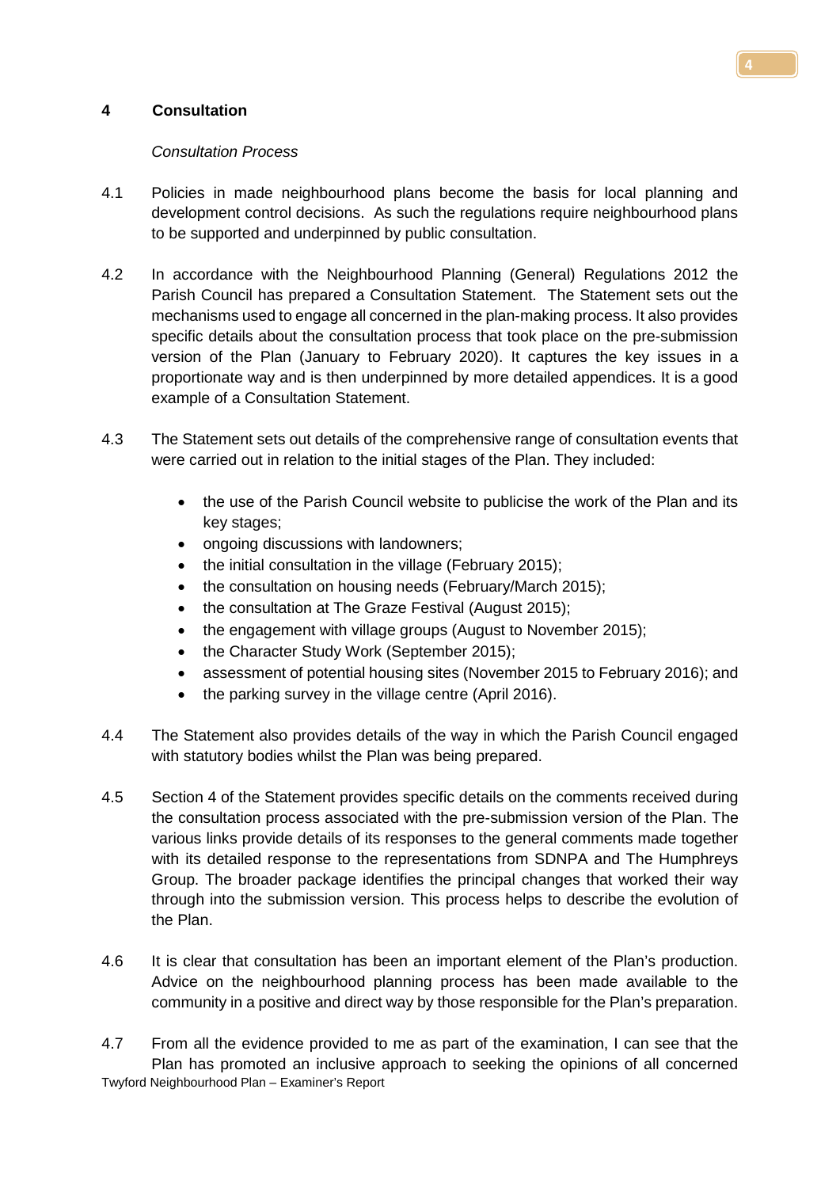## 4 Consultation

*Consultation Process*

4.1 Policies in made neighbourhood plans become the basis for local planning and development control decisions. As such the regulations require neighbourhood plans to be supported and underpinned by public consultation.

4.2 In accordance with the Neighbourhood Planning (General) Regulations 2012 the Parish Council has prepared a Consultation Statement. The Statement sets out the mechanisms used to engage all concerned in the plan-making process. It also provides specific details about the consultation process that took place on the pre-submission version of the Plan (January to February 2020). It captures the key issues in a proportionate way and is then underpinned by more detailed appendices. It is a good example of a Consultation Statement.

4.3 The Statement sets out details of the comprehensive range of consultation events that were carried out in relation to the initial stages of the Plan. They included:

- the use of the Parish Council website to publicise the work of the Plan and its key stages;
- ongoing discussions with landowners;
- the initial consultation in the village (February 2015);
- the consultation on housing needs (February/March 2015);
- the consultation at The Graze Festival (August 2015);
- the engagement with village groups (August to November 2015);
- the Character Study Work (September 2015);
- assessment of potential housing sites (November 2015 to February 2016); and
- the parking survey in the village centre (April 2016).

4.4 The Statement also provides details of the way in which the Parish Council engaged with statutory bodies whilst the Plan was being prepared.

4.5 Section 4 of the Statement provides specific details on the comments received during the consultation process associated with the pre-submission version of the Plan. The various links provide details of its responses to the general comments made together with its detailed response to the representations from SDNPA and The Humphreys Group. The broader package identifies the principal changes that worked their way through into the submission version. This process helps to describe the evolution of the Plan.

4.6 It is clear that consultation has been an important element of the Plan's production. Advice on the neighbourhood planning process has been made available to the community in a positive and direct way by those responsible for the Plan's preparation.

4.7 From all the evidence provided to me as part of the examination, I can see that the Plan has promoted an inclusive approach to seeking the opinions of all concerned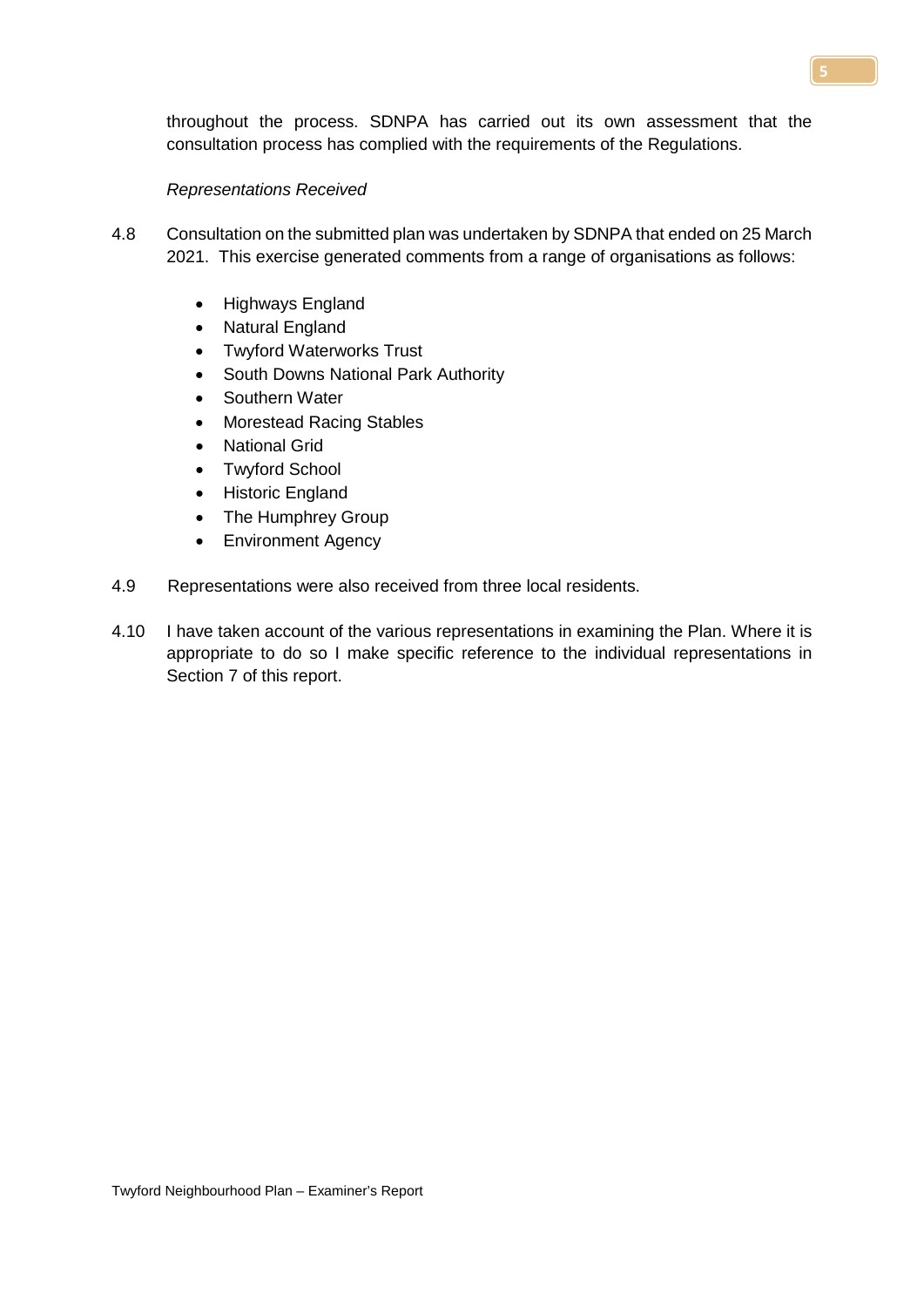throughout the process. SDNPA has carried out its own assessment that the consultation process has complied with the requirements of the Regulations.

*Representations Received*

4.8 Consultation on the submitted plan was undertaken by SDNPA that ended on 25 March 2021. This exercise generated comments from a range of organisations as follows:

- Highways England
- Natural England
- Twyford Waterworks Trust
- South Downs National Park Authority
- Southern Water
- Morestead Racing Stables
- National Grid
- Twyford School
- Historic England
- The Humphrey Group
- Environment Agency

4.9 Representations were also received from three local residents.

4.10 I have taken account of the various representations in examining the Plan. Where it is appropriate to do so I make specific reference to the individual representations in Section 7 of this report.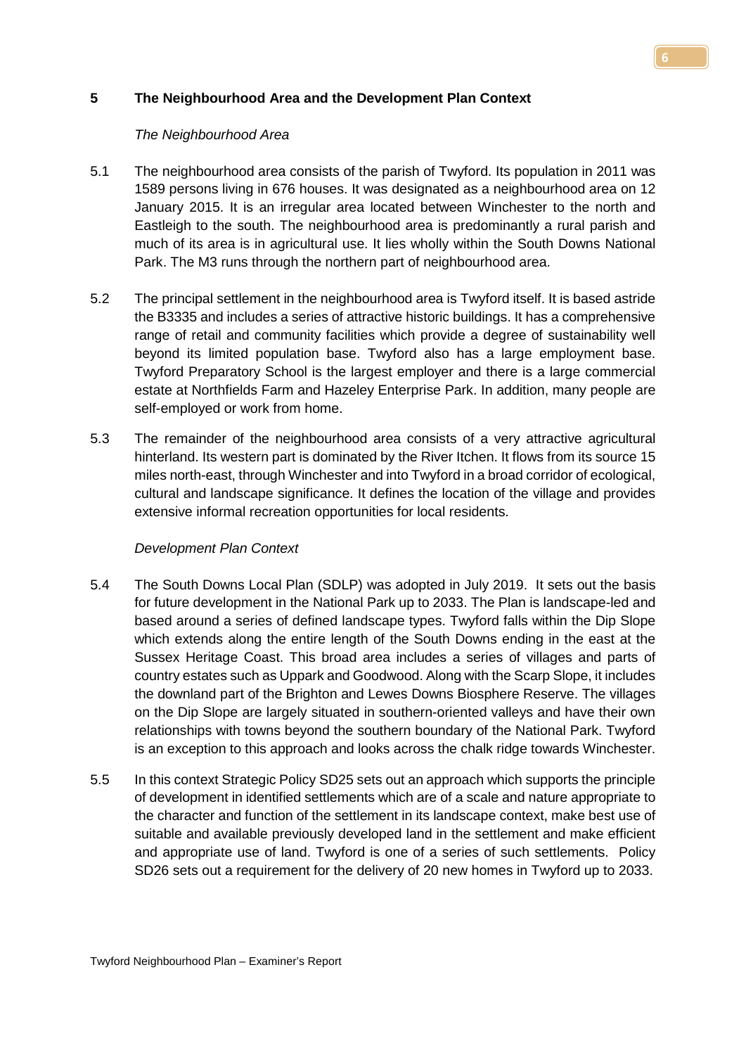## 5 The Neighbourhood Area and the Development Plan Context

*The Neighbourhood Area*

5.1 The neighbourhood area consists of the parish of Twyford. Its population in 2011 was 1589 persons living in 676 houses. It was designated as a neighbourhood area on 12 January 2015. It is an irregular area located between Winchester to the north and Eastleigh to the south. The neighbourhood area is predominantly a rural parish and much of its area is in agricultural use. It lies wholly within the South Downs National Park. The M3 runs through the northern part of neighbourhood area.

5.2 The principal settlement in the neighbourhood area is Twyford itself. It is based astride the B3335 and includes a series of attractive historic buildings. It has a comprehensive range of retail and community facilities which provide a degree of sustainability well beyond its limited population base. Twyford also has a large employment base. Twyford Preparatory School is the largest employer and there is a large commercial estate at Northfields Farm and Hazeley Enterprise Park. In addition, many people are self-employed or work from home.

5.3 The remainder of the neighbourhood area consists of a very attractive agricultural hinterland. Its western part is dominated by the River Itchen. It flows from its source 15 miles north-east, through Winchester and into Twyford in a broad corridor of ecological, cultural and landscape significance. It defines the location of the village and provides extensive informal recreation opportunities for local residents.

*Development Plan Context*

5.4 The South Downs Local Plan (SDLP) was adopted in July 2019. It sets out the basis for future development in the National Park up to 2033. The Plan is landscape-led and based around a series of defined landscape types. Twyford falls within the Dip Slope which extends along the entire length of the South Downs ending in the east at the Sussex Heritage Coast. This broad area includes a series of villages and parts of country estates such as Uppark and Goodwood. Along with the Scarp Slope, it includes the downland part of the Brighton and Lewes Downs Biosphere Reserve. The villages on the Dip Slope are largely situated in southern-oriented valleys and have their own relationships with towns beyond the southern boundary of the National Park. Twyford is an exception to this approach and looks across the chalk ridge towards Winchester.

5.5 In this context Strategic Policy SD25 sets out an approach which supports the principle of development in identified settlements which are of a scale and nature appropriate to the character and function of the settlement in its landscape context, make best use of suitable and available previously developed land in the settlement and make efficient and appropriate use of land. Twyford is one of a series of such settlements. Policy SD26 sets out a requirement for the delivery of 20 new homes in Twyford up to 2033.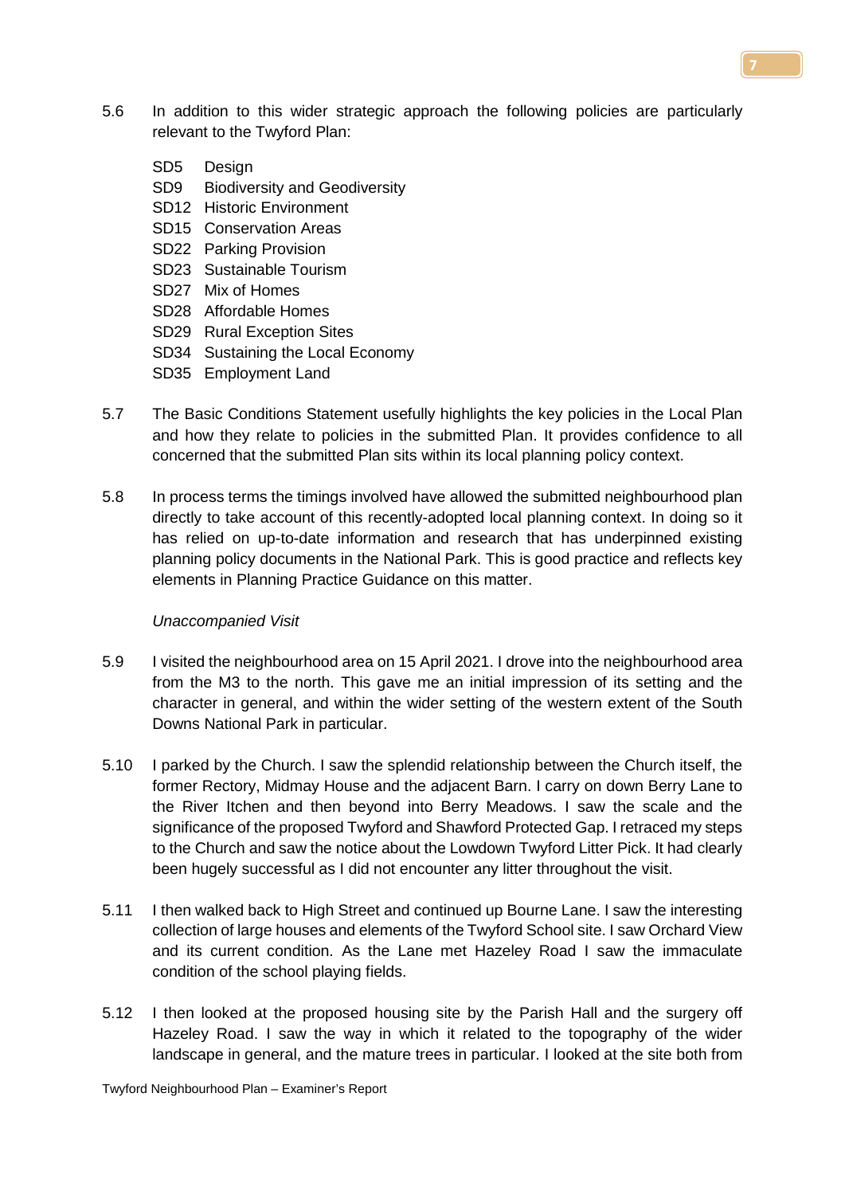5.6 In addition to this wider strategic approach the following policies are particularly relevant to the Twyford Plan:

SD5 Design
SD9 Biodiversity and Geodiversity
SD12 Historic Environment
SD15 Conservation Areas
SD22 Parking Provision
SD23 Sustainable Tourism
SD27 Mix of Homes
SD28 Affordable Homes
SD29 Rural Exception Sites
SD34 Sustaining the Local Economy
SD35 Employment Land

5.7 The Basic Conditions Statement usefully highlights the key policies in the Local Plan and how they relate to policies in the submitted Plan. It provides confidence to all concerned that the submitted Plan sits within its local planning policy context.

5.8 In process terms the timings involved have allowed the submitted neighbourhood plan directly to take account of this recently-adopted local planning context. In doing so it has relied on up-to-date information and research that has underpinned existing planning policy documents in the National Park. This is good practice and reflects key elements in Planning Practice Guidance on this matter.

*Unaccompanied Visit*

5.9 I visited the neighbourhood area on 15 April 2021. I drove into the neighbourhood area from the M3 to the north. This gave me an initial impression of its setting and the character in general, and within the wider setting of the western extent of the South Downs National Park in particular.

5.10 I parked by the Church. I saw the splendid relationship between the Church itself, the former Rectory, Midmay House and the adjacent Barn. I carry on down Berry Lane to the River Itchen and then beyond into Berry Meadows. I saw the scale and the significance of the proposed Twyford and Shawford Protected Gap. I retraced my steps to the Church and saw the notice about the Lowdown Twyford Litter Pick. It had clearly been hugely successful as I did not encounter any litter throughout the visit.

5.11 I then walked back to High Street and continued up Bourne Lane. I saw the interesting collection of large houses and elements of the Twyford School site. I saw Orchard View and its current condition. As the Lane met Hazeley Road I saw the immaculate condition of the school playing fields.

5.12 I then looked at the proposed housing site by the Parish Hall and the surgery off Hazeley Road. I saw the way in which it related to the topography of the wider landscape in general, and the mature trees in particular. I looked at the site both from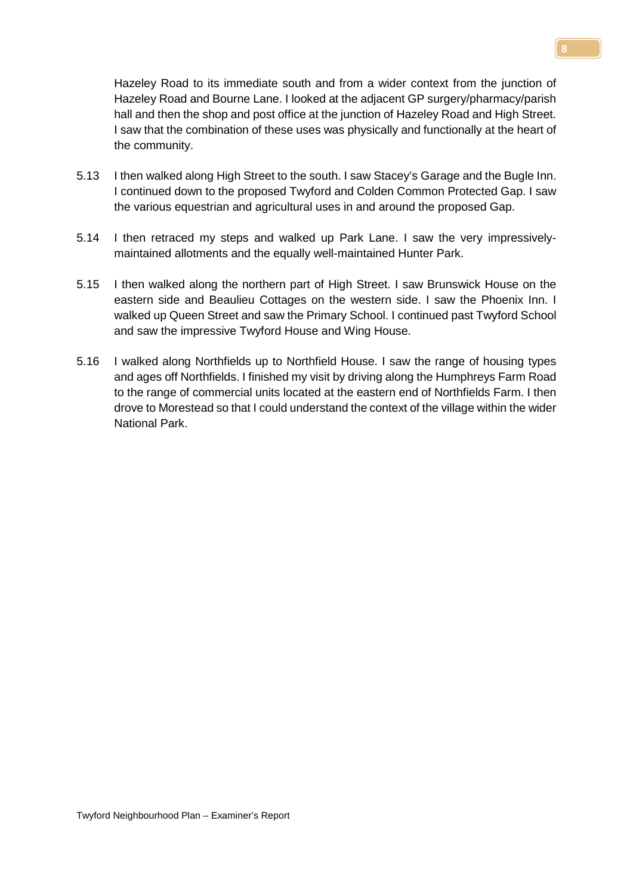Hazeley Road to its immediate south and from a wider context from the junction of Hazeley Road and Bourne Lane. I looked at the adjacent GP surgery/pharmacy/parish hall and then the shop and post office at the junction of Hazeley Road and High Street. I saw that the combination of these uses was physically and functionally at the heart of the community.

5.13 I then walked along High Street to the south. I saw Stacey's Garage and the Bugle Inn. I continued down to the proposed Twyford and Colden Common Protected Gap. I saw the various equestrian and agricultural uses in and around the proposed Gap.

5.14 I then retraced my steps and walked up Park Lane. I saw the very impressively-maintained allotments and the equally well-maintained Hunter Park.

5.15 I then walked along the northern part of High Street. I saw Brunswick House on the eastern side and Beaulieu Cottages on the western side. I saw the Phoenix Inn. I walked up Queen Street and saw the Primary School. I continued past Twyford School and saw the impressive Twyford House and Wing House.

5.16 I walked along Northfields up to Northfield House. I saw the range of housing types and ages off Northfields. I finished my visit by driving along the Humphreys Farm Road to the range of commercial units located at the eastern end of Northfields Farm. I then drove to Morestead so that I could understand the context of the village within the wider National Park.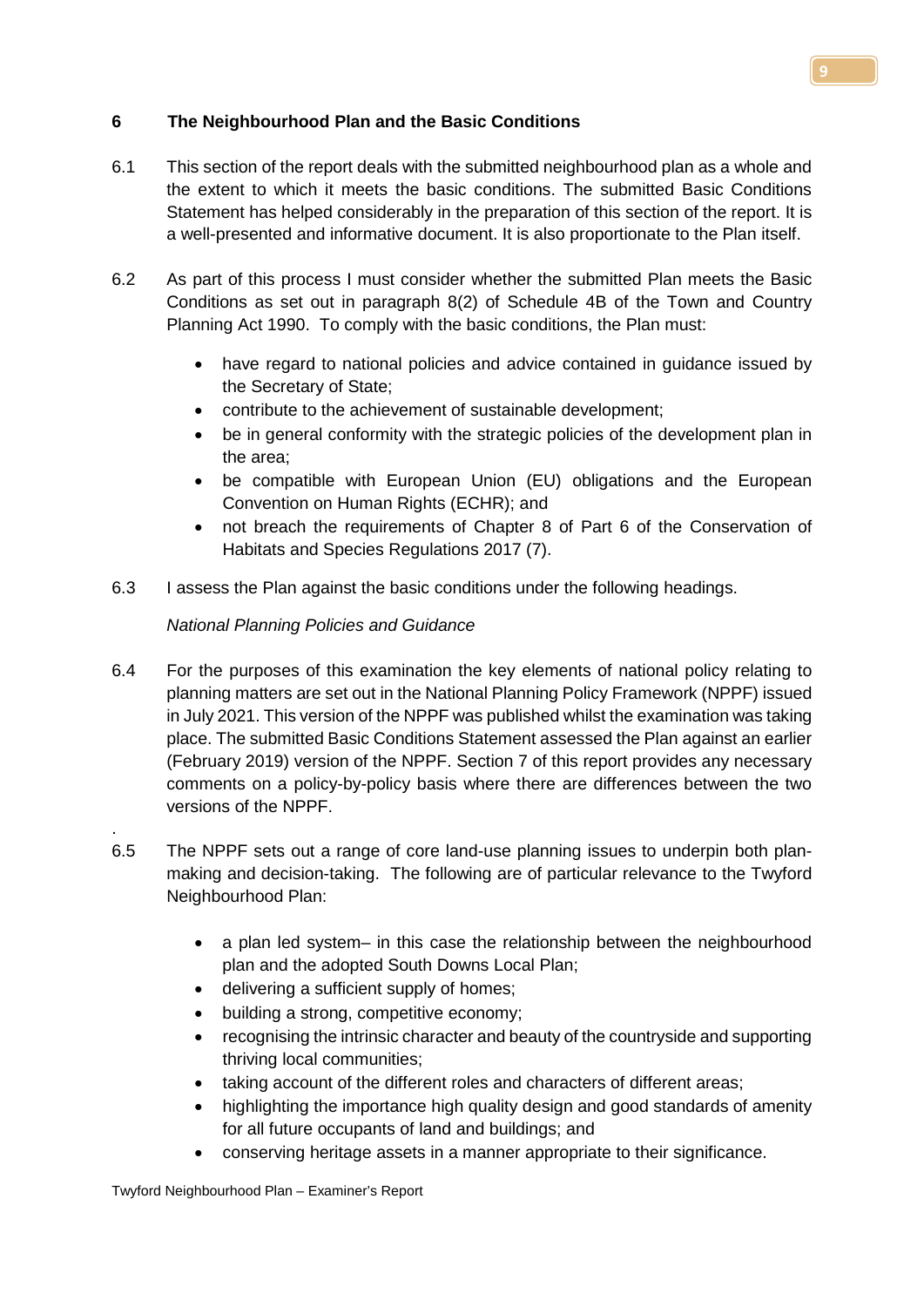## 6 The Neighbourhood Plan and the Basic Conditions

6.1 This section of the report deals with the submitted neighbourhood plan as a whole and the extent to which it meets the basic conditions. The submitted Basic Conditions Statement has helped considerably in the preparation of this section of the report. It is a well-presented and informative document. It is also proportionate to the Plan itself.

6.2 As part of this process I must consider whether the submitted Plan meets the Basic Conditions as set out in paragraph 8(2) of Schedule 4B of the Town and Country Planning Act 1990. To comply with the basic conditions, the Plan must:

- have regard to national policies and advice contained in guidance issued by the Secretary of State;
- contribute to the achievement of sustainable development;
- be in general conformity with the strategic policies of the development plan in the area;
- be compatible with European Union (EU) obligations and the European Convention on Human Rights (ECHR); and
- not breach the requirements of Chapter 8 of Part 6 of the Conservation of Habitats and Species Regulations 2017 (7).

6.3 I assess the Plan against the basic conditions under the following headings.

*National Planning Policies and Guidance*

6.4 For the purposes of this examination the key elements of national policy relating to planning matters are set out in the National Planning Policy Framework (NPPF) issued in July 2021. This version of the NPPF was published whilst the examination was taking place. The submitted Basic Conditions Statement assessed the Plan against an earlier (February 2019) version of the NPPF. Section 7 of this report provides any necessary comments on a policy-by-policy basis where there are differences between the two versions of the NPPF.

6.5 The NPPF sets out a range of core land-use planning issues to underpin both plan-making and decision-taking. The following are of particular relevance to the Twyford Neighbourhood Plan:

- a plan led system– in this case the relationship between the neighbourhood plan and the adopted South Downs Local Plan;
- delivering a sufficient supply of homes;
- building a strong, competitive economy;
- recognising the intrinsic character and beauty of the countryside and supporting thriving local communities;
- taking account of the different roles and characters of different areas;
- highlighting the importance high quality design and good standards of amenity for all future occupants of land and buildings; and
- conserving heritage assets in a manner appropriate to their significance.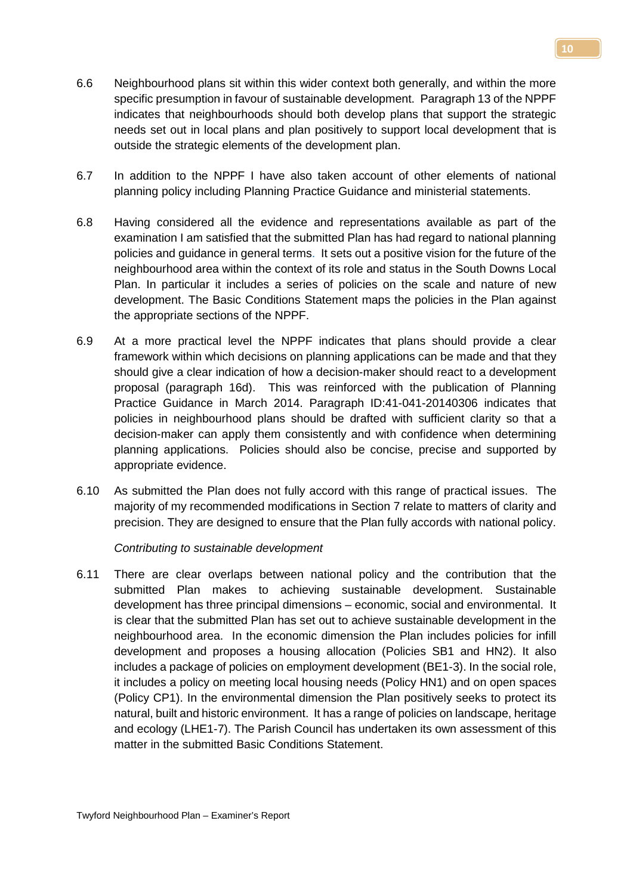6.6 Neighbourhood plans sit within this wider context both generally, and within the more specific presumption in favour of sustainable development. Paragraph 13 of the NPPF indicates that neighbourhoods should both develop plans that support the strategic needs set out in local plans and plan positively to support local development that is outside the strategic elements of the development plan.

6.7 In addition to the NPPF I have also taken account of other elements of national planning policy including Planning Practice Guidance and ministerial statements.

6.8 Having considered all the evidence and representations available as part of the examination I am satisfied that the submitted Plan has had regard to national planning policies and guidance in general terms. It sets out a positive vision for the future of the neighbourhood area within the context of its role and status in the South Downs Local Plan. In particular it includes a series of policies on the scale and nature of new development. The Basic Conditions Statement maps the policies in the Plan against the appropriate sections of the NPPF.

6.9 At a more practical level the NPPF indicates that plans should provide a clear framework within which decisions on planning applications can be made and that they should give a clear indication of how a decision-maker should react to a development proposal (paragraph 16d). This was reinforced with the publication of Planning Practice Guidance in March 2014. Paragraph ID:41-041-20140306 indicates that policies in neighbourhood plans should be drafted with sufficient clarity so that a decision-maker can apply them consistently and with confidence when determining planning applications. Policies should also be concise, precise and supported by appropriate evidence.

6.10 As submitted the Plan does not fully accord with this range of practical issues. The majority of my recommended modifications in Section 7 relate to matters of clarity and precision. They are designed to ensure that the Plan fully accords with national policy.

*Contributing to sustainable development*

6.11 There are clear overlaps between national policy and the contribution that the submitted Plan makes to achieving sustainable development. Sustainable development has three principal dimensions – economic, social and environmental. It is clear that the submitted Plan has set out to achieve sustainable development in the neighbourhood area. In the economic dimension the Plan includes policies for infill development and proposes a housing allocation (Policies SB1 and HN2). It also includes a package of policies on employment development (BE1-3). In the social role, it includes a policy on meeting local housing needs (Policy HN1) and on open spaces (Policy CP1). In the environmental dimension the Plan positively seeks to protect its natural, built and historic environment. It has a range of policies on landscape, heritage and ecology (LHE1-7). The Parish Council has undertaken its own assessment of this matter in the submitted Basic Conditions Statement.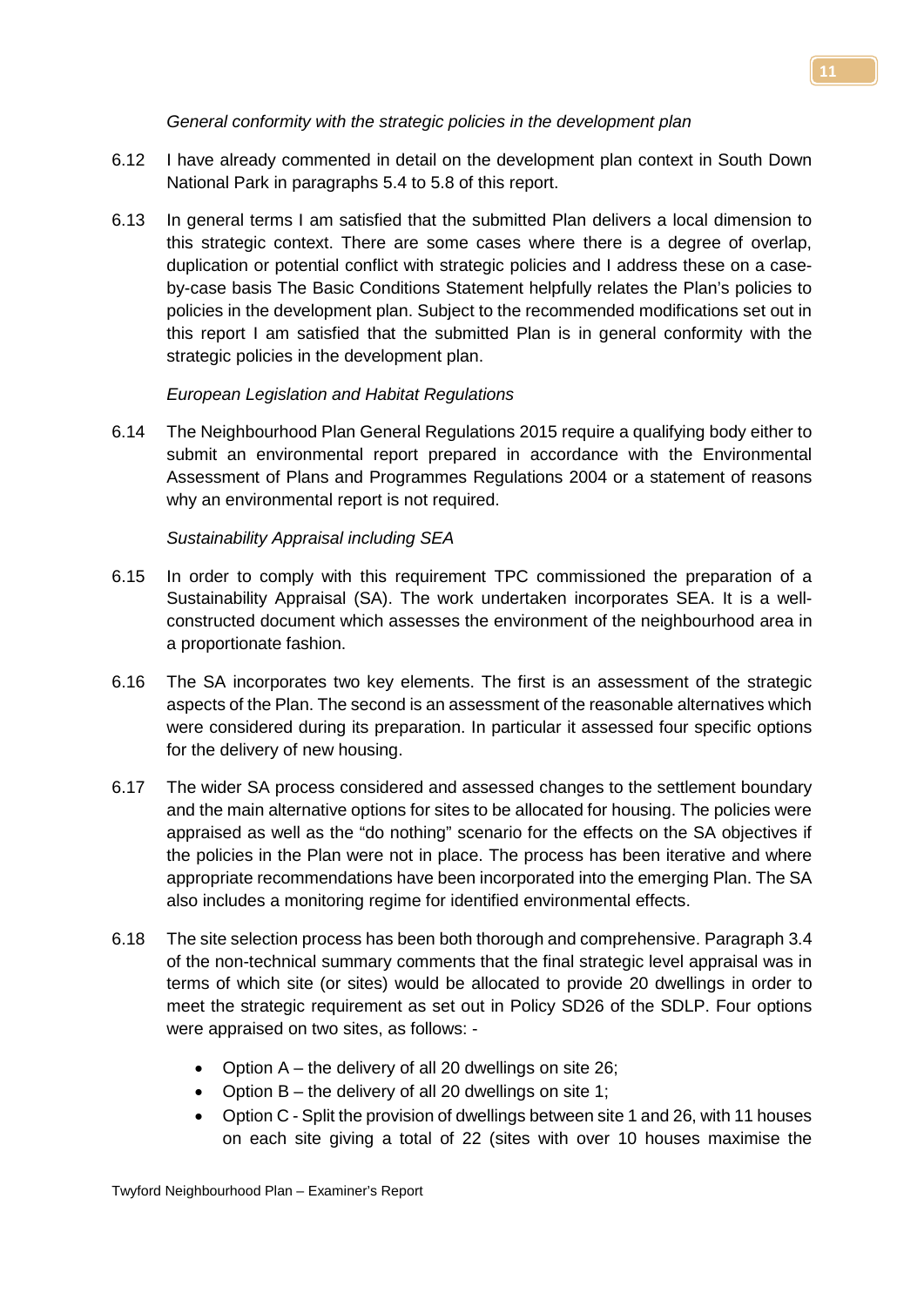*General conformity with the strategic policies in the development plan*

6.12 I have already commented in detail on the development plan context in South Down National Park in paragraphs 5.4 to 5.8 of this report.

6.13 In general terms I am satisfied that the submitted Plan delivers a local dimension to this strategic context. There are some cases where there is a degree of overlap, duplication or potential conflict with strategic policies and I address these on a case-by-case basis The Basic Conditions Statement helpfully relates the Plan's policies to policies in the development plan. Subject to the recommended modifications set out in this report I am satisfied that the submitted Plan is in general conformity with the strategic policies in the development plan.

*European Legislation and Habitat Regulations*

6.14 The Neighbourhood Plan General Regulations 2015 require a qualifying body either to submit an environmental report prepared in accordance with the Environmental Assessment of Plans and Programmes Regulations 2004 or a statement of reasons why an environmental report is not required.

*Sustainability Appraisal including SEA*

6.15 In order to comply with this requirement TPC commissioned the preparation of a Sustainability Appraisal (SA). The work undertaken incorporates SEA. It is a well-constructed document which assesses the environment of the neighbourhood area in a proportionate fashion.

6.16 The SA incorporates two key elements. The first is an assessment of the strategic aspects of the Plan. The second is an assessment of the reasonable alternatives which were considered during its preparation. In particular it assessed four specific options for the delivery of new housing.

6.17 The wider SA process considered and assessed changes to the settlement boundary and the main alternative options for sites to be allocated for housing. The policies were appraised as well as the "do nothing" scenario for the effects on the SA objectives if the policies in the Plan were not in place. The process has been iterative and where appropriate recommendations have been incorporated into the emerging Plan. The SA also includes a monitoring regime for identified environmental effects.

6.18 The site selection process has been both thorough and comprehensive. Paragraph 3.4 of the non-technical summary comments that the final strategic level appraisal was in terms of which site (or sites) would be allocated to provide 20 dwellings in order to meet the strategic requirement as set out in Policy SD26 of the SDLP. Four options were appraised on two sites, as follows: -

- Option A – the delivery of all 20 dwellings on site 26;
- Option B – the delivery of all 20 dwellings on site 1;
- Option C - Split the provision of dwellings between site 1 and 26, with 11 houses on each site giving a total of 22 (sites with over 10 houses maximise the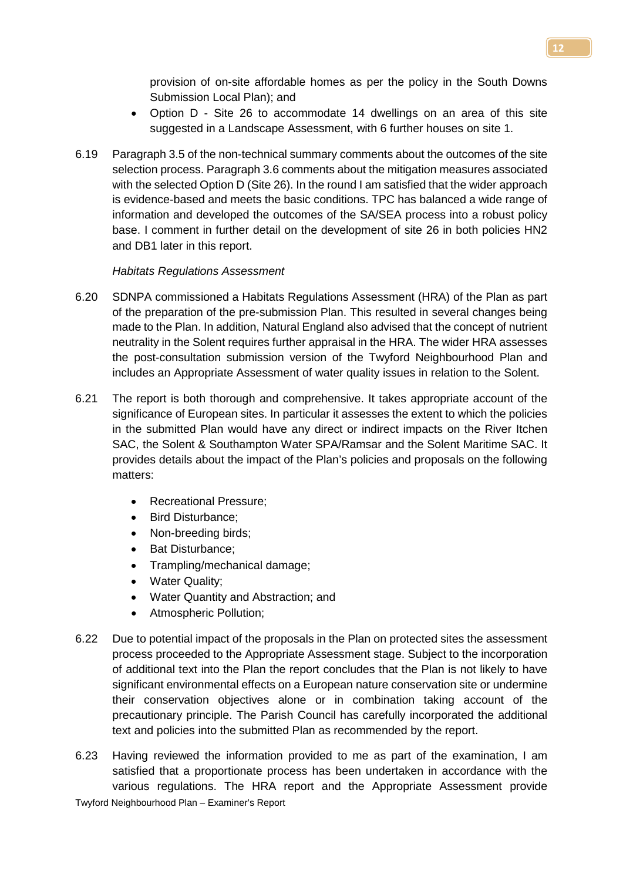provision of on-site affordable homes as per the policy in the South Downs Submission Local Plan); and

- Option D - Site 26 to accommodate 14 dwellings on an area of this site suggested in a Landscape Assessment, with 6 further houses on site 1.

6.19 Paragraph 3.5 of the non-technical summary comments about the outcomes of the site selection process. Paragraph 3.6 comments about the mitigation measures associated with the selected Option D (Site 26). In the round I am satisfied that the wider approach is evidence-based and meets the basic conditions. TPC has balanced a wide range of information and developed the outcomes of the SA/SEA process into a robust policy base. I comment in further detail on the development of site 26 in both policies HN2 and DB1 later in this report.

*Habitats Regulations Assessment*

6.20 SDNPA commissioned a Habitats Regulations Assessment (HRA) of the Plan as part of the preparation of the pre-submission Plan. This resulted in several changes being made to the Plan. In addition, Natural England also advised that the concept of nutrient neutrality in the Solent requires further appraisal in the HRA. The wider HRA assesses the post-consultation submission version of the Twyford Neighbourhood Plan and includes an Appropriate Assessment of water quality issues in relation to the Solent.

6.21 The report is both thorough and comprehensive. It takes appropriate account of the significance of European sites. In particular it assesses the extent to which the policies in the submitted Plan would have any direct or indirect impacts on the River Itchen SAC, the Solent & Southampton Water SPA/Ramsar and the Solent Maritime SAC. It provides details about the impact of the Plan's policies and proposals on the following matters:

- Recreational Pressure;
- Bird Disturbance;
- Non-breeding birds;
- Bat Disturbance;
- Trampling/mechanical damage;
- Water Quality;
- Water Quantity and Abstraction; and
- Atmospheric Pollution;

6.22 Due to potential impact of the proposals in the Plan on protected sites the assessment process proceeded to the Appropriate Assessment stage. Subject to the incorporation of additional text into the Plan the report concludes that the Plan is not likely to have significant environmental effects on a European nature conservation site or undermine their conservation objectives alone or in combination taking account of the precautionary principle. The Parish Council has carefully incorporated the additional text and policies into the submitted Plan as recommended by the report.

6.23 Having reviewed the information provided to me as part of the examination, I am satisfied that a proportionate process has been undertaken in accordance with the various regulations. The HRA report and the Appropriate Assessment provide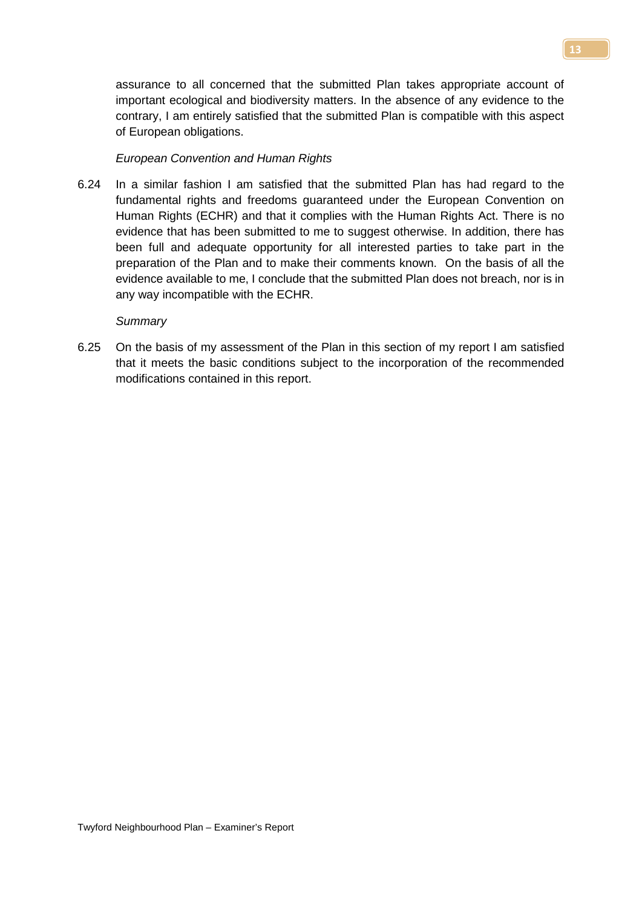assurance to all concerned that the submitted Plan takes appropriate account of important ecological and biodiversity matters. In the absence of any evidence to the contrary, I am entirely satisfied that the submitted Plan is compatible with this aspect of European obligations.

*European Convention and Human Rights*

6.24 In a similar fashion I am satisfied that the submitted Plan has had regard to the fundamental rights and freedoms guaranteed under the European Convention on Human Rights (ECHR) and that it complies with the Human Rights Act. There is no evidence that has been submitted to me to suggest otherwise. In addition, there has been full and adequate opportunity for all interested parties to take part in the preparation of the Plan and to make their comments known. On the basis of all the evidence available to me, I conclude that the submitted Plan does not breach, nor is in any way incompatible with the ECHR.

*Summary*

6.25 On the basis of my assessment of the Plan in this section of my report I am satisfied that it meets the basic conditions subject to the incorporation of the recommended modifications contained in this report.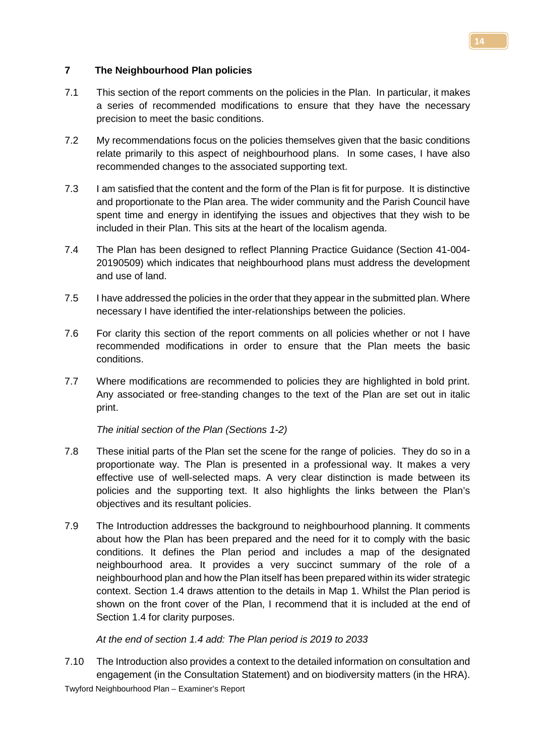## 7 The Neighbourhood Plan policies

7.1 This section of the report comments on the policies in the Plan. In particular, it makes a series of recommended modifications to ensure that they have the necessary precision to meet the basic conditions.

7.2 My recommendations focus on the policies themselves given that the basic conditions relate primarily to this aspect of neighbourhood plans. In some cases, I have also recommended changes to the associated supporting text.

7.3 I am satisfied that the content and the form of the Plan is fit for purpose. It is distinctive and proportionate to the Plan area. The wider community and the Parish Council have spent time and energy in identifying the issues and objectives that they wish to be included in their Plan. This sits at the heart of the localism agenda.

7.4 The Plan has been designed to reflect Planning Practice Guidance (Section 41-004-20190509) which indicates that neighbourhood plans must address the development and use of land.

7.5 I have addressed the policies in the order that they appear in the submitted plan. Where necessary I have identified the inter-relationships between the policies.

7.6 For clarity this section of the report comments on all policies whether or not I have recommended modifications in order to ensure that the Plan meets the basic conditions.

7.7 Where modifications are recommended to policies they are highlighted in bold print. Any associated or free-standing changes to the text of the Plan are set out in italic print.

*The initial section of the Plan (Sections 1-2)*

7.8 These initial parts of the Plan set the scene for the range of policies. They do so in a proportionate way. The Plan is presented in a professional way. It makes a very effective use of well-selected maps. A very clear distinction is made between its policies and the supporting text. It also highlights the links between the Plan's objectives and its resultant policies.

7.9 The Introduction addresses the background to neighbourhood planning. It comments about how the Plan has been prepared and the need for it to comply with the basic conditions. It defines the Plan period and includes a map of the designated neighbourhood area. It provides a very succinct summary of the role of a neighbourhood plan and how the Plan itself has been prepared within its wider strategic context. Section 1.4 draws attention to the details in Map 1. Whilst the Plan period is shown on the front cover of the Plan, I recommend that it is included at the end of Section 1.4 for clarity purposes.

*At the end of section 1.4 add: The Plan period is 2019 to 2033*

7.10 The Introduction also provides a context to the detailed information on consultation and engagement (in the Consultation Statement) and on biodiversity matters (in the HRA).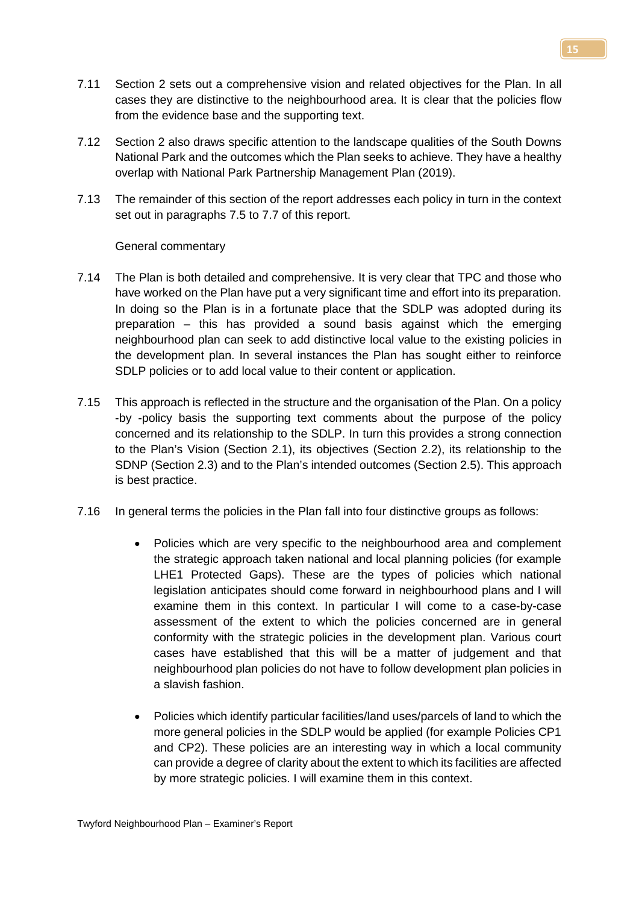7.11 Section 2 sets out a comprehensive vision and related objectives for the Plan. In all cases they are distinctive to the neighbourhood area. It is clear that the policies flow from the evidence base and the supporting text.

7.12 Section 2 also draws specific attention to the landscape qualities of the South Downs National Park and the outcomes which the Plan seeks to achieve. They have a healthy overlap with National Park Partnership Management Plan (2019).

7.13 The remainder of this section of the report addresses each policy in turn in the context set out in paragraphs 7.5 to 7.7 of this report.

General commentary

7.14 The Plan is both detailed and comprehensive. It is very clear that TPC and those who have worked on the Plan have put a very significant time and effort into its preparation. In doing so the Plan is in a fortunate place that the SDLP was adopted during its preparation – this has provided a sound basis against which the emerging neighbourhood plan can seek to add distinctive local value to the existing policies in the development plan. In several instances the Plan has sought either to reinforce SDLP policies or to add local value to their content or application.

7.15 This approach is reflected in the structure and the organisation of the Plan. On a policy -by -policy basis the supporting text comments about the purpose of the policy concerned and its relationship to the SDLP. In turn this provides a strong connection to the Plan's Vision (Section 2.1), its objectives (Section 2.2), its relationship to the SDNP (Section 2.3) and to the Plan's intended outcomes (Section 2.5). This approach is best practice.

7.16 In general terms the policies in the Plan fall into four distinctive groups as follows:

- Policies which are very specific to the neighbourhood area and complement the strategic approach taken national and local planning policies (for example LHE1 Protected Gaps). These are the types of policies which national legislation anticipates should come forward in neighbourhood plans and I will examine them in this context. In particular I will come to a case-by-case assessment of the extent to which the policies concerned are in general conformity with the strategic policies in the development plan. Various court cases have established that this will be a matter of judgement and that neighbourhood plan policies do not have to follow development plan policies in a slavish fashion.

- Policies which identify particular facilities/land uses/parcels of land to which the more general policies in the SDLP would be applied (for example Policies CP1 and CP2). These policies are an interesting way in which a local community can provide a degree of clarity about the extent to which its facilities are affected by more strategic policies. I will examine them in this context.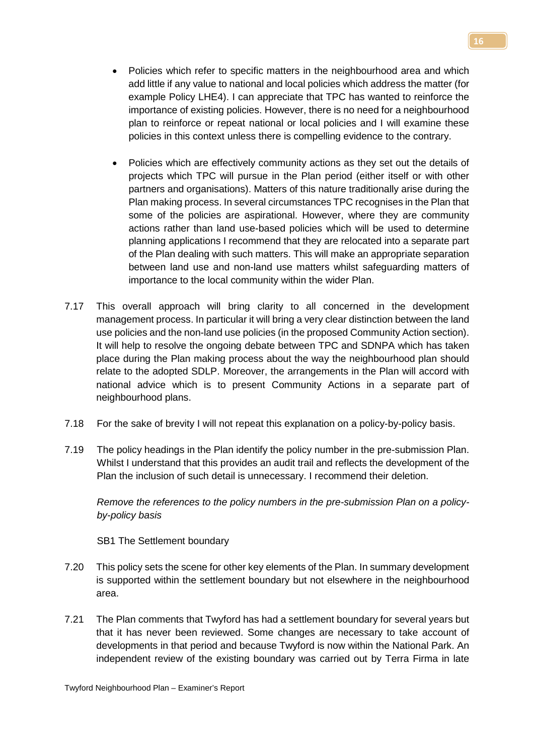- Policies which refer to specific matters in the neighbourhood area and which add little if any value to national and local policies which address the matter (for example Policy LHE4). I can appreciate that TPC has wanted to reinforce the importance of existing policies. However, there is no need for a neighbourhood plan to reinforce or repeat national or local policies and I will examine these policies in this context unless there is compelling evidence to the contrary.

- Policies which are effectively community actions as they set out the details of projects which TPC will pursue in the Plan period (either itself or with other partners and organisations). Matters of this nature traditionally arise during the Plan making process. In several circumstances TPC recognises in the Plan that some of the policies are aspirational. However, where they are community actions rather than land use-based policies which will be used to determine planning applications I recommend that they are relocated into a separate part of the Plan dealing with such matters. This will make an appropriate separation between land use and non-land use matters whilst safeguarding matters of importance to the local community within the wider Plan.

7.17 This overall approach will bring clarity to all concerned in the development management process. In particular it will bring a very clear distinction between the land use policies and the non-land use policies (in the proposed Community Action section). It will help to resolve the ongoing debate between TPC and SDNPA which has taken place during the Plan making process about the way the neighbourhood plan should relate to the adopted SDLP. Moreover, the arrangements in the Plan will accord with national advice which is to present Community Actions in a separate part of neighbourhood plans.

7.18 For the sake of brevity I will not repeat this explanation on a policy-by-policy basis.

7.19 The policy headings in the Plan identify the policy number in the pre-submission Plan. Whilst I understand that this provides an audit trail and reflects the development of the Plan the inclusion of such detail is unnecessary. I recommend their deletion.

*Remove the references to the policy numbers in the pre-submission Plan on a policy-by-policy basis*

SB1 The Settlement boundary

7.20 This policy sets the scene for other key elements of the Plan. In summary development is supported within the settlement boundary but not elsewhere in the neighbourhood area.

7.21 The Plan comments that Twyford has had a settlement boundary for several years but that it has never been reviewed. Some changes are necessary to take account of developments in that period and because Twyford is now within the National Park. An independent review of the existing boundary was carried out by Terra Firma in late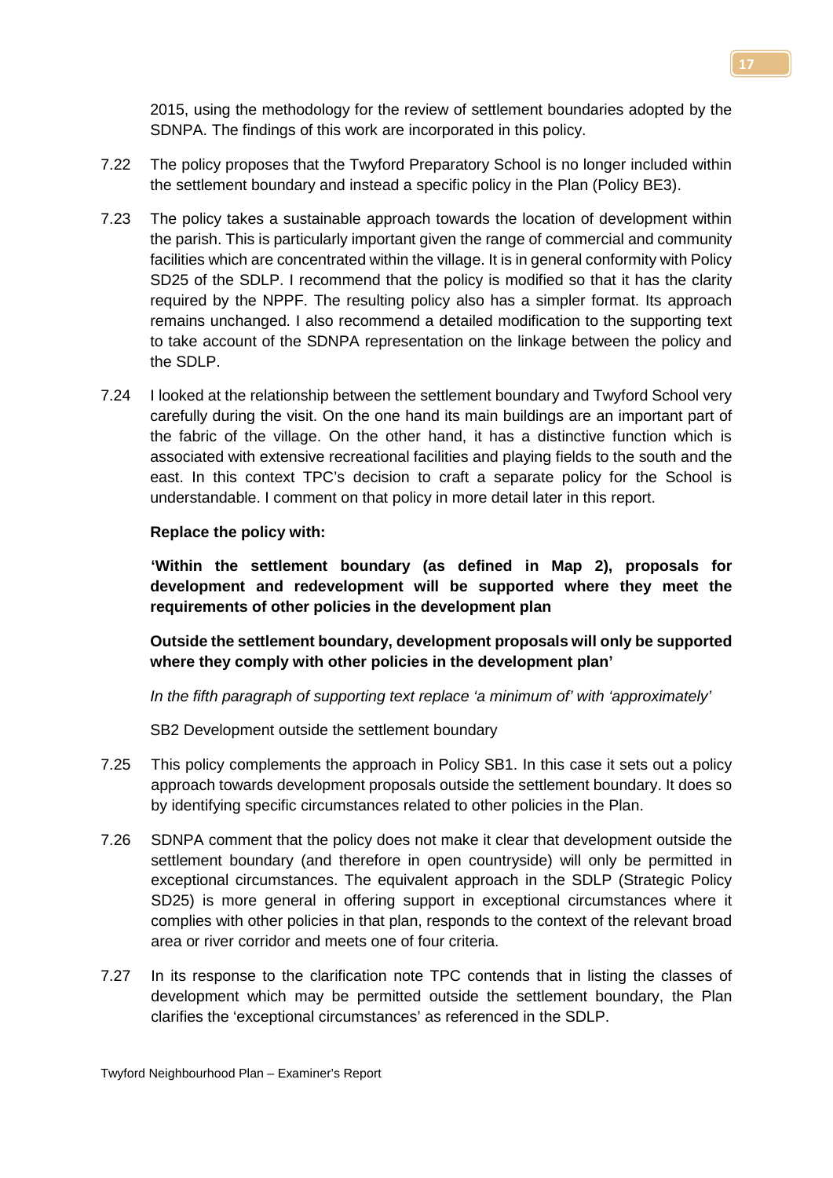2015, using the methodology for the review of settlement boundaries adopted by the SDNPA. The findings of this work are incorporated in this policy.

7.22 The policy proposes that the Twyford Preparatory School is no longer included within the settlement boundary and instead a specific policy in the Plan (Policy BE3).

7.23 The policy takes a sustainable approach towards the location of development within the parish. This is particularly important given the range of commercial and community facilities which are concentrated within the village. It is in general conformity with Policy SD25 of the SDLP. I recommend that the policy is modified so that it has the clarity required by the NPPF. The resulting policy also has a simpler format. Its approach remains unchanged. I also recommend a detailed modification to the supporting text to take account of the SDNPA representation on the linkage between the policy and the SDLP.

7.24 I looked at the relationship between the settlement boundary and Twyford School very carefully during the visit. On the one hand its main buildings are an important part of the fabric of the village. On the other hand, it has a distinctive function which is associated with extensive recreational facilities and playing fields to the south and the east. In this context TPC's decision to craft a separate policy for the School is understandable. I comment on that policy in more detail later in this report.

**Replace the policy with:**

**'Within the settlement boundary (as defined in Map 2), proposals for development and redevelopment will be supported where they meet the requirements of other policies in the development plan**

**Outside the settlement boundary, development proposals will only be supported where they comply with other policies in the development plan'**

*In the fifth paragraph of supporting text replace 'a minimum of' with 'approximately'*

SB2 Development outside the settlement boundary

7.25 This policy complements the approach in Policy SB1. In this case it sets out a policy approach towards development proposals outside the settlement boundary. It does so by identifying specific circumstances related to other policies in the Plan.

7.26 SDNPA comment that the policy does not make it clear that development outside the settlement boundary (and therefore in open countryside) will only be permitted in exceptional circumstances. The equivalent approach in the SDLP (Strategic Policy SD25) is more general in offering support in exceptional circumstances where it complies with other policies in that plan, responds to the context of the relevant broad area or river corridor and meets one of four criteria.

7.27 In its response to the clarification note TPC contends that in listing the classes of development which may be permitted outside the settlement boundary, the Plan clarifies the 'exceptional circumstances' as referenced in the SDLP.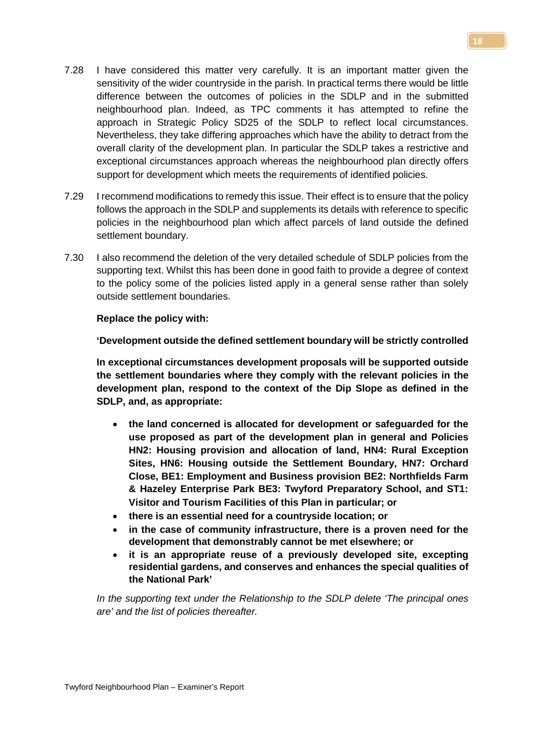7.28 I have considered this matter very carefully. It is an important matter given the sensitivity of the wider countryside in the parish. In practical terms there would be little difference between the outcomes of policies in the SDLP and in the submitted neighbourhood plan. Indeed, as TPC comments it has attempted to refine the approach in Strategic Policy SD25 of the SDLP to reflect local circumstances. Nevertheless, they take differing approaches which have the ability to detract from the overall clarity of the development plan. In particular the SDLP takes a restrictive and exceptional circumstances approach whereas the neighbourhood plan directly offers support for development which meets the requirements of identified policies.

7.29 I recommend modifications to remedy this issue. Their effect is to ensure that the policy follows the approach in the SDLP and supplements its details with reference to specific policies in the neighbourhood plan which affect parcels of land outside the defined settlement boundary.

7.30 I also recommend the deletion of the very detailed schedule of SDLP policies from the supporting text. Whilst this has been done in good faith to provide a degree of context to the policy some of the policies listed apply in a general sense rather than solely outside settlement boundaries.

**Replace the policy with:**

**'Development outside the defined settlement boundary will be strictly controlled**

**In exceptional circumstances development proposals will be supported outside the settlement boundaries where they comply with the relevant policies in the development plan, respond to the context of the Dip Slope as defined in the SDLP, and, as appropriate:**

- **the land concerned is allocated for development or safeguarded for the use proposed as part of the development plan in general and Policies HN2: Housing provision and allocation of land, HN4: Rural Exception Sites, HN6: Housing outside the Settlement Boundary, HN7: Orchard Close, BE1: Employment and Business provision BE2: Northfields Farm & Hazeley Enterprise Park BE3: Twyford Preparatory School, and ST1: Visitor and Tourism Facilities of this Plan in particular; or**
- **there is an essential need for a countryside location; or**
- **in the case of community infrastructure, there is a proven need for the development that demonstrably cannot be met elsewhere; or**
- **it is an appropriate reuse of a previously developed site, excepting residential gardens, and conserves and enhances the special qualities of the National Park'**

*In the supporting text under the Relationship to the SDLP delete 'The principal ones are' and the list of policies thereafter.*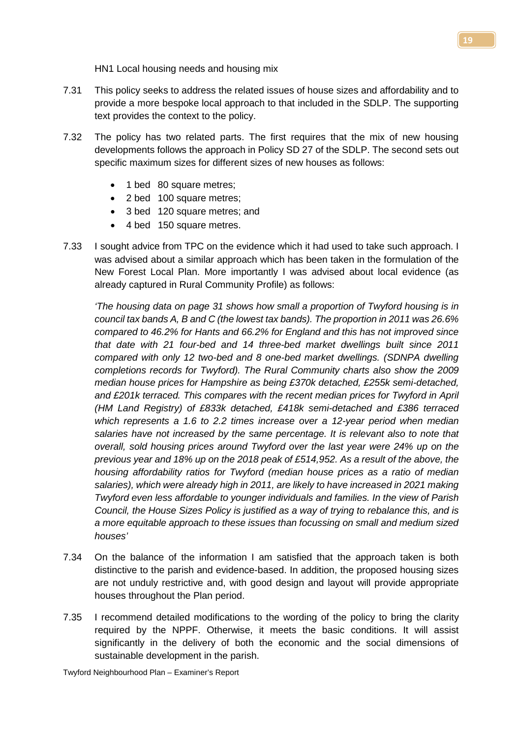HN1 Local housing needs and housing mix

7.31 This policy seeks to address the related issues of house sizes and affordability and to provide a more bespoke local approach to that included in the SDLP. The supporting text provides the context to the policy.

7.32 The policy has two related parts. The first requires that the mix of new housing developments follows the approach in Policy SD 27 of the SDLP. The second sets out specific maximum sizes for different sizes of new houses as follows:

- 1 bed 80 square metres;
- 2 bed 100 square metres;
- 3 bed 120 square metres; and
- 4 bed 150 square metres.

7.33 I sought advice from TPC on the evidence which it had used to take such approach. I was advised about a similar approach which has been taken in the formulation of the New Forest Local Plan. More importantly I was advised about local evidence (as already captured in Rural Community Profile) as follows:

*'The housing data on page 31 shows how small a proportion of Twyford housing is in council tax bands A, B and C (the lowest tax bands). The proportion in 2011 was 26.6% compared to 46.2% for Hants and 66.2% for England and this has not improved since that date with 21 four-bed and 14 three-bed market dwellings built since 2011 compared with only 12 two-bed and 8 one-bed market dwellings. (SDNPA dwelling completions records for Twyford). The Rural Community charts also show the 2009 median house prices for Hampshire as being £370k detached, £255k semi-detached, and £201k terraced. This compares with the recent median prices for Twyford in April (HM Land Registry) of £833k detached, £418k semi-detached and £386 terraced which represents a 1.6 to 2.2 times increase over a 12-year period when median salaries have not increased by the same percentage. It is relevant also to note that overall, sold housing prices around Twyford over the last year were 24% up on the previous year and 18% up on the 2018 peak of £514,952. As a result of the above, the housing affordability ratios for Twyford (median house prices as a ratio of median salaries), which were already high in 2011, are likely to have increased in 2021 making Twyford even less affordable to younger individuals and families. In the view of Parish Council, the House Sizes Policy is justified as a way of trying to rebalance this, and is a more equitable approach to these issues than focussing on small and medium sized houses'*

7.34 On the balance of the information I am satisfied that the approach taken is both distinctive to the parish and evidence-based. In addition, the proposed housing sizes are not unduly restrictive and, with good design and layout will provide appropriate houses throughout the Plan period.

7.35 I recommend detailed modifications to the wording of the policy to bring the clarity required by the NPPF. Otherwise, it meets the basic conditions. It will assist significantly in the delivery of both the economic and the social dimensions of sustainable development in the parish.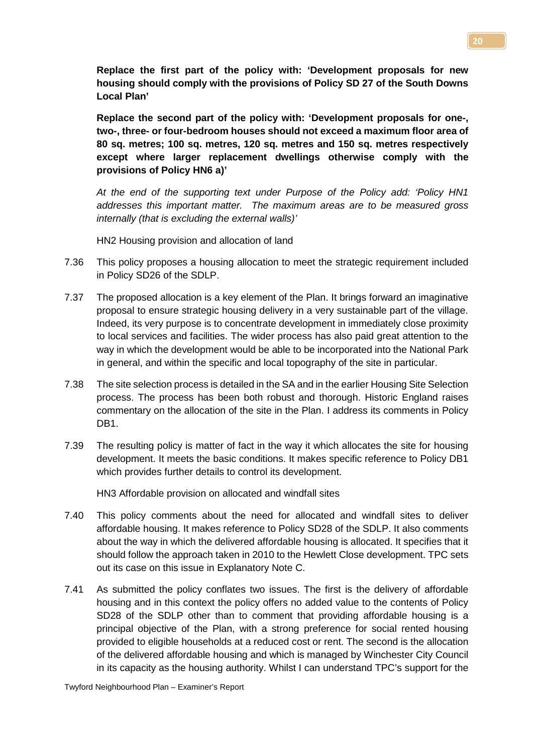**Replace the first part of the policy with: 'Development proposals for new housing should comply with the provisions of Policy SD 27 of the South Downs Local Plan'**

**Replace the second part of the policy with: 'Development proposals for one-, two-, three- or four-bedroom houses should not exceed a maximum floor area of 80 sq. metres; 100 sq. metres, 120 sq. metres and 150 sq. metres respectively except where larger replacement dwellings otherwise comply with the provisions of Policy HN6 a)'**

*At the end of the supporting text under Purpose of the Policy add: 'Policy HN1 addresses this important matter. The maximum areas are to be measured gross internally (that is excluding the external walls)'*

HN2 Housing provision and allocation of land

7.36 This policy proposes a housing allocation to meet the strategic requirement included in Policy SD26 of the SDLP.

7.37 The proposed allocation is a key element of the Plan. It brings forward an imaginative proposal to ensure strategic housing delivery in a very sustainable part of the village. Indeed, its very purpose is to concentrate development in immediately close proximity to local services and facilities. The wider process has also paid great attention to the way in which the development would be able to be incorporated into the National Park in general, and within the specific and local topography of the site in particular.

7.38 The site selection process is detailed in the SA and in the earlier Housing Site Selection process. The process has been both robust and thorough. Historic England raises commentary on the allocation of the site in the Plan. I address its comments in Policy DB1.

7.39 The resulting policy is matter of fact in the way it which allocates the site for housing development. It meets the basic conditions. It makes specific reference to Policy DB1 which provides further details to control its development.

HN3 Affordable provision on allocated and windfall sites

7.40 This policy comments about the need for allocated and windfall sites to deliver affordable housing. It makes reference to Policy SD28 of the SDLP. It also comments about the way in which the delivered affordable housing is allocated. It specifies that it should follow the approach taken in 2010 to the Hewlett Close development. TPC sets out its case on this issue in Explanatory Note C.

7.41 As submitted the policy conflates two issues. The first is the delivery of affordable housing and in this context the policy offers no added value to the contents of Policy SD28 of the SDLP other than to comment that providing affordable housing is a principal objective of the Plan, with a strong preference for social rented housing provided to eligible households at a reduced cost or rent. The second is the allocation of the delivered affordable housing and which is managed by Winchester City Council in its capacity as the housing authority. Whilst I can understand TPC's support for the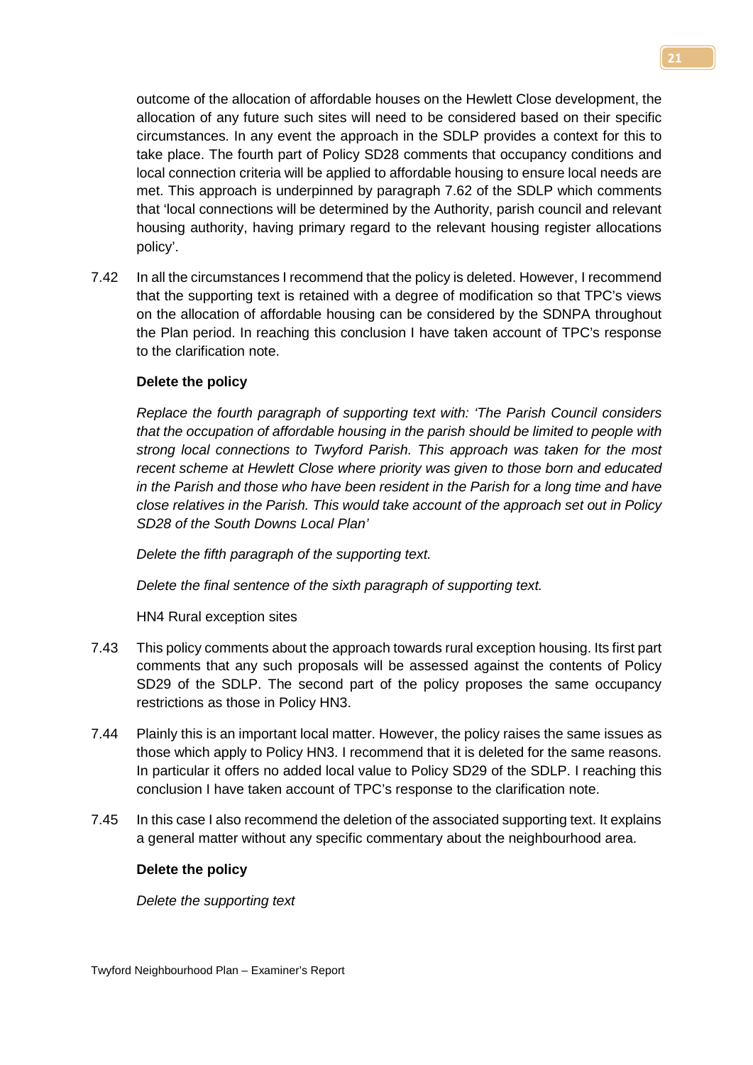outcome of the allocation of affordable houses on the Hewlett Close development, the allocation of any future such sites will need to be considered based on their specific circumstances. In any event the approach in the SDLP provides a context for this to take place. The fourth part of Policy SD28 comments that occupancy conditions and local connection criteria will be applied to affordable housing to ensure local needs are met. This approach is underpinned by paragraph 7.62 of the SDLP which comments that 'local connections will be determined by the Authority, parish council and relevant housing authority, having primary regard to the relevant housing register allocations policy'.

7.42 In all the circumstances I recommend that the policy is deleted. However, I recommend that the supporting text is retained with a degree of modification so that TPC's views on the allocation of affordable housing can be considered by the SDNPA throughout the Plan period. In reaching this conclusion I have taken account of TPC's response to the clarification note.

**Delete the policy**

*Replace the fourth paragraph of supporting text with: 'The Parish Council considers that the occupation of affordable housing in the parish should be limited to people with strong local connections to Twyford Parish. This approach was taken for the most recent scheme at Hewlett Close where priority was given to those born and educated in the Parish and those who have been resident in the Parish for a long time and have close relatives in the Parish. This would take account of the approach set out in Policy SD28 of the South Downs Local Plan'*

*Delete the fifth paragraph of the supporting text.*

*Delete the final sentence of the sixth paragraph of supporting text.*

HN4 Rural exception sites

7.43 This policy comments about the approach towards rural exception housing. Its first part comments that any such proposals will be assessed against the contents of Policy SD29 of the SDLP. The second part of the policy proposes the same occupancy restrictions as those in Policy HN3.

7.44 Plainly this is an important local matter. However, the policy raises the same issues as those which apply to Policy HN3. I recommend that it is deleted for the same reasons. In particular it offers no added local value to Policy SD29 of the SDLP. I reaching this conclusion I have taken account of TPC's response to the clarification note.

7.45 In this case I also recommend the deletion of the associated supporting text. It explains a general matter without any specific commentary about the neighbourhood area.

**Delete the policy**

*Delete the supporting text*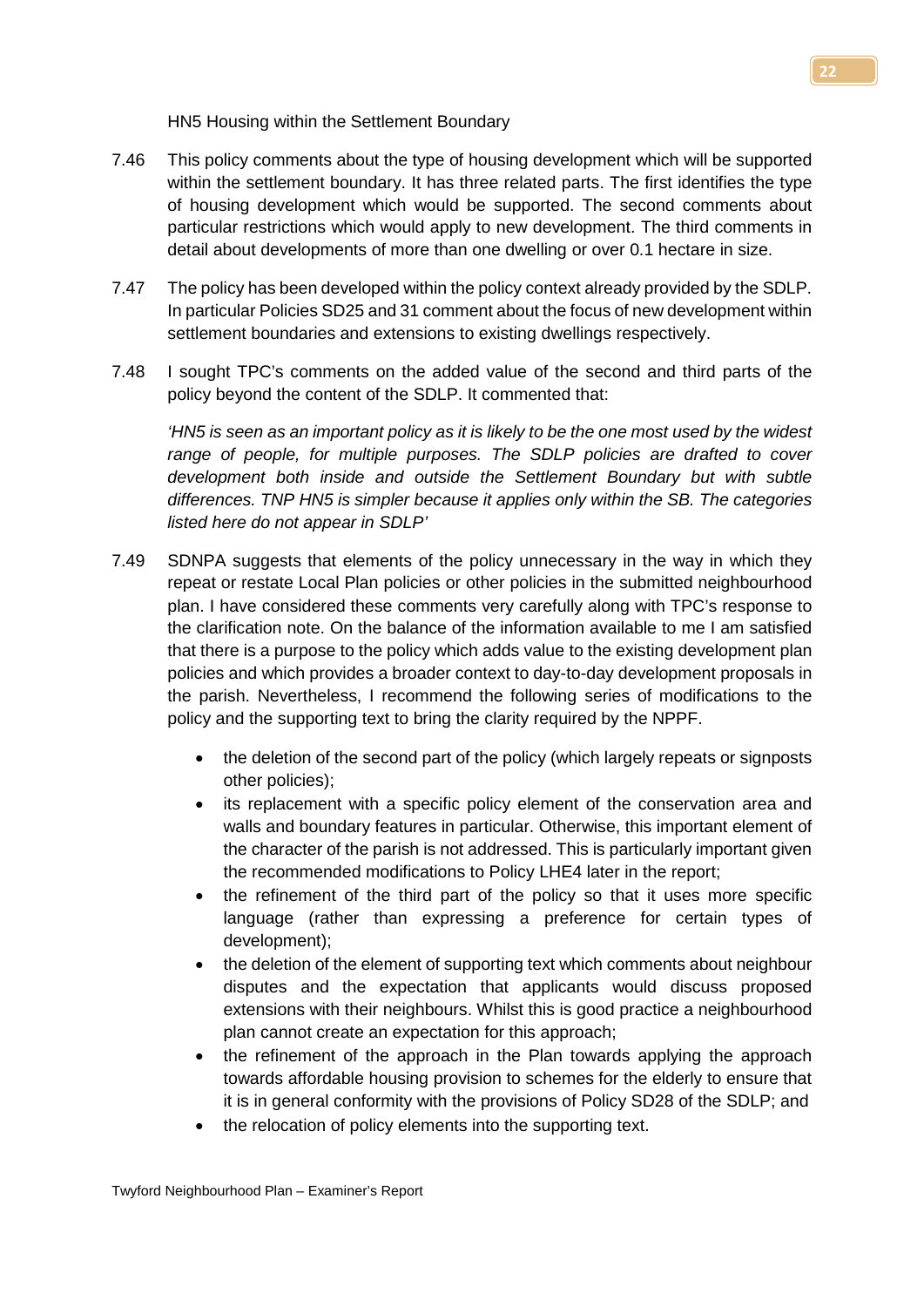HN5 Housing within the Settlement Boundary

7.46 This policy comments about the type of housing development which will be supported within the settlement boundary. It has three related parts. The first identifies the type of housing development which would be supported. The second comments about particular restrictions which would apply to new development. The third comments in detail about developments of more than one dwelling or over 0.1 hectare in size.

7.47 The policy has been developed within the policy context already provided by the SDLP. In particular Policies SD25 and 31 comment about the focus of new development within settlement boundaries and extensions to existing dwellings respectively.

7.48 I sought TPC's comments on the added value of the second and third parts of the policy beyond the content of the SDLP. It commented that:

*'HN5 is seen as an important policy as it is likely to be the one most used by the widest range of people, for multiple purposes. The SDLP policies are drafted to cover development both inside and outside the Settlement Boundary but with subtle differences. TNP HN5 is simpler because it applies only within the SB. The categories listed here do not appear in SDLP'*

7.49 SDNPA suggests that elements of the policy unnecessary in the way in which they repeat or restate Local Plan policies or other policies in the submitted neighbourhood plan. I have considered these comments very carefully along with TPC's response to the clarification note. On the balance of the information available to me I am satisfied that there is a purpose to the policy which adds value to the existing development plan policies and which provides a broader context to day-to-day development proposals in the parish. Nevertheless, I recommend the following series of modifications to the policy and the supporting text to bring the clarity required by the NPPF.

- the deletion of the second part of the policy (which largely repeats or signposts other policies);
- its replacement with a specific policy element of the conservation area and walls and boundary features in particular. Otherwise, this important element of the character of the parish is not addressed. This is particularly important given the recommended modifications to Policy LHE4 later in the report;
- the refinement of the third part of the policy so that it uses more specific language (rather than expressing a preference for certain types of development);
- the deletion of the element of supporting text which comments about neighbour disputes and the expectation that applicants would discuss proposed extensions with their neighbours. Whilst this is good practice a neighbourhood plan cannot create an expectation for this approach;
- the refinement of the approach in the Plan towards applying the approach towards affordable housing provision to schemes for the elderly to ensure that it is in general conformity with the provisions of Policy SD28 of the SDLP; and
- the relocation of policy elements into the supporting text.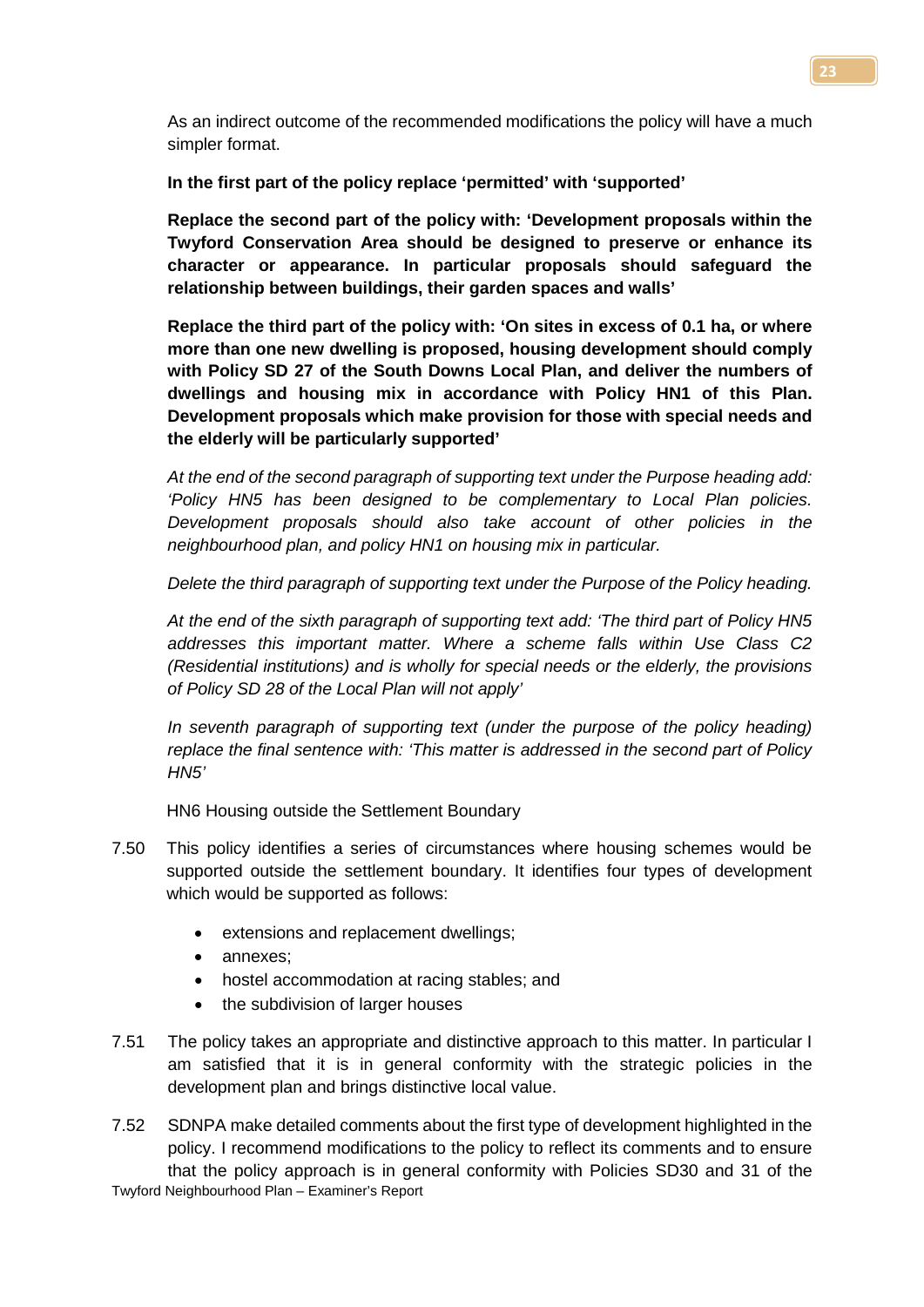As an indirect outcome of the recommended modifications the policy will have a much simpler format.

**In the first part of the policy replace 'permitted' with 'supported'**

**Replace the second part of the policy with: 'Development proposals within the Twyford Conservation Area should be designed to preserve or enhance its character or appearance. In particular proposals should safeguard the relationship between buildings, their garden spaces and walls'**

**Replace the third part of the policy with: 'On sites in excess of 0.1 ha, or where more than one new dwelling is proposed, housing development should comply with Policy SD 27 of the South Downs Local Plan, and deliver the numbers of dwellings and housing mix in accordance with Policy HN1 of this Plan. Development proposals which make provision for those with special needs and the elderly will be particularly supported'**

*At the end of the second paragraph of supporting text under the Purpose heading add: 'Policy HN5 has been designed to be complementary to Local Plan policies. Development proposals should also take account of other policies in the neighbourhood plan, and policy HN1 on housing mix in particular.*

*Delete the third paragraph of supporting text under the Purpose of the Policy heading.*

*At the end of the sixth paragraph of supporting text add: 'The third part of Policy HN5 addresses this important matter. Where a scheme falls within Use Class C2 (Residential institutions) and is wholly for special needs or the elderly, the provisions of Policy SD 28 of the Local Plan will not apply'*

*In seventh paragraph of supporting text (under the purpose of the policy heading) replace the final sentence with: 'This matter is addressed in the second part of Policy HN5'*

HN6 Housing outside the Settlement Boundary

7.50 This policy identifies a series of circumstances where housing schemes would be supported outside the settlement boundary. It identifies four types of development which would be supported as follows:

- extensions and replacement dwellings;
- annexes;
- hostel accommodation at racing stables; and
- the subdivision of larger houses

7.51 The policy takes an appropriate and distinctive approach to this matter. In particular I am satisfied that it is in general conformity with the strategic policies in the development plan and brings distinctive local value.

7.52 SDNPA make detailed comments about the first type of development highlighted in the policy. I recommend modifications to the policy to reflect its comments and to ensure that the policy approach is in general conformity with Policies SD30 and 31 of the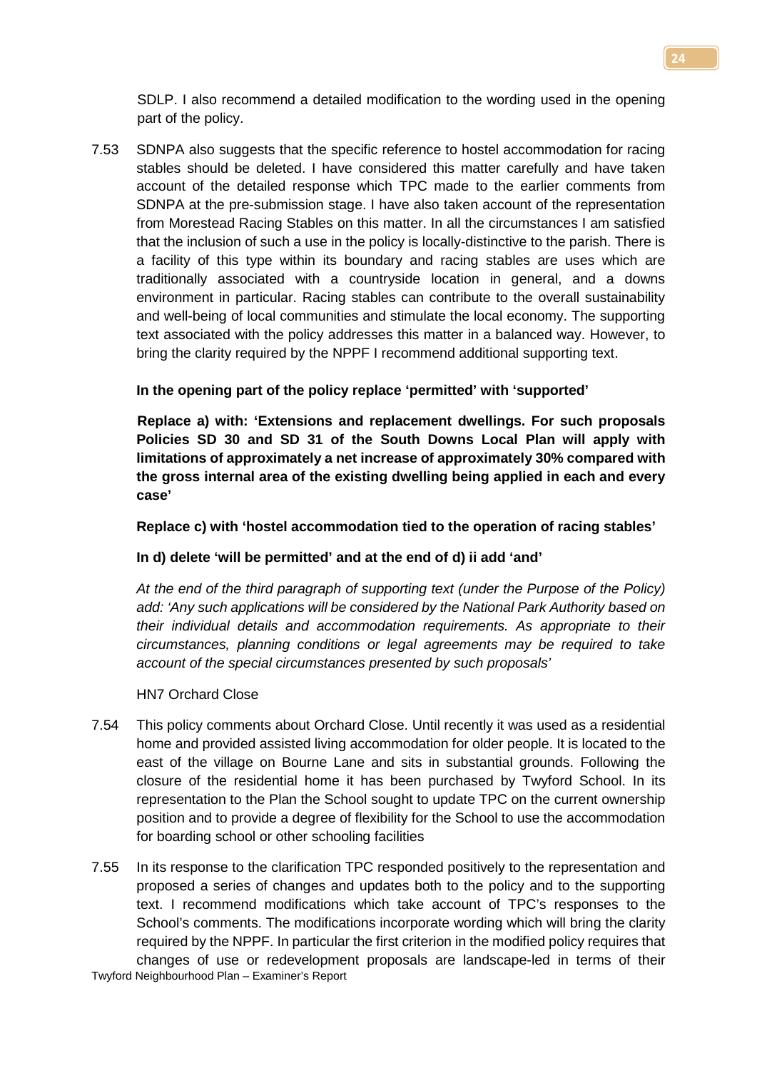SDLP. I also recommend a detailed modification to the wording used in the opening part of the policy.

7.53 SDNPA also suggests that the specific reference to hostel accommodation for racing stables should be deleted. I have considered this matter carefully and have taken account of the detailed response which TPC made to the earlier comments from SDNPA at the pre-submission stage. I have also taken account of the representation from Morestead Racing Stables on this matter. In all the circumstances I am satisfied that the inclusion of such a use in the policy is locally-distinctive to the parish. There is a facility of this type within its boundary and racing stables are uses which are traditionally associated with a countryside location in general, and a downs environment in particular. Racing stables can contribute to the overall sustainability and well-being of local communities and stimulate the local economy. The supporting text associated with the policy addresses this matter in a balanced way. However, to bring the clarity required by the NPPF I recommend additional supporting text.

**In the opening part of the policy replace 'permitted' with 'supported'**

**Replace a) with: 'Extensions and replacement dwellings. For such proposals Policies SD 30 and SD 31 of the South Downs Local Plan will apply with limitations of approximately a net increase of approximately 30% compared with the gross internal area of the existing dwelling being applied in each and every case'**

**Replace c) with 'hostel accommodation tied to the operation of racing stables'**

**In d) delete 'will be permitted' and at the end of d) ii add 'and'**

*At the end of the third paragraph of supporting text (under the Purpose of the Policy) add: 'Any such applications will be considered by the National Park Authority based on their individual details and accommodation requirements. As appropriate to their circumstances, planning conditions or legal agreements may be required to take account of the special circumstances presented by such proposals'*

HN7 Orchard Close

7.54 This policy comments about Orchard Close. Until recently it was used as a residential home and provided assisted living accommodation for older people. It is located to the east of the village on Bourne Lane and sits in substantial grounds. Following the closure of the residential home it has been purchased by Twyford School. In its representation to the Plan the School sought to update TPC on the current ownership position and to provide a degree of flexibility for the School to use the accommodation for boarding school or other schooling facilities

7.55 In its response to the clarification TPC responded positively to the representation and proposed a series of changes and updates both to the policy and to the supporting text. I recommend modifications which take account of TPC's responses to the School's comments. The modifications incorporate wording which will bring the clarity required by the NPPF. In particular the first criterion in the modified policy requires that changes of use or redevelopment proposals are landscape-led in terms of their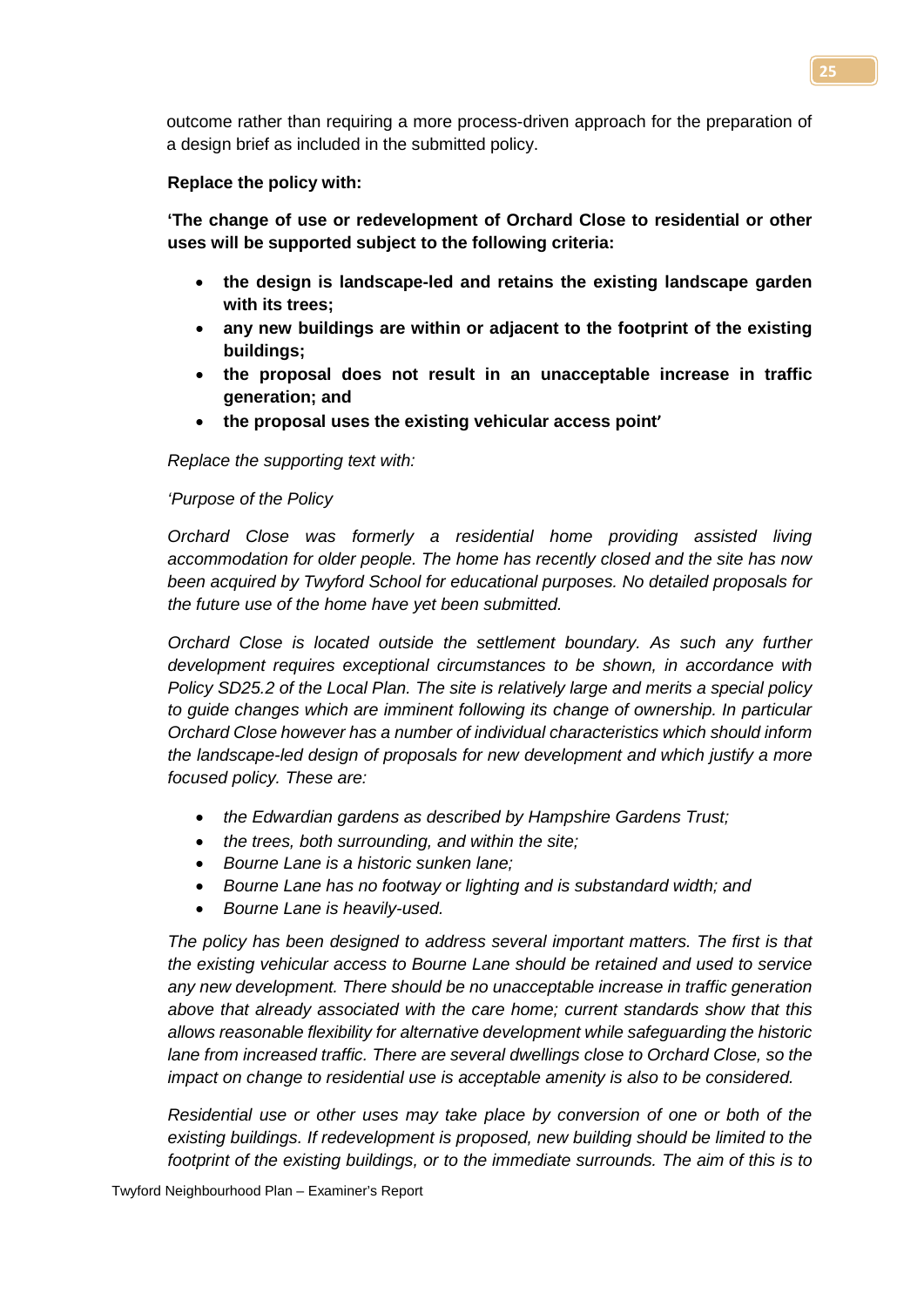outcome rather than requiring a more process-driven approach for the preparation of a design brief as included in the submitted policy.

**Replace the policy with:**

**'The change of use or redevelopment of Orchard Close to residential or other uses will be supported subject to the following criteria:**

- **the design is landscape-led and retains the existing landscape garden with its trees;**
- **any new buildings are within or adjacent to the footprint of the existing buildings;**
- **the proposal does not result in an unacceptable increase in traffic generation; and**
- **the proposal uses the existing vehicular access point'**

*Replace the supporting text with:*

*'Purpose of the Policy*

*Orchard Close was formerly a residential home providing assisted living accommodation for older people. The home has recently closed and the site has now been acquired by Twyford School for educational purposes. No detailed proposals for the future use of the home have yet been submitted.*

*Orchard Close is located outside the settlement boundary. As such any further development requires exceptional circumstances to be shown, in accordance with Policy SD25.2 of the Local Plan. The site is relatively large and merits a special policy to guide changes which are imminent following its change of ownership. In particular Orchard Close however has a number of individual characteristics which should inform the landscape-led design of proposals for new development and which justify a more focused policy. These are:*

- *the Edwardian gardens as described by Hampshire Gardens Trust;*
- *the trees, both surrounding, and within the site;*
- *Bourne Lane is a historic sunken lane;*
- *Bourne Lane has no footway or lighting and is substandard width; and*
- *Bourne Lane is heavily-used.*

*The policy has been designed to address several important matters. The first is that the existing vehicular access to Bourne Lane should be retained and used to service any new development. There should be no unacceptable increase in traffic generation above that already associated with the care home; current standards show that this allows reasonable flexibility for alternative development while safeguarding the historic lane from increased traffic. There are several dwellings close to Orchard Close, so the impact on change to residential use is acceptable amenity is also to be considered.*

*Residential use or other uses may take place by conversion of one or both of the existing buildings. If redevelopment is proposed, new building should be limited to the footprint of the existing buildings, or to the immediate surrounds. The aim of this is to*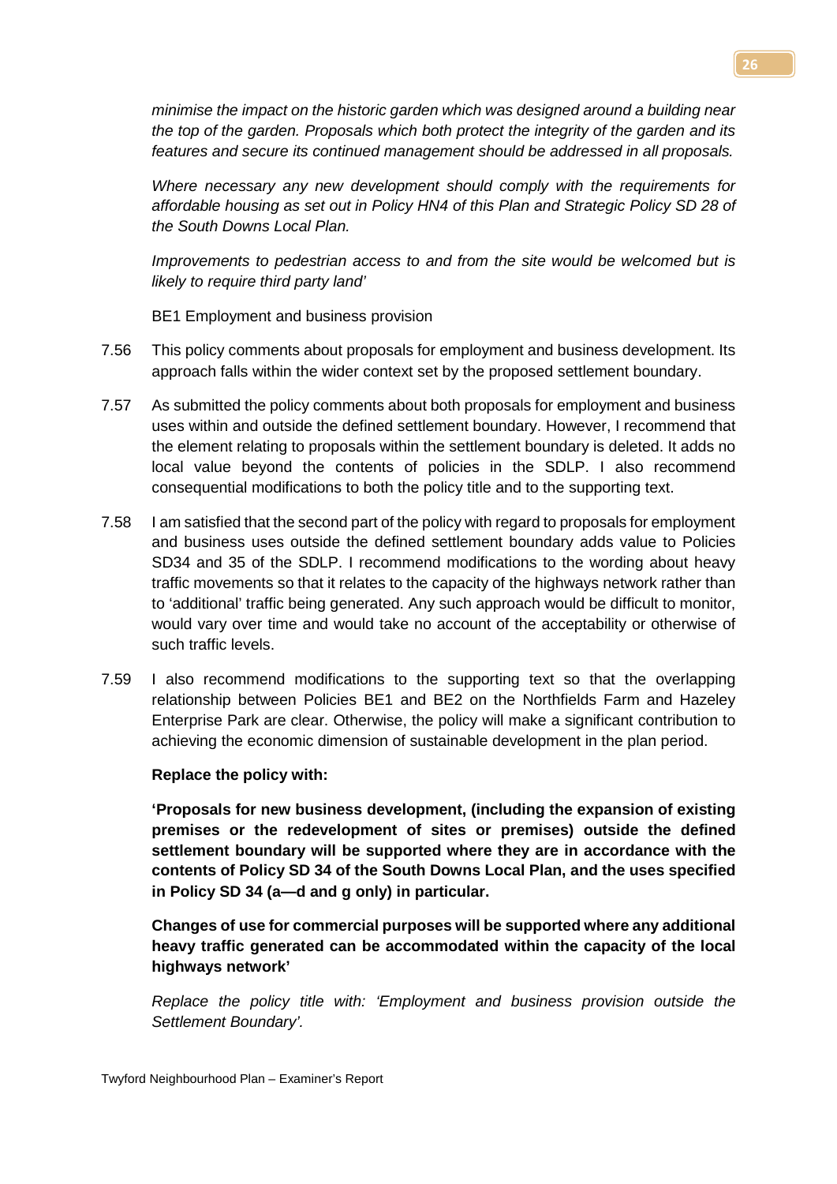*minimise the impact on the historic garden which was designed around a building near the top of the garden. Proposals which both protect the integrity of the garden and its features and secure its continued management should be addressed in all proposals.*

*Where necessary any new development should comply with the requirements for affordable housing as set out in Policy HN4 of this Plan and Strategic Policy SD 28 of the South Downs Local Plan.*

*Improvements to pedestrian access to and from the site would be welcomed but is likely to require third party land'*

BE1 Employment and business provision

7.56 This policy comments about proposals for employment and business development. Its approach falls within the wider context set by the proposed settlement boundary.

7.57 As submitted the policy comments about both proposals for employment and business uses within and outside the defined settlement boundary. However, I recommend that the element relating to proposals within the settlement boundary is deleted. It adds no local value beyond the contents of policies in the SDLP. I also recommend consequential modifications to both the policy title and to the supporting text.

7.58 I am satisfied that the second part of the policy with regard to proposals for employment and business uses outside the defined settlement boundary adds value to Policies SD34 and 35 of the SDLP. I recommend modifications to the wording about heavy traffic movements so that it relates to the capacity of the highways network rather than to 'additional' traffic being generated. Any such approach would be difficult to monitor, would vary over time and would take no account of the acceptability or otherwise of such traffic levels.

7.59 I also recommend modifications to the supporting text so that the overlapping relationship between Policies BE1 and BE2 on the Northfields Farm and Hazeley Enterprise Park are clear. Otherwise, the policy will make a significant contribution to achieving the economic dimension of sustainable development in the plan period.

**Replace the policy with:**

**'Proposals for new business development, (including the expansion of existing premises or the redevelopment of sites or premises) outside the defined settlement boundary will be supported where they are in accordance with the contents of Policy SD 34 of the South Downs Local Plan, and the uses specified in Policy SD 34 (a—d and g only) in particular.**

**Changes of use for commercial purposes will be supported where any additional heavy traffic generated can be accommodated within the capacity of the local highways network'**

*Replace the policy title with: 'Employment and business provision outside the Settlement Boundary'.*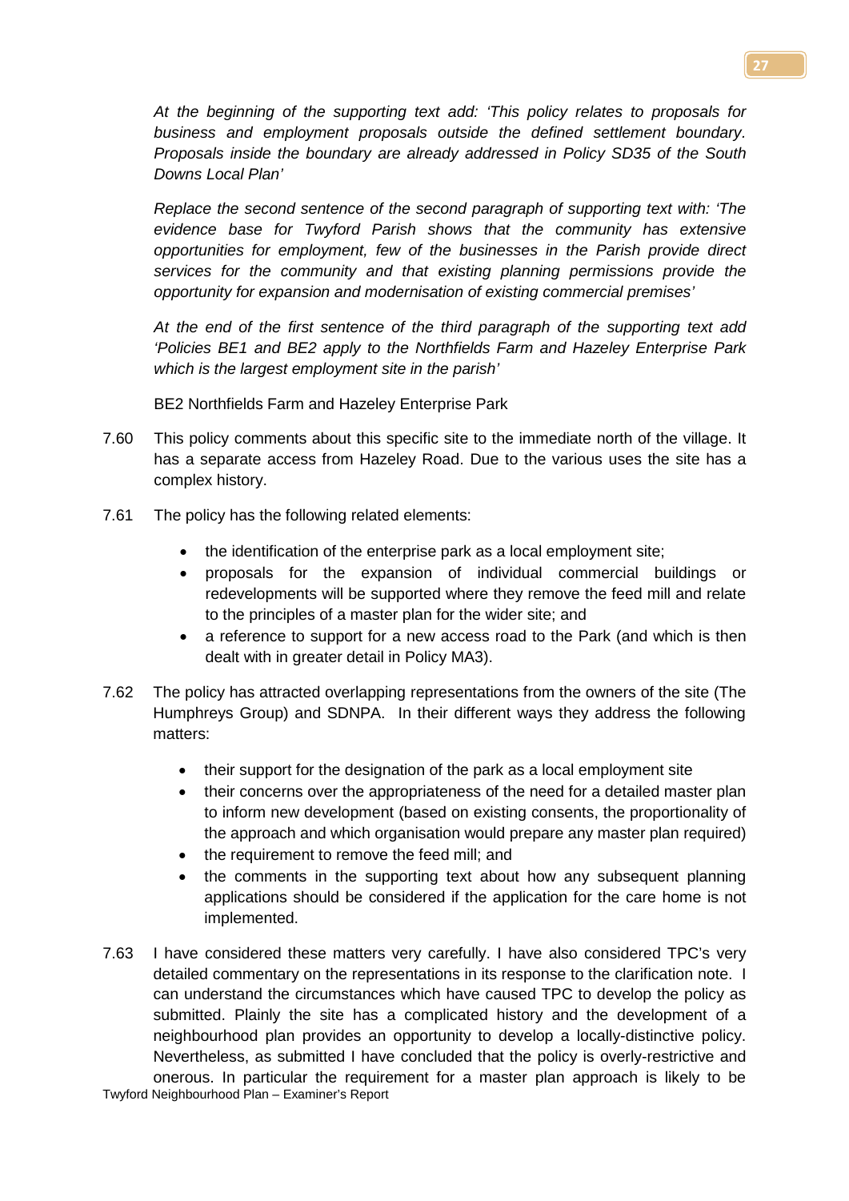*At the beginning of the supporting text add: 'This policy relates to proposals for business and employment proposals outside the defined settlement boundary. Proposals inside the boundary are already addressed in Policy SD35 of the South Downs Local Plan'*

*Replace the second sentence of the second paragraph of supporting text with: 'The evidence base for Twyford Parish shows that the community has extensive opportunities for employment, few of the businesses in the Parish provide direct services for the community and that existing planning permissions provide the opportunity for expansion and modernisation of existing commercial premises'*

*At the end of the first sentence of the third paragraph of the supporting text add 'Policies BE1 and BE2 apply to the Northfields Farm and Hazeley Enterprise Park which is the largest employment site in the parish'*

BE2 Northfields Farm and Hazeley Enterprise Park

7.60 This policy comments about this specific site to the immediate north of the village. It has a separate access from Hazeley Road. Due to the various uses the site has a complex history.

7.61 The policy has the following related elements:

- the identification of the enterprise park as a local employment site;
- proposals for the expansion of individual commercial buildings or redevelopments will be supported where they remove the feed mill and relate to the principles of a master plan for the wider site; and
- a reference to support for a new access road to the Park (and which is then dealt with in greater detail in Policy MA3).

7.62 The policy has attracted overlapping representations from the owners of the site (The Humphreys Group) and SDNPA. In their different ways they address the following matters:

- their support for the designation of the park as a local employment site
- their concerns over the appropriateness of the need for a detailed master plan to inform new development (based on existing consents, the proportionality of the approach and which organisation would prepare any master plan required)
- the requirement to remove the feed mill; and
- the comments in the supporting text about how any subsequent planning applications should be considered if the application for the care home is not implemented.

7.63 I have considered these matters very carefully. I have also considered TPC's very detailed commentary on the representations in its response to the clarification note. I can understand the circumstances which have caused TPC to develop the policy as submitted. Plainly the site has a complicated history and the development of a neighbourhood plan provides an opportunity to develop a locally-distinctive policy. Nevertheless, as submitted I have concluded that the policy is overly-restrictive and onerous. In particular the requirement for a master plan approach is likely to be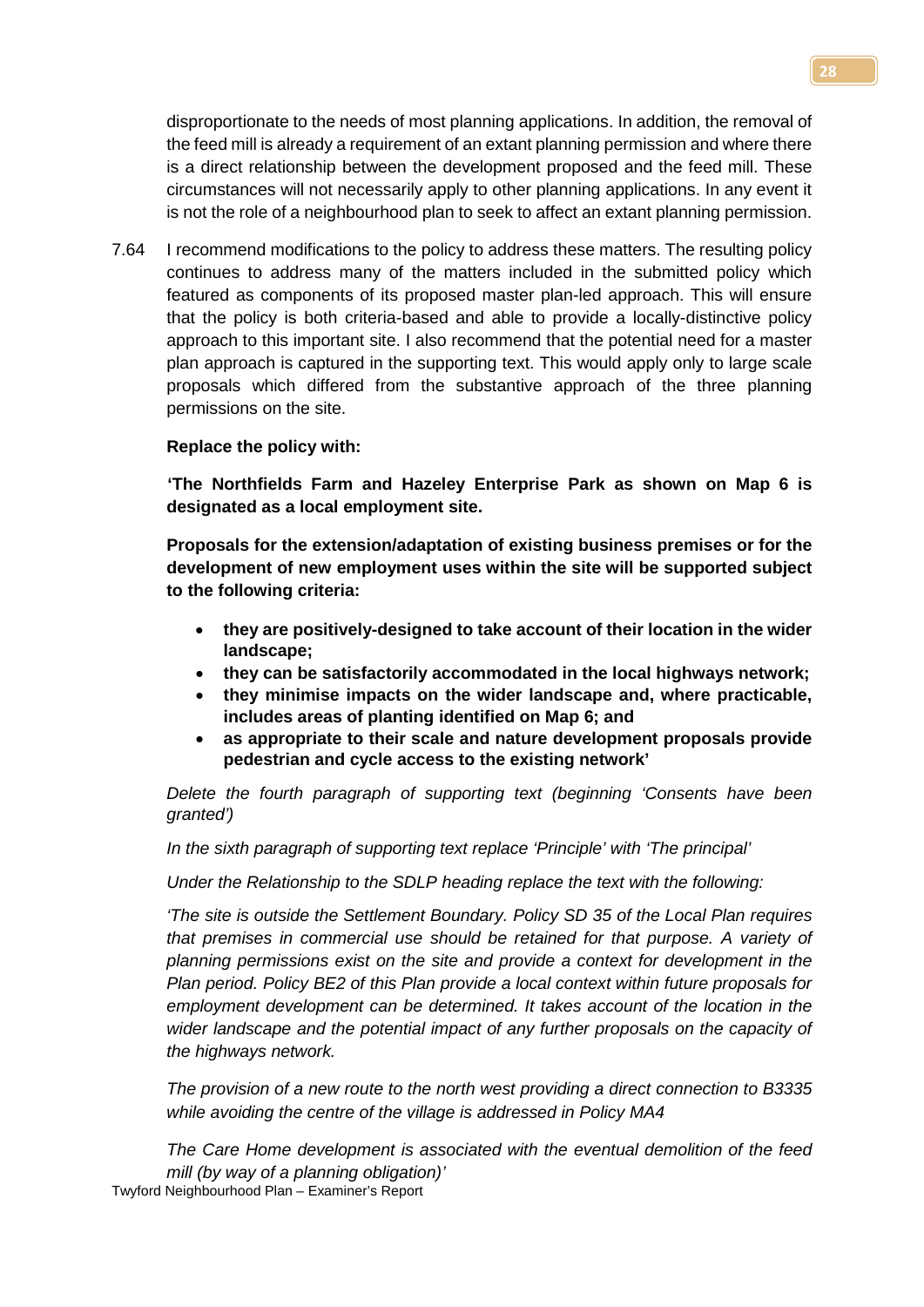disproportionate to the needs of most planning applications. In addition, the removal of the feed mill is already a requirement of an extant planning permission and where there is a direct relationship between the development proposed and the feed mill. These circumstances will not necessarily apply to other planning applications. In any event it is not the role of a neighbourhood plan to seek to affect an extant planning permission.

7.64 I recommend modifications to the policy to address these matters. The resulting policy continues to address many of the matters included in the submitted policy which featured as components of its proposed master plan-led approach. This will ensure that the policy is both criteria-based and able to provide a locally-distinctive policy approach to this important site. I also recommend that the potential need for a master plan approach is captured in the supporting text. This would apply only to large scale proposals which differed from the substantive approach of the three planning permissions on the site.

**Replace the policy with:**

**'The Northfields Farm and Hazeley Enterprise Park as shown on Map 6 is designated as a local employment site.**

**Proposals for the extension/adaptation of existing business premises or for the development of new employment uses within the site will be supported subject to the following criteria:**

- **they are positively-designed to take account of their location in the wider landscape;**
- **they can be satisfactorily accommodated in the local highways network;**
- **they minimise impacts on the wider landscape and, where practicable, includes areas of planting identified on Map 6; and**
- **as appropriate to their scale and nature development proposals provide pedestrian and cycle access to the existing network'**

*Delete the fourth paragraph of supporting text (beginning 'Consents have been granted')*

*In the sixth paragraph of supporting text replace 'Principle' with 'The principal'*

*Under the Relationship to the SDLP heading replace the text with the following:*

*'The site is outside the Settlement Boundary. Policy SD 35 of the Local Plan requires that premises in commercial use should be retained for that purpose. A variety of planning permissions exist on the site and provide a context for development in the Plan period. Policy BE2 of this Plan provide a local context within future proposals for employment development can be determined. It takes account of the location in the wider landscape and the potential impact of any further proposals on the capacity of the highways network.*

*The provision of a new route to the north west providing a direct connection to B3335 while avoiding the centre of the village is addressed in Policy MA4*

*The Care Home development is associated with the eventual demolition of the feed mill (by way of a planning obligation)'*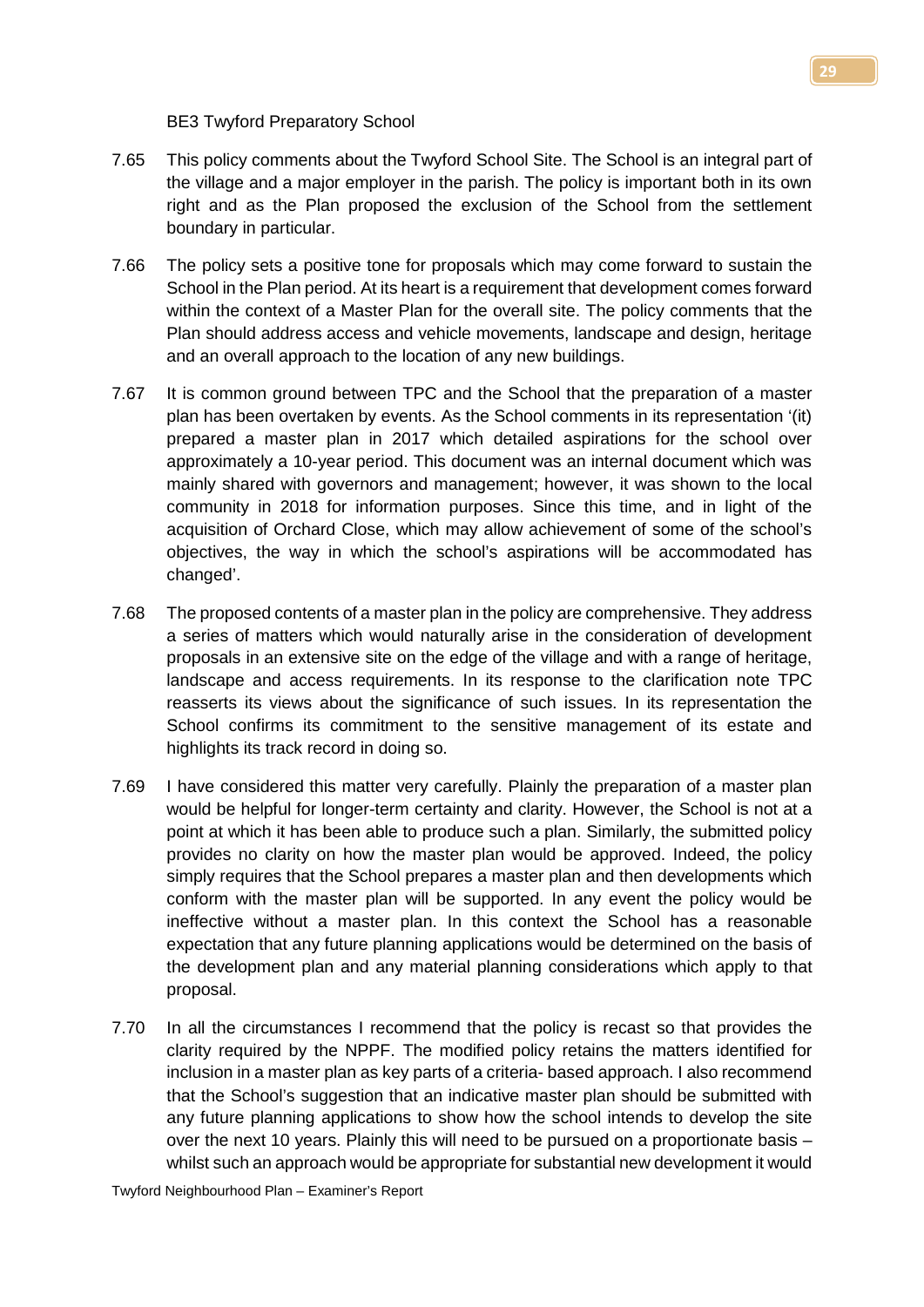BE3 Twyford Preparatory School

7.65 This policy comments about the Twyford School Site. The School is an integral part of the village and a major employer in the parish. The policy is important both in its own right and as the Plan proposed the exclusion of the School from the settlement boundary in particular.

7.66 The policy sets a positive tone for proposals which may come forward to sustain the School in the Plan period. At its heart is a requirement that development comes forward within the context of a Master Plan for the overall site. The policy comments that the Plan should address access and vehicle movements, landscape and design, heritage and an overall approach to the location of any new buildings.

7.67 It is common ground between TPC and the School that the preparation of a master plan has been overtaken by events. As the School comments in its representation '(it) prepared a master plan in 2017 which detailed aspirations for the school over approximately a 10-year period. This document was an internal document which was mainly shared with governors and management; however, it was shown to the local community in 2018 for information purposes. Since this time, and in light of the acquisition of Orchard Close, which may allow achievement of some of the school's objectives, the way in which the school's aspirations will be accommodated has changed'.

7.68 The proposed contents of a master plan in the policy are comprehensive. They address a series of matters which would naturally arise in the consideration of development proposals in an extensive site on the edge of the village and with a range of heritage, landscape and access requirements. In its response to the clarification note TPC reasserts its views about the significance of such issues. In its representation the School confirms its commitment to the sensitive management of its estate and highlights its track record in doing so.

7.69 I have considered this matter very carefully. Plainly the preparation of a master plan would be helpful for longer-term certainty and clarity. However, the School is not at a point at which it has been able to produce such a plan. Similarly, the submitted policy provides no clarity on how the master plan would be approved. Indeed, the policy simply requires that the School prepares a master plan and then developments which conform with the master plan will be supported. In any event the policy would be ineffective without a master plan. In this context the School has a reasonable expectation that any future planning applications would be determined on the basis of the development plan and any material planning considerations which apply to that proposal.

7.70 In all the circumstances I recommend that the policy is recast so that provides the clarity required by the NPPF. The modified policy retains the matters identified for inclusion in a master plan as key parts of a criteria- based approach. I also recommend that the School's suggestion that an indicative master plan should be submitted with any future planning applications to show how the school intends to develop the site over the next 10 years. Plainly this will need to be pursued on a proportionate basis – whilst such an approach would be appropriate for substantial new development it would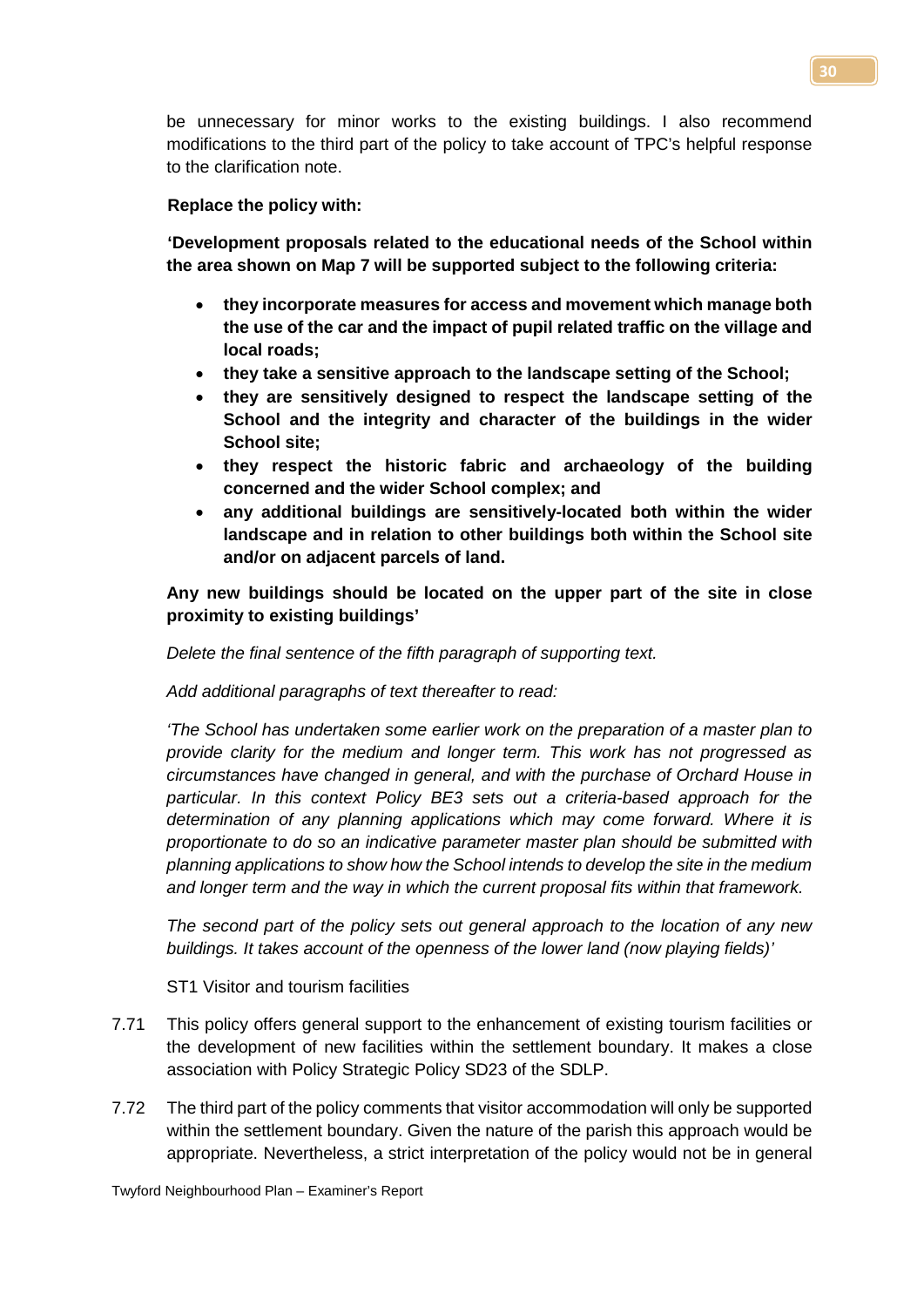be unnecessary for minor works to the existing buildings. I also recommend modifications to the third part of the policy to take account of TPC's helpful response to the clarification note.

**Replace the policy with:**

**'Development proposals related to the educational needs of the School within the area shown on Map 7 will be supported subject to the following criteria:**

- **they incorporate measures for access and movement which manage both the use of the car and the impact of pupil related traffic on the village and local roads;**
- **they take a sensitive approach to the landscape setting of the School;**
- **they are sensitively designed to respect the landscape setting of the School and the integrity and character of the buildings in the wider School site;**
- **they respect the historic fabric and archaeology of the building concerned and the wider School complex; and**
- **any additional buildings are sensitively-located both within the wider landscape and in relation to other buildings both within the School site and/or on adjacent parcels of land.**

**Any new buildings should be located on the upper part of the site in close proximity to existing buildings'**

*Delete the final sentence of the fifth paragraph of supporting text.*

*Add additional paragraphs of text thereafter to read:*

*'The School has undertaken some earlier work on the preparation of a master plan to provide clarity for the medium and longer term. This work has not progressed as circumstances have changed in general, and with the purchase of Orchard House in particular. In this context Policy BE3 sets out a criteria-based approach for the determination of any planning applications which may come forward. Where it is proportionate to do so an indicative parameter master plan should be submitted with planning applications to show how the School intends to develop the site in the medium and longer term and the way in which the current proposal fits within that framework.*

*The second part of the policy sets out general approach to the location of any new buildings. It takes account of the openness of the lower land (now playing fields)'*

ST1 Visitor and tourism facilities

7.71 This policy offers general support to the enhancement of existing tourism facilities or the development of new facilities within the settlement boundary. It makes a close association with Policy Strategic Policy SD23 of the SDLP.

7.72 The third part of the policy comments that visitor accommodation will only be supported within the settlement boundary. Given the nature of the parish this approach would be appropriate. Nevertheless, a strict interpretation of the policy would not be in general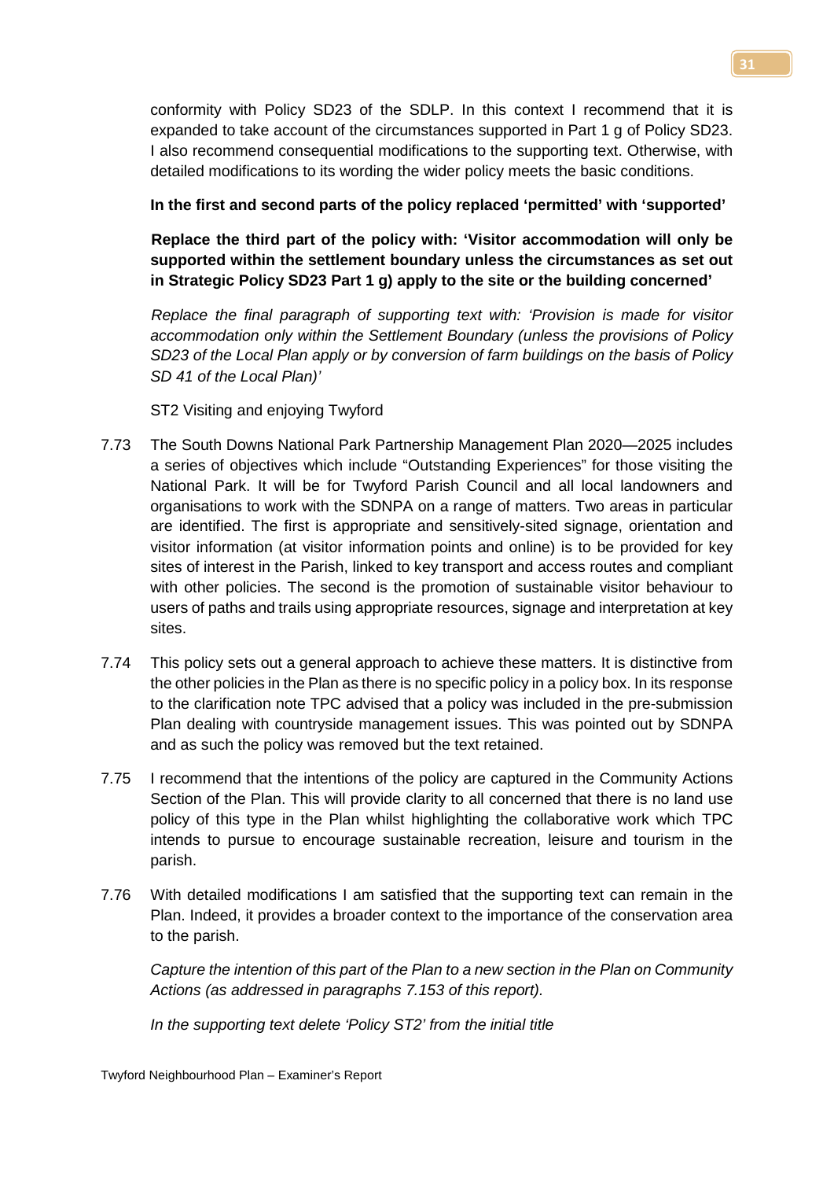conformity with Policy SD23 of the SDLP. In this context I recommend that it is expanded to take account of the circumstances supported in Part 1 g of Policy SD23. I also recommend consequential modifications to the supporting text. Otherwise, with detailed modifications to its wording the wider policy meets the basic conditions.

**In the first and second parts of the policy replaced 'permitted' with 'supported'**

**Replace the third part of the policy with: 'Visitor accommodation will only be supported within the settlement boundary unless the circumstances as set out in Strategic Policy SD23 Part 1 g) apply to the site or the building concerned'**

*Replace the final paragraph of supporting text with: 'Provision is made for visitor accommodation only within the Settlement Boundary (unless the provisions of Policy SD23 of the Local Plan apply or by conversion of farm buildings on the basis of Policy SD 41 of the Local Plan)'*

ST2 Visiting and enjoying Twyford

7.73 The South Downs National Park Partnership Management Plan 2020—2025 includes a series of objectives which include "Outstanding Experiences" for those visiting the National Park. It will be for Twyford Parish Council and all local landowners and organisations to work with the SDNPA on a range of matters. Two areas in particular are identified. The first is appropriate and sensitively-sited signage, orientation and visitor information (at visitor information points and online) is to be provided for key sites of interest in the Parish, linked to key transport and access routes and compliant with other policies. The second is the promotion of sustainable visitor behaviour to users of paths and trails using appropriate resources, signage and interpretation at key sites.

7.74 This policy sets out a general approach to achieve these matters. It is distinctive from the other policies in the Plan as there is no specific policy in a policy box. In its response to the clarification note TPC advised that a policy was included in the pre-submission Plan dealing with countryside management issues. This was pointed out by SDNPA and as such the policy was removed but the text retained.

7.75 I recommend that the intentions of the policy are captured in the Community Actions Section of the Plan. This will provide clarity to all concerned that there is no land use policy of this type in the Plan whilst highlighting the collaborative work which TPC intends to pursue to encourage sustainable recreation, leisure and tourism in the parish.

7.76 With detailed modifications I am satisfied that the supporting text can remain in the Plan. Indeed, it provides a broader context to the importance of the conservation area to the parish.

*Capture the intention of this part of the Plan to a new section in the Plan on Community Actions (as addressed in paragraphs 7.153 of this report).*

*In the supporting text delete 'Policy ST2' from the initial title*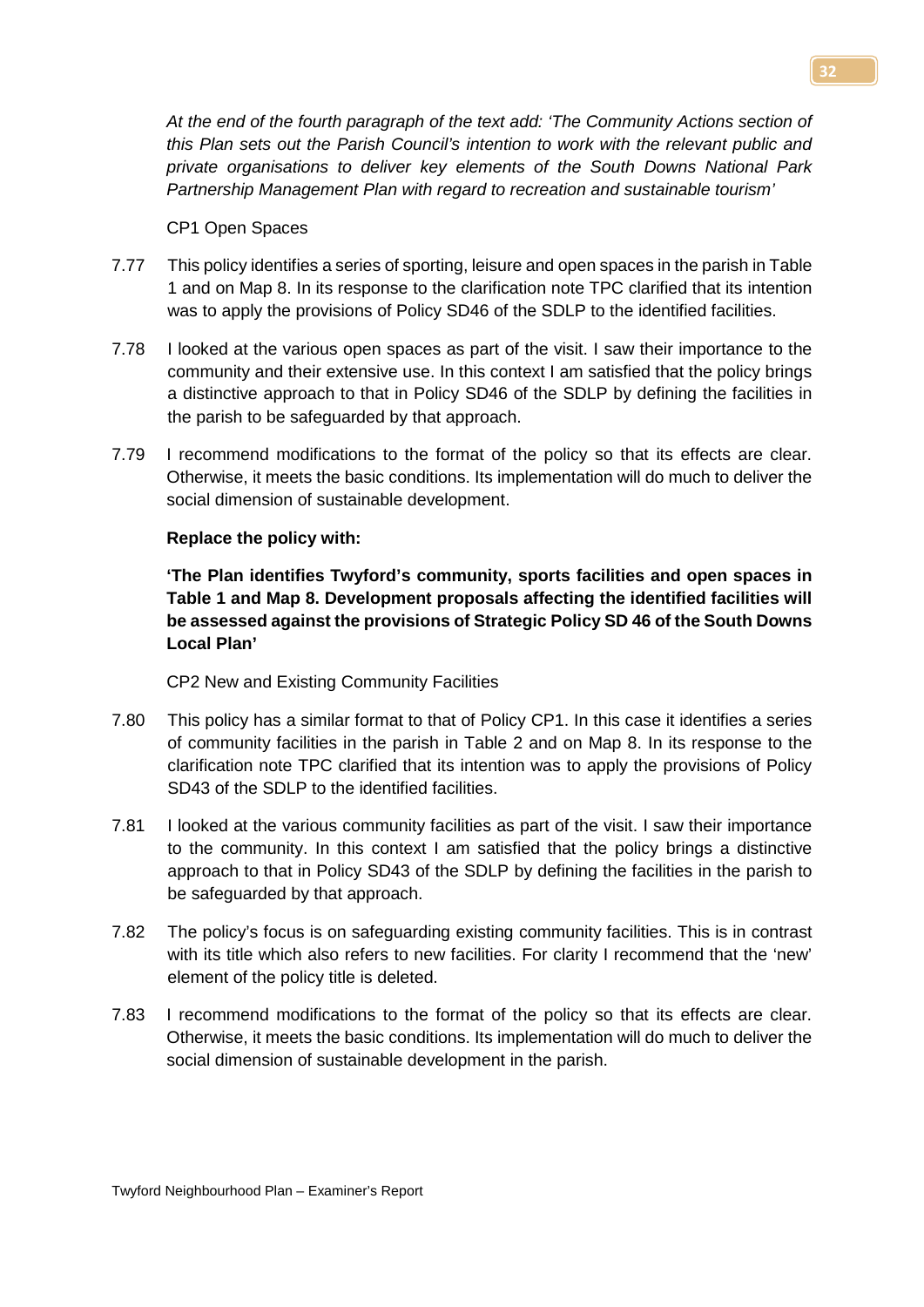*At the end of the fourth paragraph of the text add: 'The Community Actions section of this Plan sets out the Parish Council's intention to work with the relevant public and private organisations to deliver key elements of the South Downs National Park Partnership Management Plan with regard to recreation and sustainable tourism'*

CP1 Open Spaces

7.77 This policy identifies a series of sporting, leisure and open spaces in the parish in Table 1 and on Map 8. In its response to the clarification note TPC clarified that its intention was to apply the provisions of Policy SD46 of the SDLP to the identified facilities.

7.78 I looked at the various open spaces as part of the visit. I saw their importance to the community and their extensive use. In this context I am satisfied that the policy brings a distinctive approach to that in Policy SD46 of the SDLP by defining the facilities in the parish to be safeguarded by that approach.

7.79 I recommend modifications to the format of the policy so that its effects are clear. Otherwise, it meets the basic conditions. Its implementation will do much to deliver the social dimension of sustainable development.

**Replace the policy with:**

**'The Plan identifies Twyford's community, sports facilities and open spaces in Table 1 and Map 8. Development proposals affecting the identified facilities will be assessed against the provisions of Strategic Policy SD 46 of the South Downs Local Plan'**

CP2 New and Existing Community Facilities

7.80 This policy has a similar format to that of Policy CP1. In this case it identifies a series of community facilities in the parish in Table 2 and on Map 8. In its response to the clarification note TPC clarified that its intention was to apply the provisions of Policy SD43 of the SDLP to the identified facilities.

7.81 I looked at the various community facilities as part of the visit. I saw their importance to the community. In this context I am satisfied that the policy brings a distinctive approach to that in Policy SD43 of the SDLP by defining the facilities in the parish to be safeguarded by that approach.

7.82 The policy's focus is on safeguarding existing community facilities. This is in contrast with its title which also refers to new facilities. For clarity I recommend that the 'new' element of the policy title is deleted.

7.83 I recommend modifications to the format of the policy so that its effects are clear. Otherwise, it meets the basic conditions. Its implementation will do much to deliver the social dimension of sustainable development in the parish.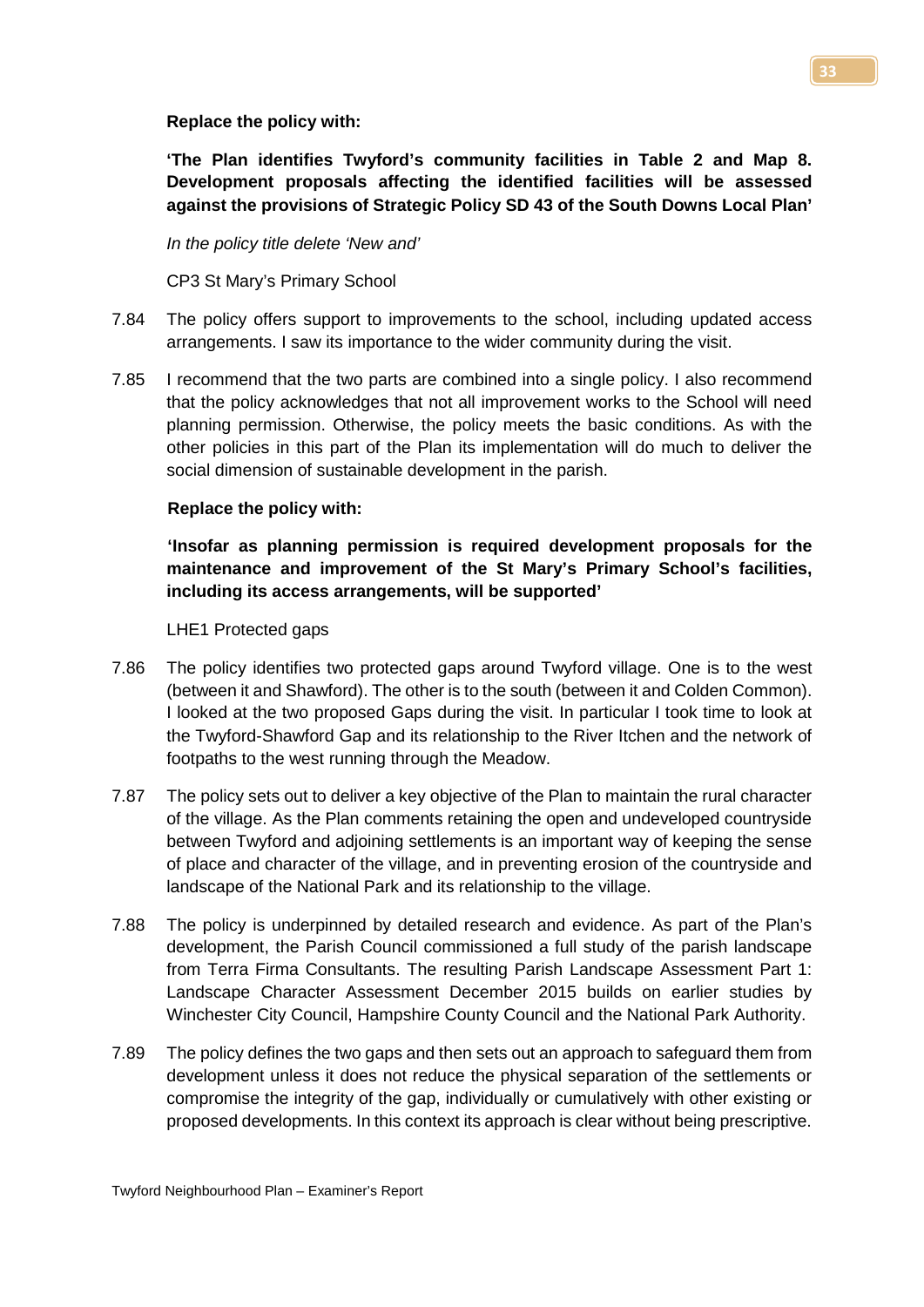**Replace the policy with:**

**'The Plan identifies Twyford's community facilities in Table 2 and Map 8. Development proposals affecting the identified facilities will be assessed against the provisions of Strategic Policy SD 43 of the South Downs Local Plan'**

*In the policy title delete 'New and'*

CP3 St Mary's Primary School

7.84 The policy offers support to improvements to the school, including updated access arrangements. I saw its importance to the wider community during the visit.

7.85 I recommend that the two parts are combined into a single policy. I also recommend that the policy acknowledges that not all improvement works to the School will need planning permission. Otherwise, the policy meets the basic conditions. As with the other policies in this part of the Plan its implementation will do much to deliver the social dimension of sustainable development in the parish.

**Replace the policy with:**

**'Insofar as planning permission is required development proposals for the maintenance and improvement of the St Mary's Primary School's facilities, including its access arrangements, will be supported'**

LHE1 Protected gaps

7.86 The policy identifies two protected gaps around Twyford village. One is to the west (between it and Shawford). The other is to the south (between it and Colden Common). I looked at the two proposed Gaps during the visit. In particular I took time to look at the Twyford-Shawford Gap and its relationship to the River Itchen and the network of footpaths to the west running through the Meadow.

7.87 The policy sets out to deliver a key objective of the Plan to maintain the rural character of the village. As the Plan comments retaining the open and undeveloped countryside between Twyford and adjoining settlements is an important way of keeping the sense of place and character of the village, and in preventing erosion of the countryside and landscape of the National Park and its relationship to the village.

7.88 The policy is underpinned by detailed research and evidence. As part of the Plan's development, the Parish Council commissioned a full study of the parish landscape from Terra Firma Consultants. The resulting Parish Landscape Assessment Part 1: Landscape Character Assessment December 2015 builds on earlier studies by Winchester City Council, Hampshire County Council and the National Park Authority.

7.89 The policy defines the two gaps and then sets out an approach to safeguard them from development unless it does not reduce the physical separation of the settlements or compromise the integrity of the gap, individually or cumulatively with other existing or proposed developments. In this context its approach is clear without being prescriptive.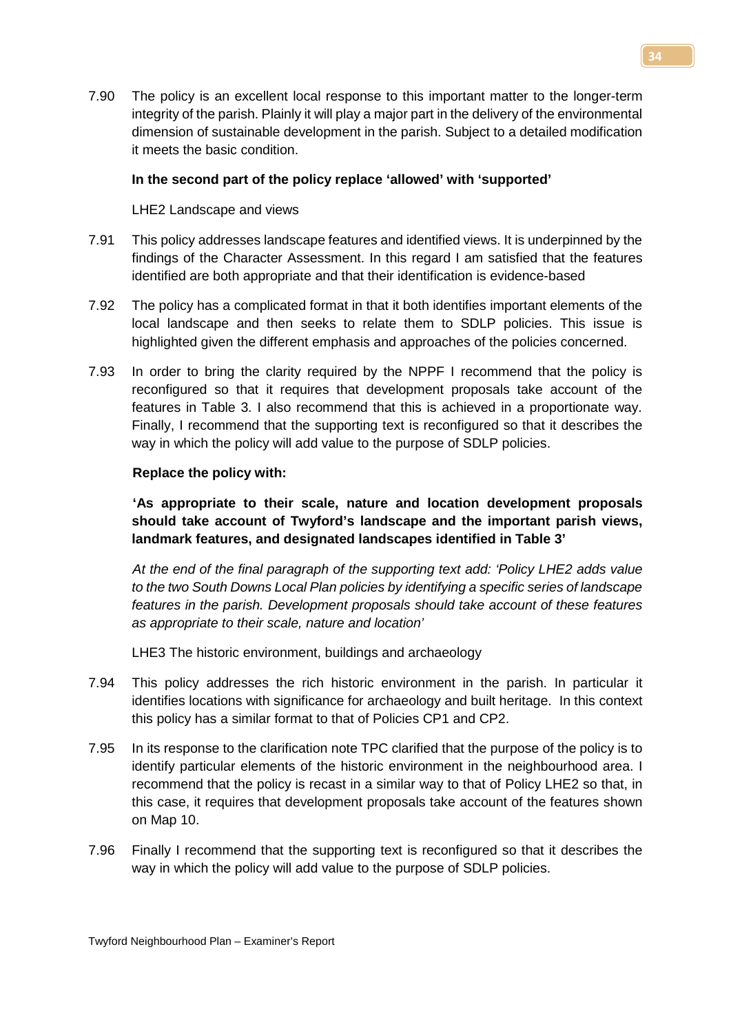7.90 The policy is an excellent local response to this important matter to the longer-term integrity of the parish. Plainly it will play a major part in the delivery of the environmental dimension of sustainable development in the parish. Subject to a detailed modification it meets the basic condition.

**In the second part of the policy replace 'allowed' with 'supported'**

LHE2 Landscape and views

7.91 This policy addresses landscape features and identified views. It is underpinned by the findings of the Character Assessment. In this regard I am satisfied that the features identified are both appropriate and that their identification is evidence-based

7.92 The policy has a complicated format in that it both identifies important elements of the local landscape and then seeks to relate them to SDLP policies. This issue is highlighted given the different emphasis and approaches of the policies concerned.

7.93 In order to bring the clarity required by the NPPF I recommend that the policy is reconfigured so that it requires that development proposals take account of the features in Table 3. I also recommend that this is achieved in a proportionate way. Finally, I recommend that the supporting text is reconfigured so that it describes the way in which the policy will add value to the purpose of SDLP policies.

**Replace the policy with:**

**'As appropriate to their scale, nature and location development proposals should take account of Twyford's landscape and the important parish views, landmark features, and designated landscapes identified in Table 3'**

*At the end of the final paragraph of the supporting text add: 'Policy LHE2 adds value to the two South Downs Local Plan policies by identifying a specific series of landscape features in the parish. Development proposals should take account of these features as appropriate to their scale, nature and location'*

LHE3 The historic environment, buildings and archaeology

7.94 This policy addresses the rich historic environment in the parish. In particular it identifies locations with significance for archaeology and built heritage. In this context this policy has a similar format to that of Policies CP1 and CP2.

7.95 In its response to the clarification note TPC clarified that the purpose of the policy is to identify particular elements of the historic environment in the neighbourhood area. I recommend that the policy is recast in a similar way to that of Policy LHE2 so that, in this case, it requires that development proposals take account of the features shown on Map 10.

7.96 Finally I recommend that the supporting text is reconfigured so that it describes the way in which the policy will add value to the purpose of SDLP policies.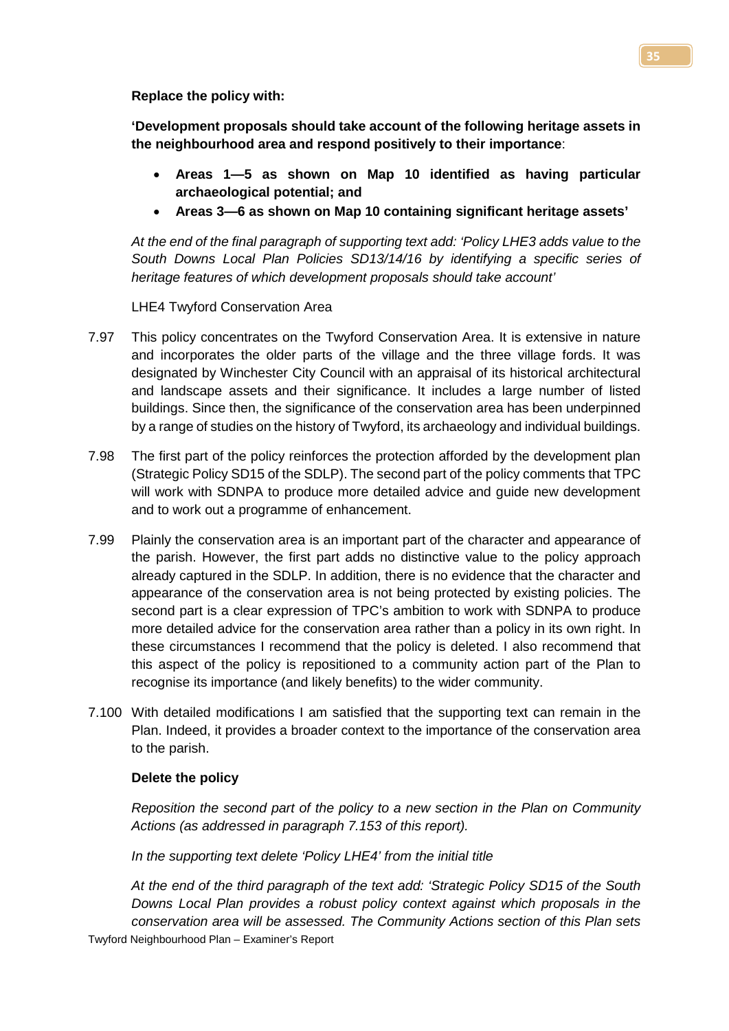**Replace the policy with:**

**'Development proposals should take account of the following heritage assets in the neighbourhood area and respond positively to their importance**:

- **Areas 1—5 as shown on Map 10 identified as having particular archaeological potential; and**
- **Areas 3—6 as shown on Map 10 containing significant heritage assets'**

*At the end of the final paragraph of supporting text add: 'Policy LHE3 adds value to the South Downs Local Plan Policies SD13/14/16 by identifying a specific series of heritage features of which development proposals should take account'*

LHE4 Twyford Conservation Area

7.97 This policy concentrates on the Twyford Conservation Area. It is extensive in nature and incorporates the older parts of the village and the three village fords. It was designated by Winchester City Council with an appraisal of its historical architectural and landscape assets and their significance. It includes a large number of listed buildings. Since then, the significance of the conservation area has been underpinned by a range of studies on the history of Twyford, its archaeology and individual buildings.

7.98 The first part of the policy reinforces the protection afforded by the development plan (Strategic Policy SD15 of the SDLP). The second part of the policy comments that TPC will work with SDNPA to produce more detailed advice and guide new development and to work out a programme of enhancement.

7.99 Plainly the conservation area is an important part of the character and appearance of the parish. However, the first part adds no distinctive value to the policy approach already captured in the SDLP. In addition, there is no evidence that the character and appearance of the conservation area is not being protected by existing policies. The second part is a clear expression of TPC's ambition to work with SDNPA to produce more detailed advice for the conservation area rather than a policy in its own right. In these circumstances I recommend that the policy is deleted. I also recommend that this aspect of the policy is repositioned to a community action part of the Plan to recognise its importance (and likely benefits) to the wider community.

7.100 With detailed modifications I am satisfied that the supporting text can remain in the Plan. Indeed, it provides a broader context to the importance of the conservation area to the parish.

**Delete the policy**

*Reposition the second part of the policy to a new section in the Plan on Community Actions (as addressed in paragraph 7.153 of this report).*

*In the supporting text delete 'Policy LHE4' from the initial title*

*At the end of the third paragraph of the text add: 'Strategic Policy SD15 of the South Downs Local Plan provides a robust policy context against which proposals in the conservation area will be assessed. The Community Actions section of this Plan sets*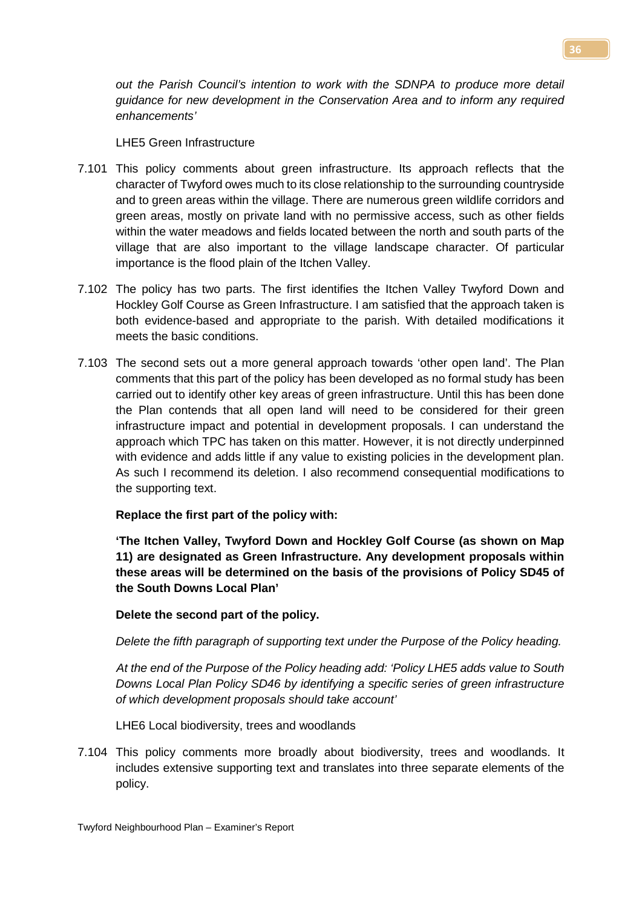*out the Parish Council's intention to work with the SDNPA to produce more detail guidance for new development in the Conservation Area and to inform any required enhancements'*

LHE5 Green Infrastructure

7.101 This policy comments about green infrastructure. Its approach reflects that the character of Twyford owes much to its close relationship to the surrounding countryside and to green areas within the village. There are numerous green wildlife corridors and green areas, mostly on private land with no permissive access, such as other fields within the water meadows and fields located between the north and south parts of the village that are also important to the village landscape character. Of particular importance is the flood plain of the Itchen Valley.

7.102 The policy has two parts. The first identifies the Itchen Valley Twyford Down and Hockley Golf Course as Green Infrastructure. I am satisfied that the approach taken is both evidence-based and appropriate to the parish. With detailed modifications it meets the basic conditions.

7.103 The second sets out a more general approach towards 'other open land'. The Plan comments that this part of the policy has been developed as no formal study has been carried out to identify other key areas of green infrastructure. Until this has been done the Plan contends that all open land will need to be considered for their green infrastructure impact and potential in development proposals. I can understand the approach which TPC has taken on this matter. However, it is not directly underpinned with evidence and adds little if any value to existing policies in the development plan. As such I recommend its deletion. I also recommend consequential modifications to the supporting text.

**Replace the first part of the policy with:**

**'The Itchen Valley, Twyford Down and Hockley Golf Course (as shown on Map 11) are designated as Green Infrastructure. Any development proposals within these areas will be determined on the basis of the provisions of Policy SD45 of the South Downs Local Plan'**

**Delete the second part of the policy.**

*Delete the fifth paragraph of supporting text under the Purpose of the Policy heading.*

*At the end of the Purpose of the Policy heading add: 'Policy LHE5 adds value to South Downs Local Plan Policy SD46 by identifying a specific series of green infrastructure of which development proposals should take account'*

LHE6 Local biodiversity, trees and woodlands

7.104 This policy comments more broadly about biodiversity, trees and woodlands. It includes extensive supporting text and translates into three separate elements of the policy.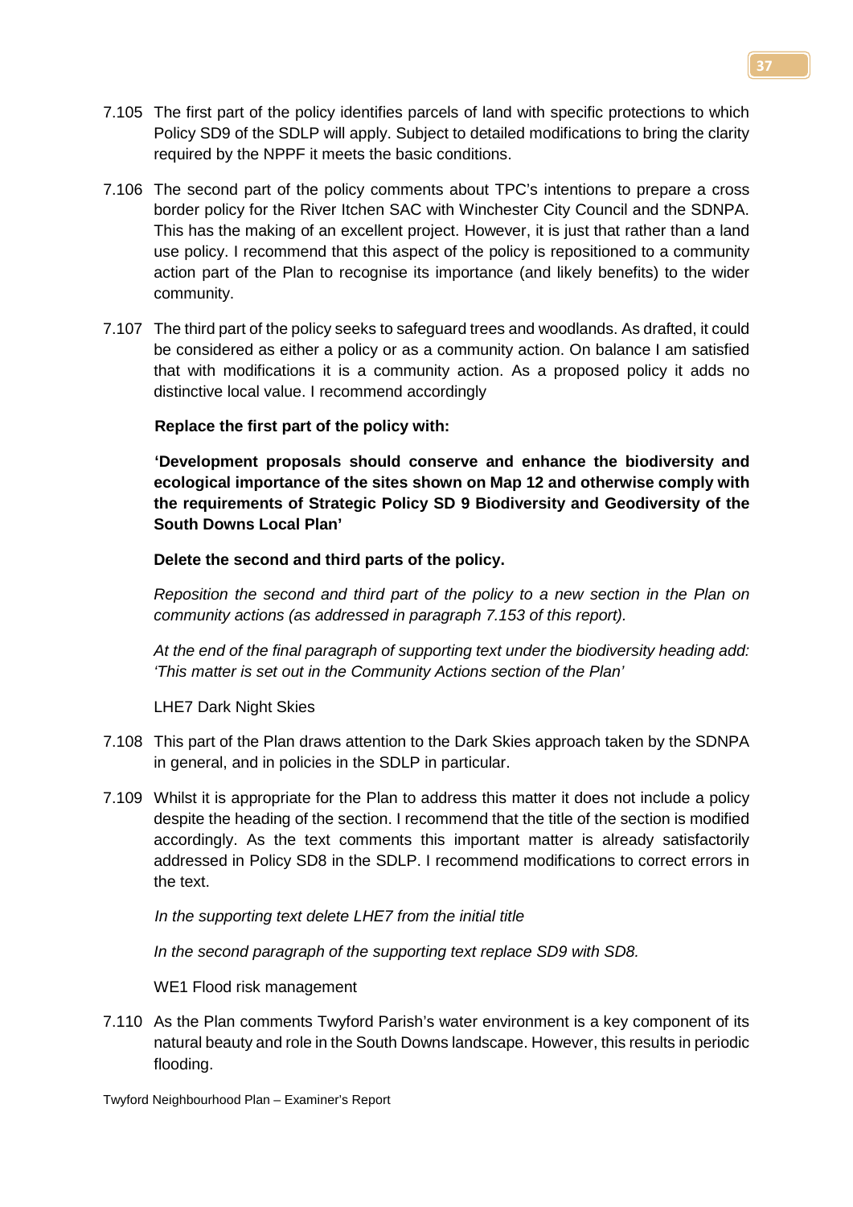7.105 The first part of the policy identifies parcels of land with specific protections to which Policy SD9 of the SDLP will apply. Subject to detailed modifications to bring the clarity required by the NPPF it meets the basic conditions.

7.106 The second part of the policy comments about TPC's intentions to prepare a cross border policy for the River Itchen SAC with Winchester City Council and the SDNPA. This has the making of an excellent project. However, it is just that rather than a land use policy. I recommend that this aspect of the policy is repositioned to a community action part of the Plan to recognise its importance (and likely benefits) to the wider community.

7.107 The third part of the policy seeks to safeguard trees and woodlands. As drafted, it could be considered as either a policy or as a community action. On balance I am satisfied that with modifications it is a community action. As a proposed policy it adds no distinctive local value. I recommend accordingly

**Replace the first part of the policy with:**

**'Development proposals should conserve and enhance the biodiversity and ecological importance of the sites shown on Map 12 and otherwise comply with the requirements of Strategic Policy SD 9 Biodiversity and Geodiversity of the South Downs Local Plan'**

**Delete the second and third parts of the policy.**

*Reposition the second and third part of the policy to a new section in the Plan on community actions (as addressed in paragraph 7.153 of this report).*

*At the end of the final paragraph of supporting text under the biodiversity heading add: 'This matter is set out in the Community Actions section of the Plan'*

LHE7 Dark Night Skies

7.108 This part of the Plan draws attention to the Dark Skies approach taken by the SDNPA in general, and in policies in the SDLP in particular.

7.109 Whilst it is appropriate for the Plan to address this matter it does not include a policy despite the heading of the section. I recommend that the title of the section is modified accordingly. As the text comments this important matter is already satisfactorily addressed in Policy SD8 in the SDLP. I recommend modifications to correct errors in the text.

*In the supporting text delete LHE7 from the initial title*

*In the second paragraph of the supporting text replace SD9 with SD8.*

WE1 Flood risk management

7.110 As the Plan comments Twyford Parish's water environment is a key component of its natural beauty and role in the South Downs landscape. However, this results in periodic flooding.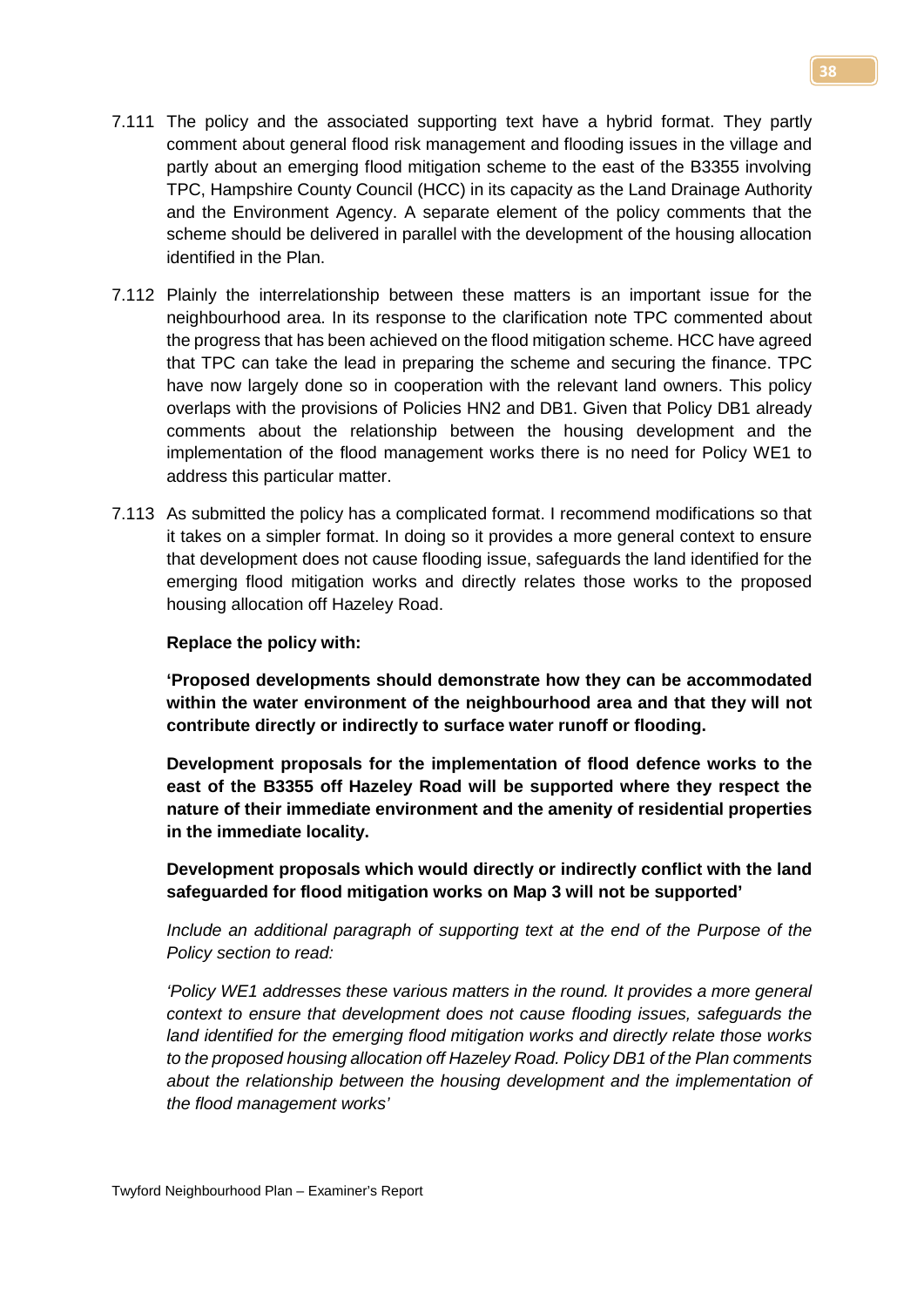7.111 The policy and the associated supporting text have a hybrid format. They partly comment about general flood risk management and flooding issues in the village and partly about an emerging flood mitigation scheme to the east of the B3355 involving TPC, Hampshire County Council (HCC) in its capacity as the Land Drainage Authority and the Environment Agency. A separate element of the policy comments that the scheme should be delivered in parallel with the development of the housing allocation identified in the Plan.

7.112 Plainly the interrelationship between these matters is an important issue for the neighbourhood area. In its response to the clarification note TPC commented about the progress that has been achieved on the flood mitigation scheme. HCC have agreed that TPC can take the lead in preparing the scheme and securing the finance. TPC have now largely done so in cooperation with the relevant land owners. This policy overlaps with the provisions of Policies HN2 and DB1. Given that Policy DB1 already comments about the relationship between the housing development and the implementation of the flood management works there is no need for Policy WE1 to address this particular matter.

7.113 As submitted the policy has a complicated format. I recommend modifications so that it takes on a simpler format. In doing so it provides a more general context to ensure that development does not cause flooding issue, safeguards the land identified for the emerging flood mitigation works and directly relates those works to the proposed housing allocation off Hazeley Road.

**Replace the policy with:**

**'Proposed developments should demonstrate how they can be accommodated within the water environment of the neighbourhood area and that they will not contribute directly or indirectly to surface water runoff or flooding.**

**Development proposals for the implementation of flood defence works to the east of the B3355 off Hazeley Road will be supported where they respect the nature of their immediate environment and the amenity of residential properties in the immediate locality.**

**Development proposals which would directly or indirectly conflict with the land safeguarded for flood mitigation works on Map 3 will not be supported'**

*Include an additional paragraph of supporting text at the end of the Purpose of the Policy section to read:*

*'Policy WE1 addresses these various matters in the round. It provides a more general context to ensure that development does not cause flooding issues, safeguards the land identified for the emerging flood mitigation works and directly relate those works to the proposed housing allocation off Hazeley Road. Policy DB1 of the Plan comments about the relationship between the housing development and the implementation of the flood management works'*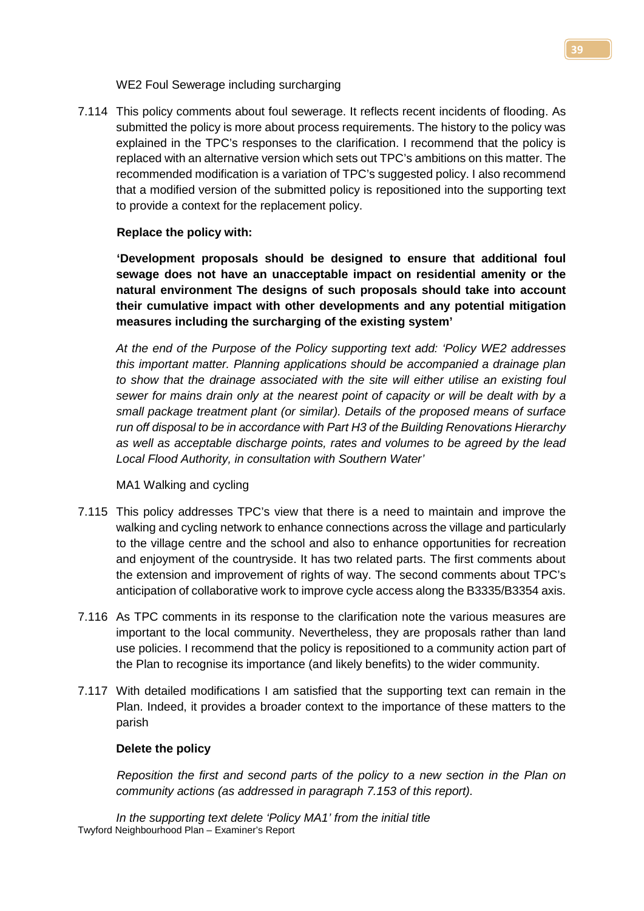WE2 Foul Sewerage including surcharging

7.114 This policy comments about foul sewerage. It reflects recent incidents of flooding. As submitted the policy is more about process requirements. The history to the policy was explained in the TPC's responses to the clarification. I recommend that the policy is replaced with an alternative version which sets out TPC's ambitions on this matter. The recommended modification is a variation of TPC's suggested policy. I also recommend that a modified version of the submitted policy is repositioned into the supporting text to provide a context for the replacement policy.

**Replace the policy with:**

**'Development proposals should be designed to ensure that additional foul sewage does not have an unacceptable impact on residential amenity or the natural environment The designs of such proposals should take into account their cumulative impact with other developments and any potential mitigation measures including the surcharging of the existing system'**

*At the end of the Purpose of the Policy supporting text add: 'Policy WE2 addresses this important matter. Planning applications should be accompanied a drainage plan to show that the drainage associated with the site will either utilise an existing foul sewer for mains drain only at the nearest point of capacity or will be dealt with by a small package treatment plant (or similar). Details of the proposed means of surface run off disposal to be in accordance with Part H3 of the Building Renovations Hierarchy as well as acceptable discharge points, rates and volumes to be agreed by the lead Local Flood Authority, in consultation with Southern Water'*

MA1 Walking and cycling

7.115 This policy addresses TPC's view that there is a need to maintain and improve the walking and cycling network to enhance connections across the village and particularly to the village centre and the school and also to enhance opportunities for recreation and enjoyment of the countryside. It has two related parts. The first comments about the extension and improvement of rights of way. The second comments about TPC's anticipation of collaborative work to improve cycle access along the B3335/B3354 axis.

7.116 As TPC comments in its response to the clarification note the various measures are important to the local community. Nevertheless, they are proposals rather than land use policies. I recommend that the policy is repositioned to a community action part of the Plan to recognise its importance (and likely benefits) to the wider community.

7.117 With detailed modifications I am satisfied that the supporting text can remain in the Plan. Indeed, it provides a broader context to the importance of these matters to the parish

**Delete the policy**

*Reposition the first and second parts of the policy to a new section in the Plan on community actions (as addressed in paragraph 7.153 of this report).*

*In the supporting text delete 'Policy MA1' from the initial title*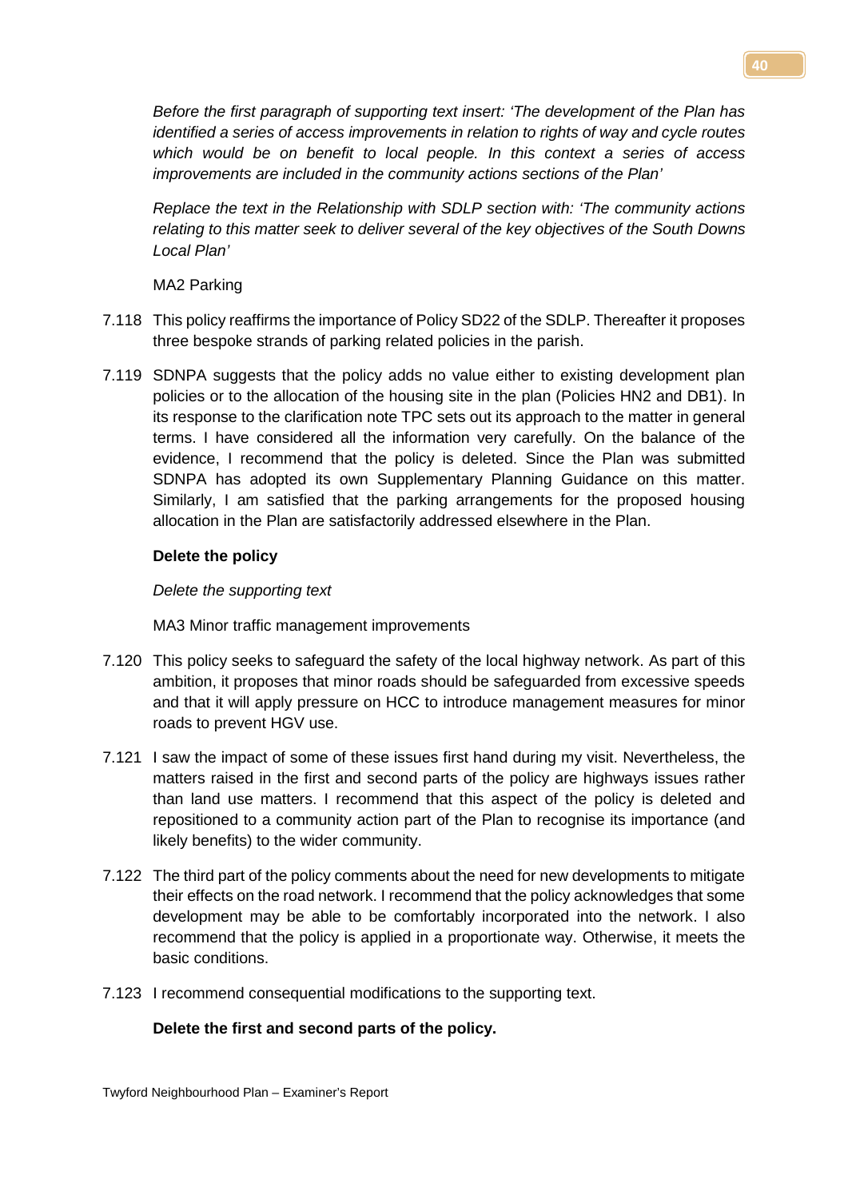*Before the first paragraph of supporting text insert: 'The development of the Plan has identified a series of access improvements in relation to rights of way and cycle routes which would be on benefit to local people. In this context a series of access improvements are included in the community actions sections of the Plan'*

*Replace the text in the Relationship with SDLP section with: 'The community actions relating to this matter seek to deliver several of the key objectives of the South Downs Local Plan'*

MA2 Parking

7.118 This policy reaffirms the importance of Policy SD22 of the SDLP. Thereafter it proposes three bespoke strands of parking related policies in the parish.

7.119 SDNPA suggests that the policy adds no value either to existing development plan policies or to the allocation of the housing site in the plan (Policies HN2 and DB1). In its response to the clarification note TPC sets out its approach to the matter in general terms. I have considered all the information very carefully. On the balance of the evidence, I recommend that the policy is deleted. Since the Plan was submitted SDNPA has adopted its own Supplementary Planning Guidance on this matter. Similarly, I am satisfied that the parking arrangements for the proposed housing allocation in the Plan are satisfactorily addressed elsewhere in the Plan.

**Delete the policy**

*Delete the supporting text*

MA3 Minor traffic management improvements

7.120 This policy seeks to safeguard the safety of the local highway network. As part of this ambition, it proposes that minor roads should be safeguarded from excessive speeds and that it will apply pressure on HCC to introduce management measures for minor roads to prevent HGV use.

7.121 I saw the impact of some of these issues first hand during my visit. Nevertheless, the matters raised in the first and second parts of the policy are highways issues rather than land use matters. I recommend that this aspect of the policy is deleted and repositioned to a community action part of the Plan to recognise its importance (and likely benefits) to the wider community.

7.122 The third part of the policy comments about the need for new developments to mitigate their effects on the road network. I recommend that the policy acknowledges that some development may be able to be comfortably incorporated into the network. I also recommend that the policy is applied in a proportionate way. Otherwise, it meets the basic conditions.

7.123 I recommend consequential modifications to the supporting text.

**Delete the first and second parts of the policy.**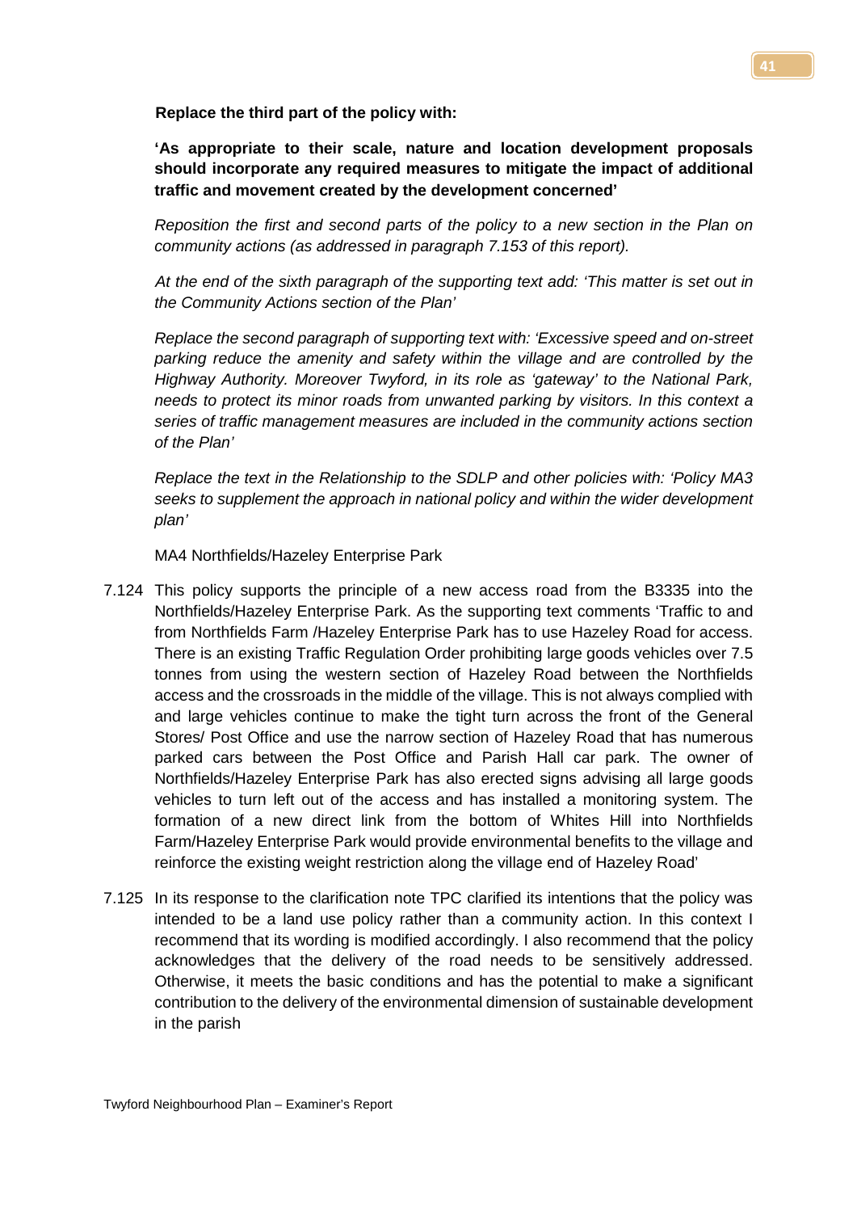**Replace the third part of the policy with:**

**'As appropriate to their scale, nature and location development proposals should incorporate any required measures to mitigate the impact of additional traffic and movement created by the development concerned'**

*Reposition the first and second parts of the policy to a new section in the Plan on community actions (as addressed in paragraph 7.153 of this report).*

*At the end of the sixth paragraph of the supporting text add: 'This matter is set out in the Community Actions section of the Plan'*

*Replace the second paragraph of supporting text with: 'Excessive speed and on-street parking reduce the amenity and safety within the village and are controlled by the Highway Authority. Moreover Twyford, in its role as 'gateway' to the National Park, needs to protect its minor roads from unwanted parking by visitors. In this context a series of traffic management measures are included in the community actions section of the Plan'*

*Replace the text in the Relationship to the SDLP and other policies with: 'Policy MA3 seeks to supplement the approach in national policy and within the wider development plan'*

MA4 Northfields/Hazeley Enterprise Park

7.124 This policy supports the principle of a new access road from the B3335 into the Northfields/Hazeley Enterprise Park. As the supporting text comments 'Traffic to and from Northfields Farm /Hazeley Enterprise Park has to use Hazeley Road for access. There is an existing Traffic Regulation Order prohibiting large goods vehicles over 7.5 tonnes from using the western section of Hazeley Road between the Northfields access and the crossroads in the middle of the village. This is not always complied with and large vehicles continue to make the tight turn across the front of the General Stores/ Post Office and use the narrow section of Hazeley Road that has numerous parked cars between the Post Office and Parish Hall car park. The owner of Northfields/Hazeley Enterprise Park has also erected signs advising all large goods vehicles to turn left out of the access and has installed a monitoring system. The formation of a new direct link from the bottom of Whites Hill into Northfields Farm/Hazeley Enterprise Park would provide environmental benefits to the village and reinforce the existing weight restriction along the village end of Hazeley Road'

7.125 In its response to the clarification note TPC clarified its intentions that the policy was intended to be a land use policy rather than a community action. In this context I recommend that its wording is modified accordingly. I also recommend that the policy acknowledges that the delivery of the road needs to be sensitively addressed. Otherwise, it meets the basic conditions and has the potential to make a significant contribution to the delivery of the environmental dimension of sustainable development in the parish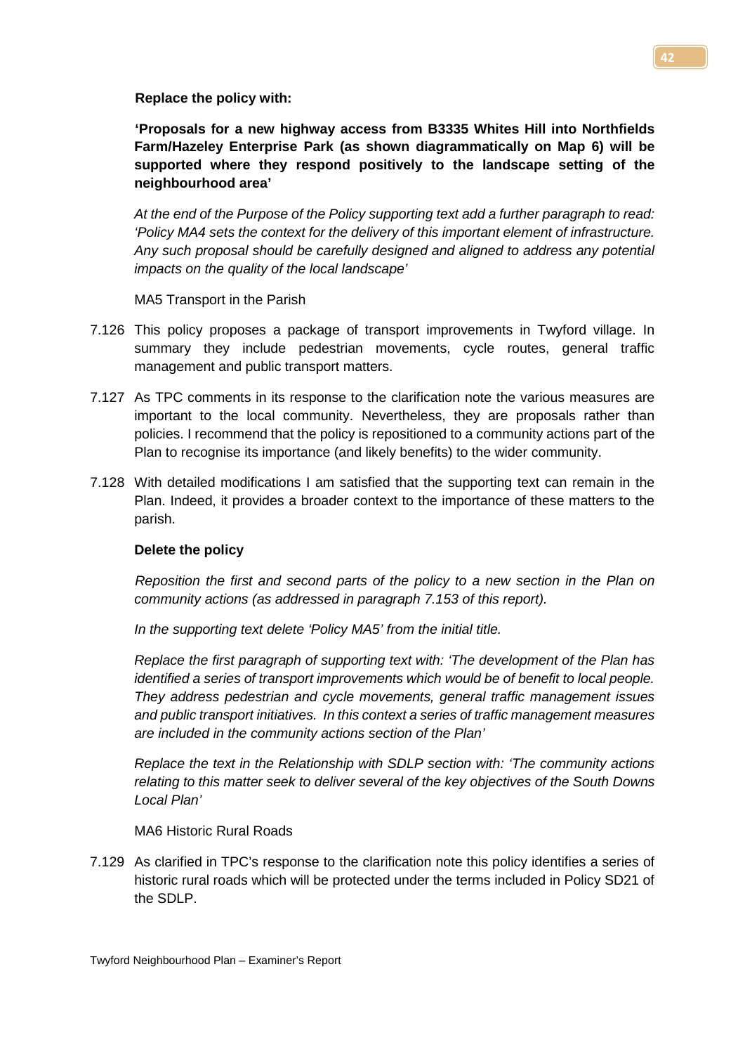**Replace the policy with:**

**'Proposals for a new highway access from B3335 Whites Hill into Northfields Farm/Hazeley Enterprise Park (as shown diagrammatically on Map 6) will be supported where they respond positively to the landscape setting of the neighbourhood area'**

*At the end of the Purpose of the Policy supporting text add a further paragraph to read: 'Policy MA4 sets the context for the delivery of this important element of infrastructure. Any such proposal should be carefully designed and aligned to address any potential impacts on the quality of the local landscape'*

MA5 Transport in the Parish

7.126 This policy proposes a package of transport improvements in Twyford village. In summary they include pedestrian movements, cycle routes, general traffic management and public transport matters.

7.127 As TPC comments in its response to the clarification note the various measures are important to the local community. Nevertheless, they are proposals rather than policies. I recommend that the policy is repositioned to a community actions part of the Plan to recognise its importance (and likely benefits) to the wider community.

7.128 With detailed modifications I am satisfied that the supporting text can remain in the Plan. Indeed, it provides a broader context to the importance of these matters to the parish.

**Delete the policy**

*Reposition the first and second parts of the policy to a new section in the Plan on community actions (as addressed in paragraph 7.153 of this report).*

*In the supporting text delete 'Policy MA5' from the initial title.*

*Replace the first paragraph of supporting text with: 'The development of the Plan has identified a series of transport improvements which would be of benefit to local people. They address pedestrian and cycle movements, general traffic management issues and public transport initiatives. In this context a series of traffic management measures are included in the community actions section of the Plan'*

*Replace the text in the Relationship with SDLP section with: 'The community actions relating to this matter seek to deliver several of the key objectives of the South Downs Local Plan'*

MA6 Historic Rural Roads

7.129 As clarified in TPC's response to the clarification note this policy identifies a series of historic rural roads which will be protected under the terms included in Policy SD21 of the SDLP.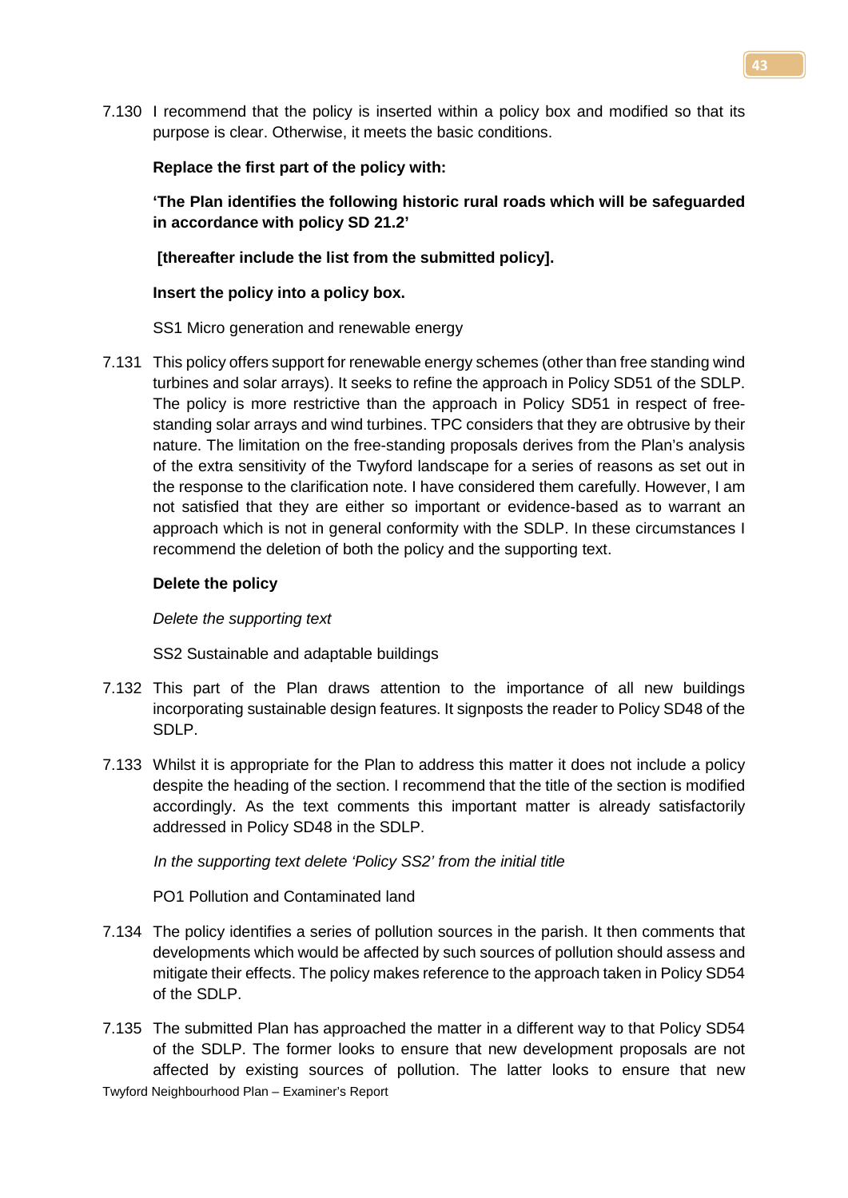7.130 I recommend that the policy is inserted within a policy box and modified so that its purpose is clear. Otherwise, it meets the basic conditions.

**Replace the first part of the policy with:**

**'The Plan identifies the following historic rural roads which will be safeguarded in accordance with policy SD 21.2'**

**[thereafter include the list from the submitted policy].**

**Insert the policy into a policy box.**

SS1 Micro generation and renewable energy

7.131 This policy offers support for renewable energy schemes (other than free standing wind turbines and solar arrays). It seeks to refine the approach in Policy SD51 of the SDLP. The policy is more restrictive than the approach in Policy SD51 in respect of free-standing solar arrays and wind turbines. TPC considers that they are obtrusive by their nature. The limitation on the free-standing proposals derives from the Plan's analysis of the extra sensitivity of the Twyford landscape for a series of reasons as set out in the response to the clarification note. I have considered them carefully. However, I am not satisfied that they are either so important or evidence-based as to warrant an approach which is not in general conformity with the SDLP. In these circumstances I recommend the deletion of both the policy and the supporting text.

**Delete the policy**

*Delete the supporting text*

SS2 Sustainable and adaptable buildings

7.132 This part of the Plan draws attention to the importance of all new buildings incorporating sustainable design features. It signposts the reader to Policy SD48 of the SDLP.

7.133 Whilst it is appropriate for the Plan to address this matter it does not include a policy despite the heading of the section. I recommend that the title of the section is modified accordingly. As the text comments this important matter is already satisfactorily addressed in Policy SD48 in the SDLP.

*In the supporting text delete 'Policy SS2' from the initial title*

PO1 Pollution and Contaminated land

7.134 The policy identifies a series of pollution sources in the parish. It then comments that developments which would be affected by such sources of pollution should assess and mitigate their effects. The policy makes reference to the approach taken in Policy SD54 of the SDLP.

7.135 The submitted Plan has approached the matter in a different way to that Policy SD54 of the SDLP. The former looks to ensure that new development proposals are not affected by existing sources of pollution. The latter looks to ensure that new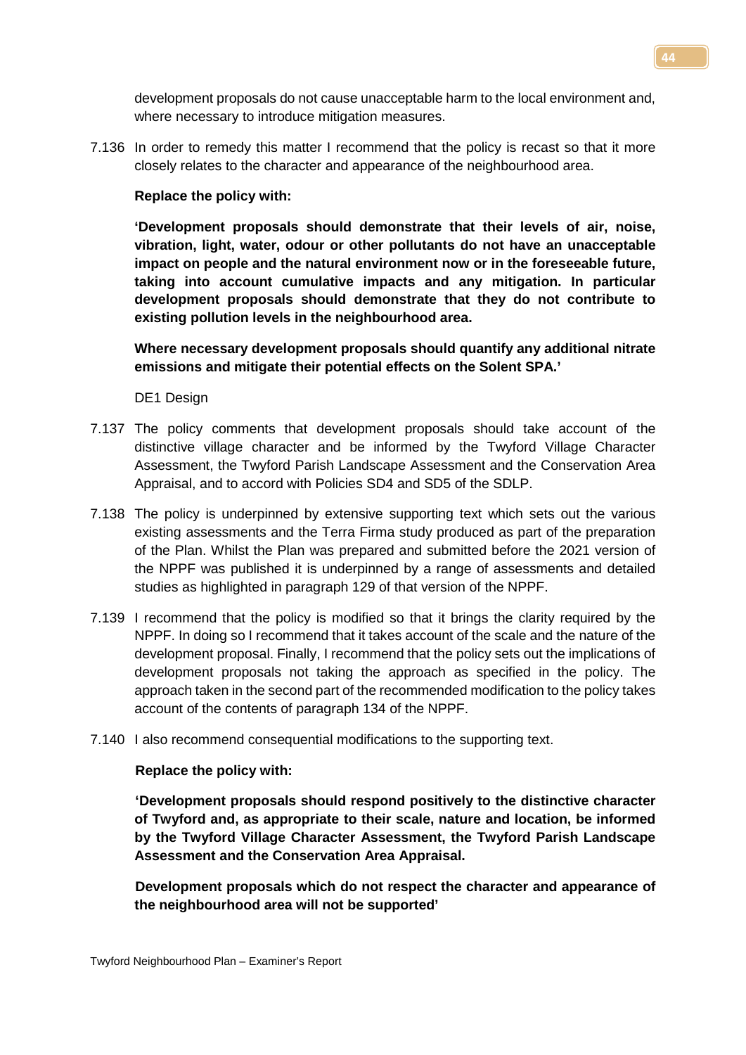development proposals do not cause unacceptable harm to the local environment and, where necessary to introduce mitigation measures.

7.136 In order to remedy this matter I recommend that the policy is recast so that it more closely relates to the character and appearance of the neighbourhood area.

**Replace the policy with:**

**'Development proposals should demonstrate that their levels of air, noise, vibration, light, water, odour or other pollutants do not have an unacceptable impact on people and the natural environment now or in the foreseeable future, taking into account cumulative impacts and any mitigation. In particular development proposals should demonstrate that they do not contribute to existing pollution levels in the neighbourhood area.**

**Where necessary development proposals should quantify any additional nitrate emissions and mitigate their potential effects on the Solent SPA.'**

DE1 Design

7.137 The policy comments that development proposals should take account of the distinctive village character and be informed by the Twyford Village Character Assessment, the Twyford Parish Landscape Assessment and the Conservation Area Appraisal, and to accord with Policies SD4 and SD5 of the SDLP.

7.138 The policy is underpinned by extensive supporting text which sets out the various existing assessments and the Terra Firma study produced as part of the preparation of the Plan. Whilst the Plan was prepared and submitted before the 2021 version of the NPPF was published it is underpinned by a range of assessments and detailed studies as highlighted in paragraph 129 of that version of the NPPF.

7.139 I recommend that the policy is modified so that it brings the clarity required by the NPPF. In doing so I recommend that it takes account of the scale and the nature of the development proposal. Finally, I recommend that the policy sets out the implications of development proposals not taking the approach as specified in the policy. The approach taken in the second part of the recommended modification to the policy takes account of the contents of paragraph 134 of the NPPF.

7.140 I also recommend consequential modifications to the supporting text.

**Replace the policy with:**

**'Development proposals should respond positively to the distinctive character of Twyford and, as appropriate to their scale, nature and location, be informed by the Twyford Village Character Assessment, the Twyford Parish Landscape Assessment and the Conservation Area Appraisal.**

**Development proposals which do not respect the character and appearance of the neighbourhood area will not be supported'**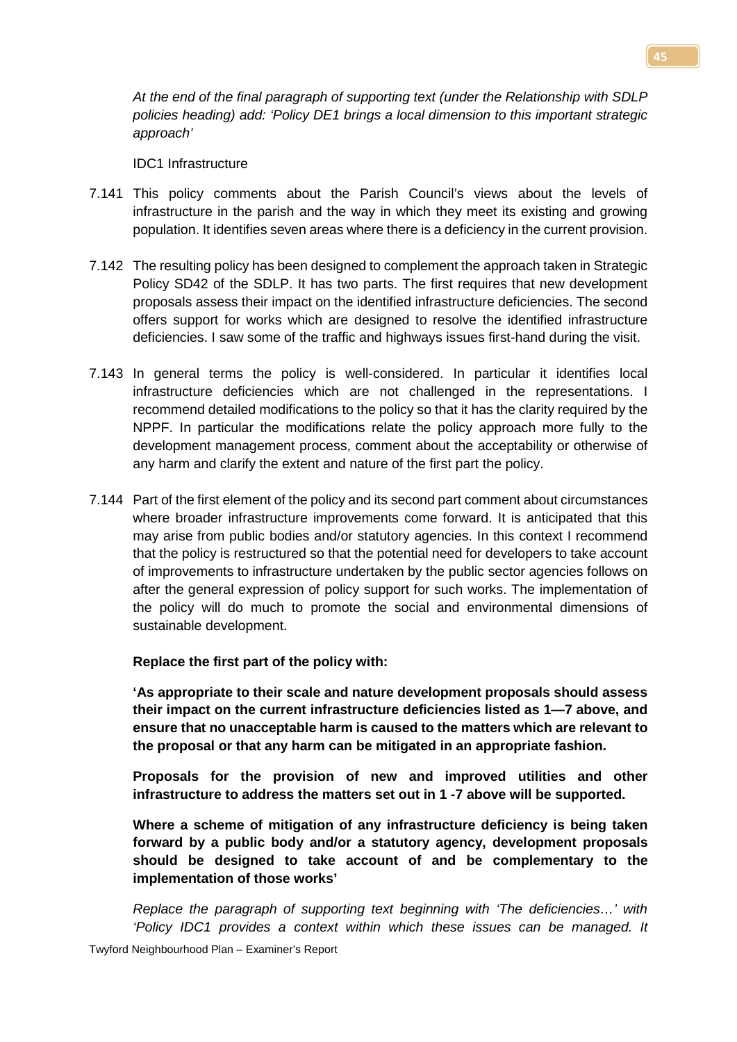*At the end of the final paragraph of supporting text (under the Relationship with SDLP policies heading) add: 'Policy DE1 brings a local dimension to this important strategic approach'*

IDC1 Infrastructure

7.141 This policy comments about the Parish Council's views about the levels of infrastructure in the parish and the way in which they meet its existing and growing population. It identifies seven areas where there is a deficiency in the current provision.

7.142 The resulting policy has been designed to complement the approach taken in Strategic Policy SD42 of the SDLP. It has two parts. The first requires that new development proposals assess their impact on the identified infrastructure deficiencies. The second offers support for works which are designed to resolve the identified infrastructure deficiencies. I saw some of the traffic and highways issues first-hand during the visit.

7.143 In general terms the policy is well-considered. In particular it identifies local infrastructure deficiencies which are not challenged in the representations. I recommend detailed modifications to the policy so that it has the clarity required by the NPPF. In particular the modifications relate the policy approach more fully to the development management process, comment about the acceptability or otherwise of any harm and clarify the extent and nature of the first part the policy.

7.144 Part of the first element of the policy and its second part comment about circumstances where broader infrastructure improvements come forward. It is anticipated that this may arise from public bodies and/or statutory agencies. In this context I recommend that the policy is restructured so that the potential need for developers to take account of improvements to infrastructure undertaken by the public sector agencies follows on after the general expression of policy support for such works. The implementation of the policy will do much to promote the social and environmental dimensions of sustainable development.

**Replace the first part of the policy with:**

**'As appropriate to their scale and nature development proposals should assess their impact on the current infrastructure deficiencies listed as 1—7 above, and ensure that no unacceptable harm is caused to the matters which are relevant to the proposal or that any harm can be mitigated in an appropriate fashion.**

**Proposals for the provision of new and improved utilities and other infrastructure to address the matters set out in 1 -7 above will be supported.**

**Where a scheme of mitigation of any infrastructure deficiency is being taken forward by a public body and/or a statutory agency, development proposals should be designed to take account of and be complementary to the implementation of those works'**

*Replace the paragraph of supporting text beginning with 'The deficiencies…' with 'Policy IDC1 provides a context within which these issues can be managed. It*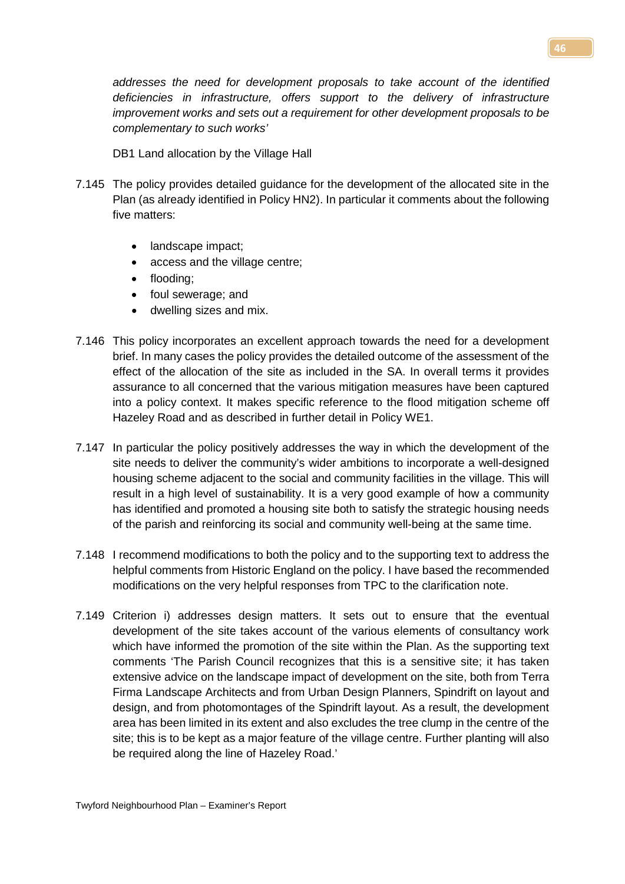*addresses the need for development proposals to take account of the identified deficiencies in infrastructure, offers support to the delivery of infrastructure improvement works and sets out a requirement for other development proposals to be complementary to such works'*

DB1 Land allocation by the Village Hall

7.145 The policy provides detailed guidance for the development of the allocated site in the Plan (as already identified in Policy HN2). In particular it comments about the following five matters:

- landscape impact;
- access and the village centre;
- flooding;
- foul sewerage; and
- dwelling sizes and mix.

7.146 This policy incorporates an excellent approach towards the need for a development brief. In many cases the policy provides the detailed outcome of the assessment of the effect of the allocation of the site as included in the SA. In overall terms it provides assurance to all concerned that the various mitigation measures have been captured into a policy context. It makes specific reference to the flood mitigation scheme off Hazeley Road and as described in further detail in Policy WE1.

7.147 In particular the policy positively addresses the way in which the development of the site needs to deliver the community's wider ambitions to incorporate a well-designed housing scheme adjacent to the social and community facilities in the village. This will result in a high level of sustainability. It is a very good example of how a community has identified and promoted a housing site both to satisfy the strategic housing needs of the parish and reinforcing its social and community well-being at the same time.

7.148 I recommend modifications to both the policy and to the supporting text to address the helpful comments from Historic England on the policy. I have based the recommended modifications on the very helpful responses from TPC to the clarification note.

7.149 Criterion i) addresses design matters. It sets out to ensure that the eventual development of the site takes account of the various elements of consultancy work which have informed the promotion of the site within the Plan. As the supporting text comments 'The Parish Council recognizes that this is a sensitive site; it has taken extensive advice on the landscape impact of development on the site, both from Terra Firma Landscape Architects and from Urban Design Planners, Spindrift on layout and design, and from photomontages of the Spindrift layout. As a result, the development area has been limited in its extent and also excludes the tree clump in the centre of the site; this is to be kept as a major feature of the village centre. Further planting will also be required along the line of Hazeley Road.'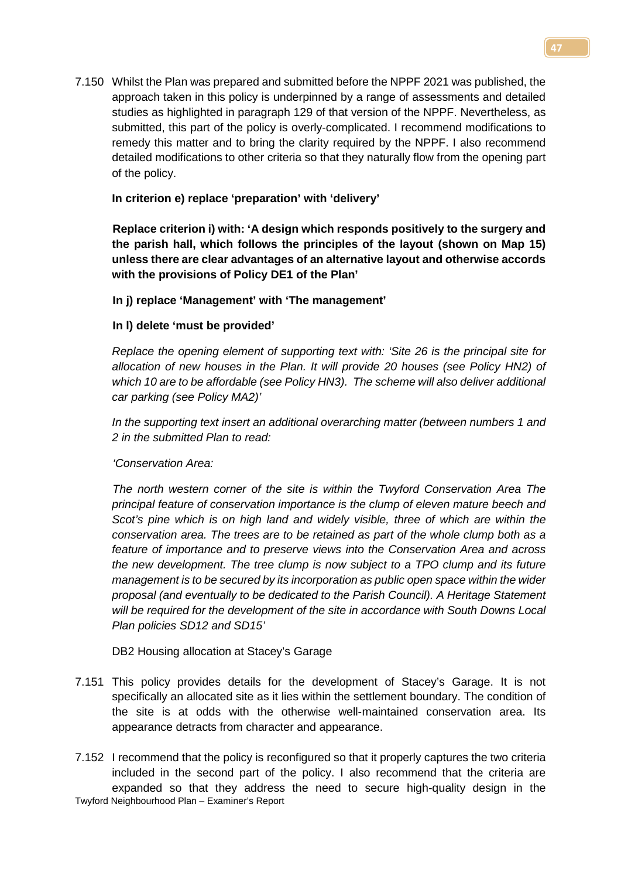7.150 Whilst the Plan was prepared and submitted before the NPPF 2021 was published, the approach taken in this policy is underpinned by a range of assessments and detailed studies as highlighted in paragraph 129 of that version of the NPPF. Nevertheless, as submitted, this part of the policy is overly-complicated. I recommend modifications to remedy this matter and to bring the clarity required by the NPPF. I also recommend detailed modifications to other criteria so that they naturally flow from the opening part of the policy.

**In criterion e) replace 'preparation' with 'delivery'**

**Replace criterion i) with: 'A design which responds positively to the surgery and the parish hall, which follows the principles of the layout (shown on Map 15) unless there are clear advantages of an alternative layout and otherwise accords with the provisions of Policy DE1 of the Plan'**

**In j) replace 'Management' with 'The management'**

**In l) delete 'must be provided'**

*Replace the opening element of supporting text with: 'Site 26 is the principal site for allocation of new houses in the Plan. It will provide 20 houses (see Policy HN2) of which 10 are to be affordable (see Policy HN3). The scheme will also deliver additional car parking (see Policy MA2)'*

*In the supporting text insert an additional overarching matter (between numbers 1 and 2 in the submitted Plan to read:*

*'Conservation Area:*

*The north western corner of the site is within the Twyford Conservation Area The principal feature of conservation importance is the clump of eleven mature beech and Scot's pine which is on high land and widely visible, three of which are within the conservation area. The trees are to be retained as part of the whole clump both as a feature of importance and to preserve views into the Conservation Area and across the new development. The tree clump is now subject to a TPO clump and its future management is to be secured by its incorporation as public open space within the wider proposal (and eventually to be dedicated to the Parish Council). A Heritage Statement will be required for the development of the site in accordance with South Downs Local Plan policies SD12 and SD15'*

DB2 Housing allocation at Stacey's Garage

7.151 This policy provides details for the development of Stacey's Garage. It is not specifically an allocated site as it lies within the settlement boundary. The condition of the site is at odds with the otherwise well-maintained conservation area. Its appearance detracts from character and appearance.

7.152 I recommend that the policy is reconfigured so that it properly captures the two criteria included in the second part of the policy. I also recommend that the criteria are expanded so that they address the need to secure high-quality design in the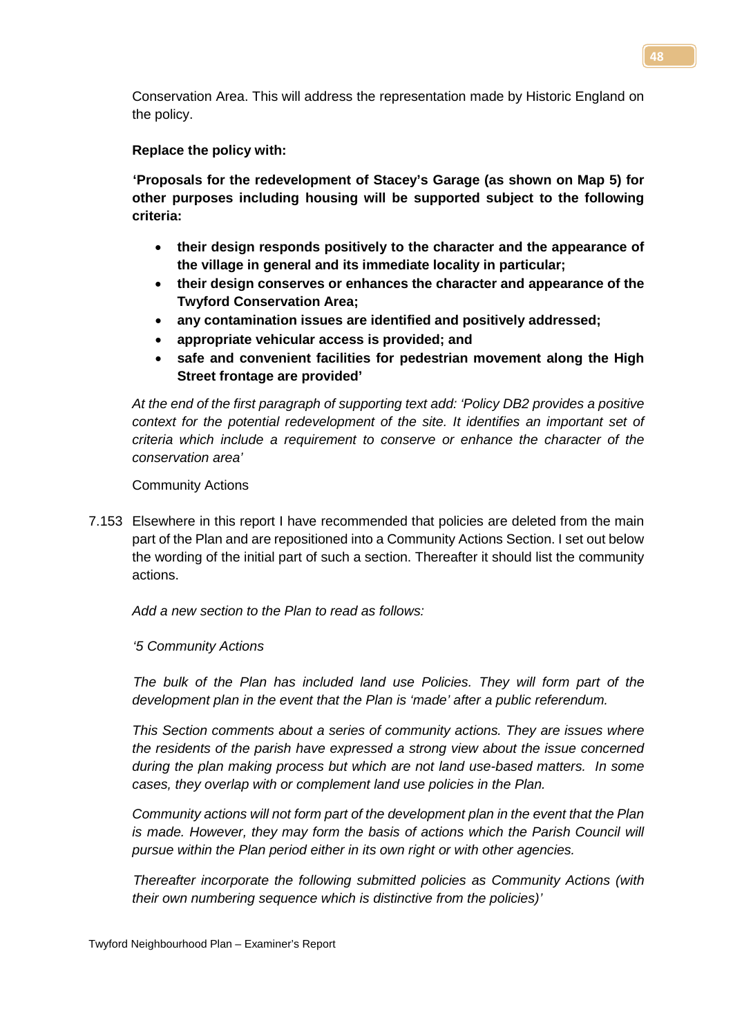Conservation Area. This will address the representation made by Historic England on the policy.

**Replace the policy with:**

**'Proposals for the redevelopment of Stacey's Garage (as shown on Map 5) for other purposes including housing will be supported subject to the following criteria:**

- **their design responds positively to the character and the appearance of the village in general and its immediate locality in particular;**
- **their design conserves or enhances the character and appearance of the Twyford Conservation Area;**
- **any contamination issues are identified and positively addressed;**
- **appropriate vehicular access is provided; and**
- **safe and convenient facilities for pedestrian movement along the High Street frontage are provided'**

*At the end of the first paragraph of supporting text add: 'Policy DB2 provides a positive context for the potential redevelopment of the site. It identifies an important set of criteria which include a requirement to conserve or enhance the character of the conservation area'*

Community Actions

7.153 Elsewhere in this report I have recommended that policies are deleted from the main part of the Plan and are repositioned into a Community Actions Section. I set out below the wording of the initial part of such a section. Thereafter it should list the community actions.

*Add a new section to the Plan to read as follows:*

*'5 Community Actions*

*The bulk of the Plan has included land use Policies. They will form part of the development plan in the event that the Plan is 'made' after a public referendum.*

*This Section comments about a series of community actions. They are issues where the residents of the parish have expressed a strong view about the issue concerned during the plan making process but which are not land use-based matters. In some cases, they overlap with or complement land use policies in the Plan.*

*Community actions will not form part of the development plan in the event that the Plan is made. However, they may form the basis of actions which the Parish Council will pursue within the Plan period either in its own right or with other agencies.*

*Thereafter incorporate the following submitted policies as Community Actions (with their own numbering sequence which is distinctive from the policies)'*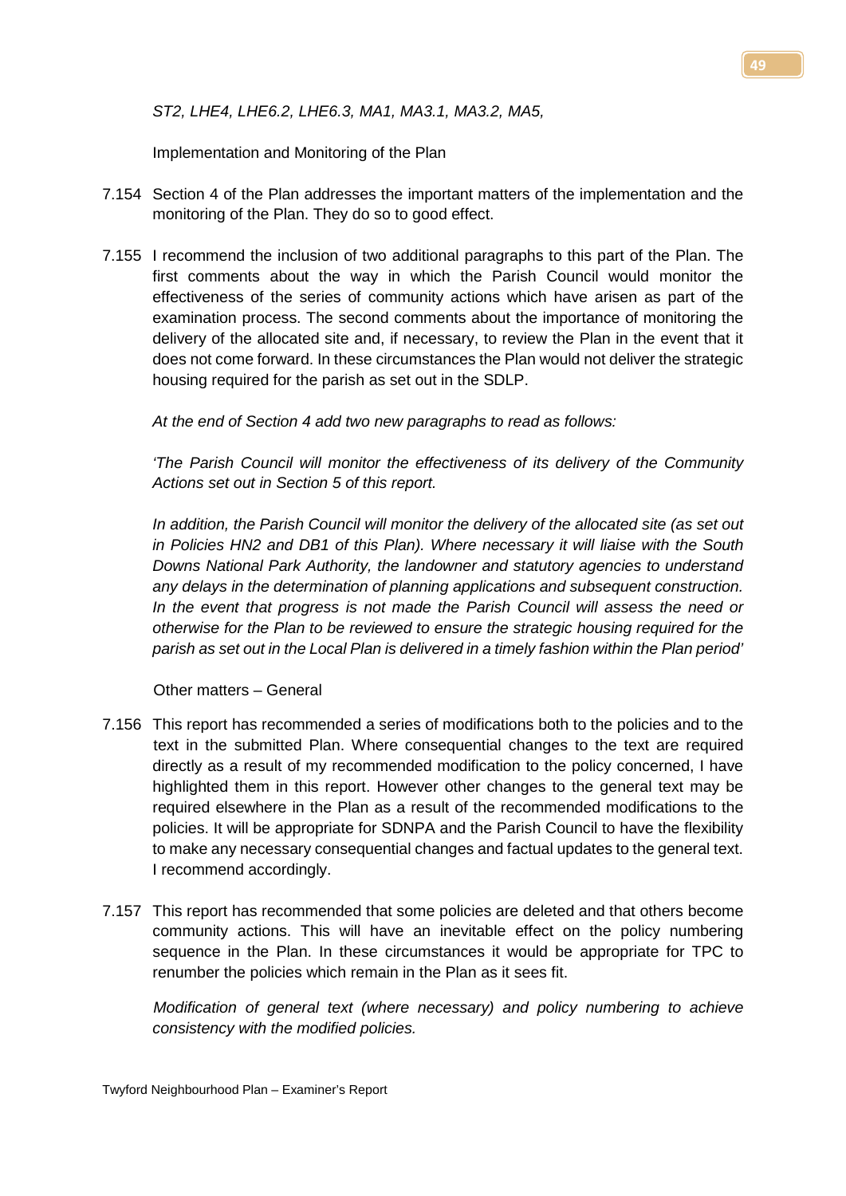*ST2, LHE4, LHE6.2, LHE6.3, MA1, MA3.1, MA3.2, MA5,*

Implementation and Monitoring of the Plan

7.154 Section 4 of the Plan addresses the important matters of the implementation and the monitoring of the Plan. They do so to good effect.

7.155 I recommend the inclusion of two additional paragraphs to this part of the Plan. The first comments about the way in which the Parish Council would monitor the effectiveness of the series of community actions which have arisen as part of the examination process. The second comments about the importance of monitoring the delivery of the allocated site and, if necessary, to review the Plan in the event that it does not come forward. In these circumstances the Plan would not deliver the strategic housing required for the parish as set out in the SDLP.

*At the end of Section 4 add two new paragraphs to read as follows:*

*'The Parish Council will monitor the effectiveness of its delivery of the Community Actions set out in Section 5 of this report.*

*In addition, the Parish Council will monitor the delivery of the allocated site (as set out in Policies HN2 and DB1 of this Plan). Where necessary it will liaise with the South Downs National Park Authority, the landowner and statutory agencies to understand any delays in the determination of planning applications and subsequent construction. In the event that progress is not made the Parish Council will assess the need or otherwise for the Plan to be reviewed to ensure the strategic housing required for the parish as set out in the Local Plan is delivered in a timely fashion within the Plan period'*

Other matters – General

7.156 This report has recommended a series of modifications both to the policies and to the text in the submitted Plan. Where consequential changes to the text are required directly as a result of my recommended modification to the policy concerned, I have highlighted them in this report. However other changes to the general text may be required elsewhere in the Plan as a result of the recommended modifications to the policies. It will be appropriate for SDNPA and the Parish Council to have the flexibility to make any necessary consequential changes and factual updates to the general text. I recommend accordingly.

7.157 This report has recommended that some policies are deleted and that others become community actions. This will have an inevitable effect on the policy numbering sequence in the Plan. In these circumstances it would be appropriate for TPC to renumber the policies which remain in the Plan as it sees fit.

*Modification of general text (where necessary) and policy numbering to achieve consistency with the modified policies.*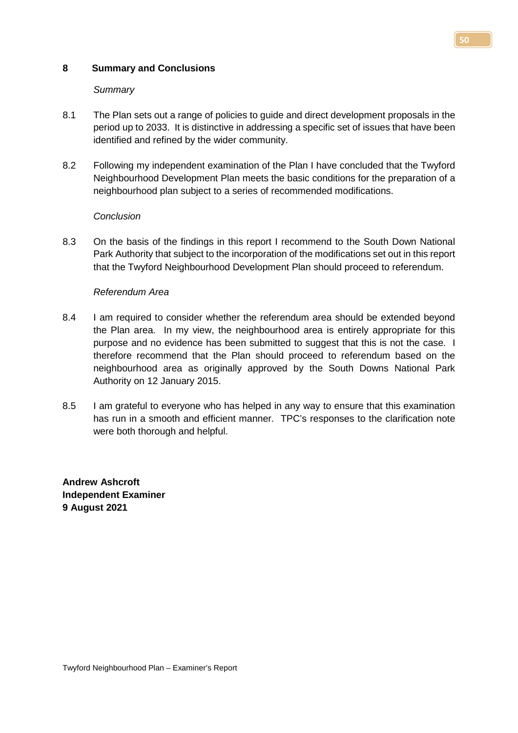## 8 Summary and Conclusions

*Summary*

8.1 The Plan sets out a range of policies to guide and direct development proposals in the period up to 2033. It is distinctive in addressing a specific set of issues that have been identified and refined by the wider community.

8.2 Following my independent examination of the Plan I have concluded that the Twyford Neighbourhood Development Plan meets the basic conditions for the preparation of a neighbourhood plan subject to a series of recommended modifications.

*Conclusion*

8.3 On the basis of the findings in this report I recommend to the South Down National Park Authority that subject to the incorporation of the modifications set out in this report that the Twyford Neighbourhood Development Plan should proceed to referendum.

*Referendum Area*

8.4 I am required to consider whether the referendum area should be extended beyond the Plan area. In my view, the neighbourhood area is entirely appropriate for this purpose and no evidence has been submitted to suggest that this is not the case. I therefore recommend that the Plan should proceed to referendum based on the neighbourhood area as originally approved by the South Downs National Park Authority on 12 January 2015.

8.5 I am grateful to everyone who has helped in any way to ensure that this examination has run in a smooth and efficient manner. TPC's responses to the clarification note were both thorough and helpful.

**Andrew Ashcroft**
**Independent Examiner**
**9 August 2021**